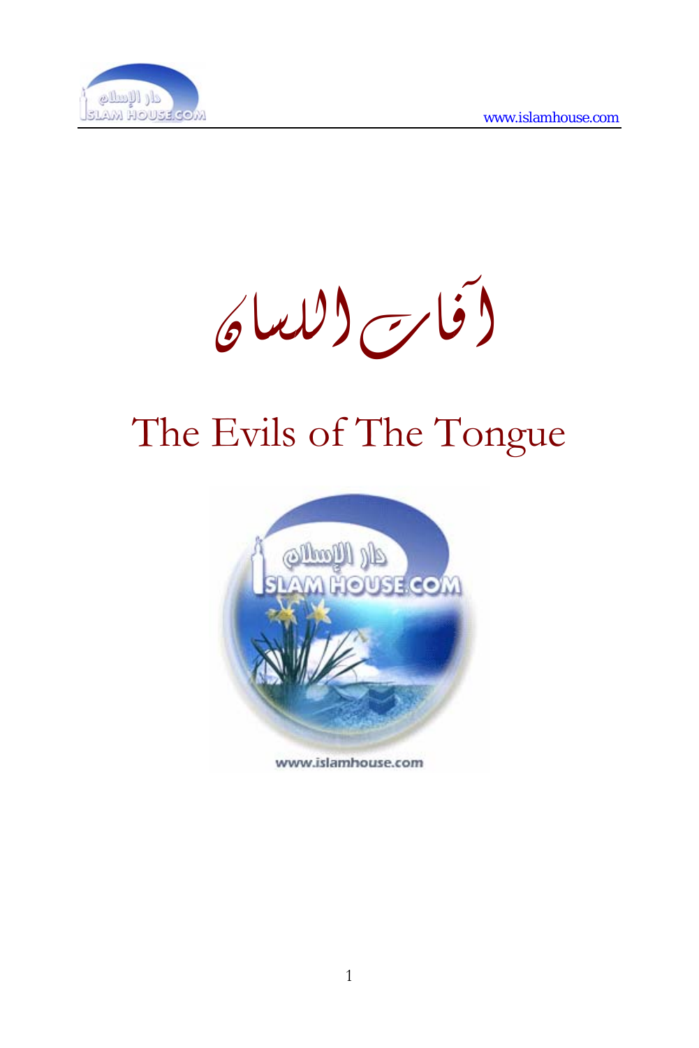# آفات اللسان

# The Evils of The Tongue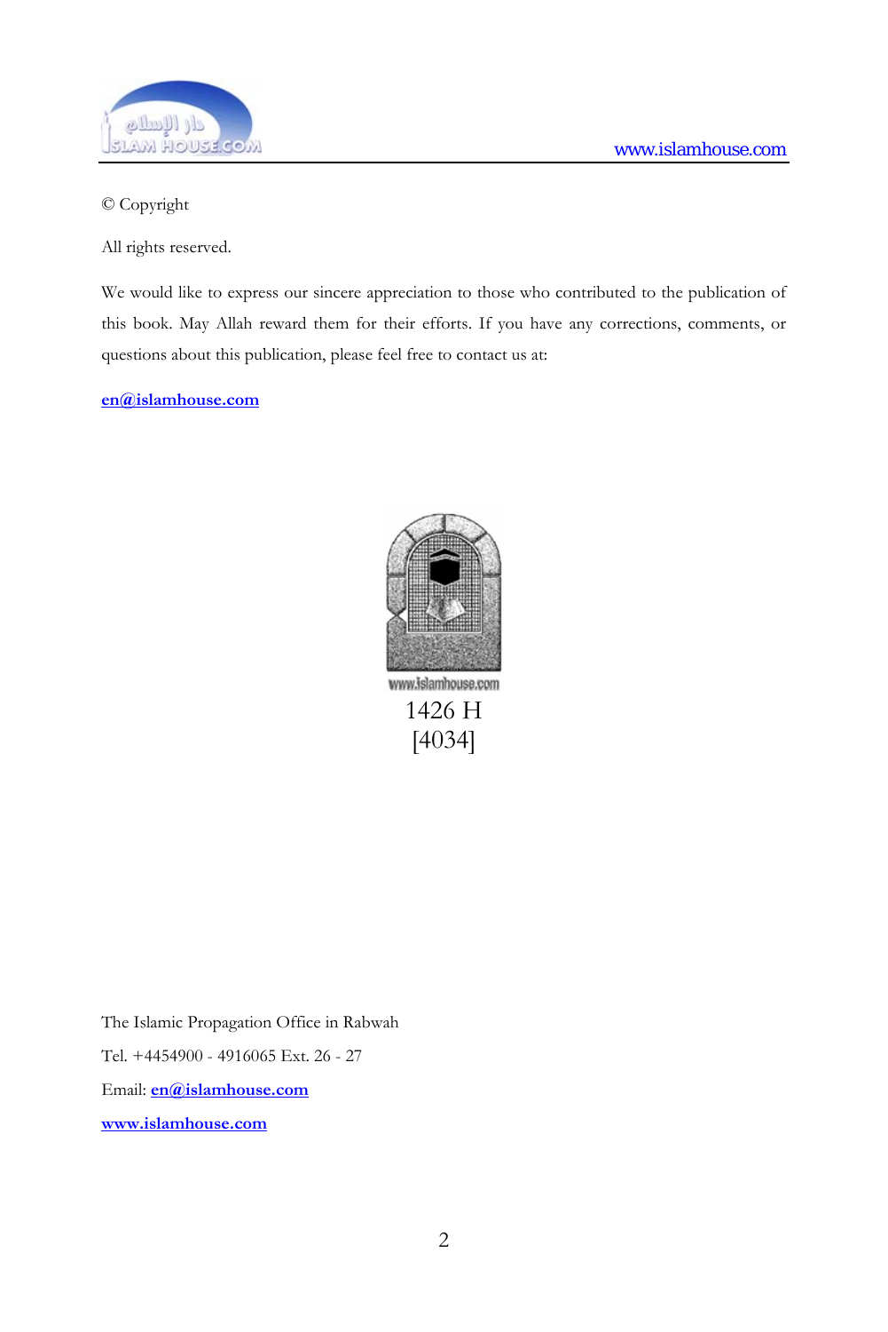© Copyright

All rights reserved.

We would like to express our sincere appreciation to those who contributed to the publication of this book. May Allah reward them for their efforts. If you have any corrections, comments, or questions about this publication, please feel free to contact us at:

**en@islamhouse.com**

1426 H
[4034]

The Islamic Propagation Office in Rabwah

Tel. +4454900 - 4916065 Ext. 26 - 27

Email: **en@islamhouse.com**

**www.islamhouse.com**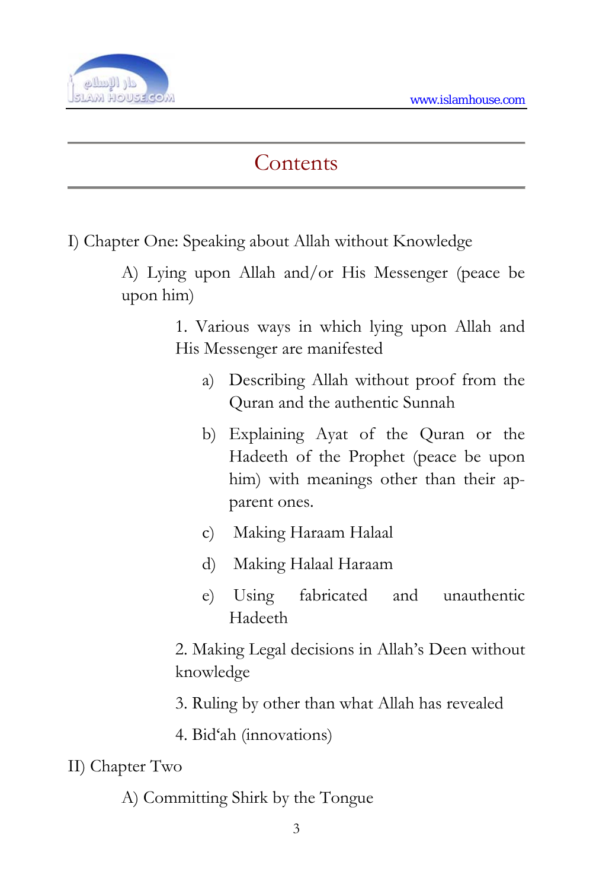# Contents

I) Chapter One: Speaking about Allah without Knowledge

- A) Lying upon Allah and/or His Messenger (peace be upon him)
  - 1. Various ways in which lying upon Allah and His Messenger are manifested
    - a) Describing Allah without proof from the Quran and the authentic Sunnah
    - b) Explaining Ayat of the Quran or the Hadeeth of the Prophet (peace be upon him) with meanings other than their apparent ones.
    - c) Making Haraam Halaal
    - d) Making Halaal Haraam
    - e) Using fabricated and unauthentic Hadeeth
  - 2. Making Legal decisions in Allah's Deen without knowledge
  - 3. Ruling by other than what Allah has revealed
  - 4. Bid'ah (innovations)

II) Chapter Two

- A) Committing Shirk by the Tongue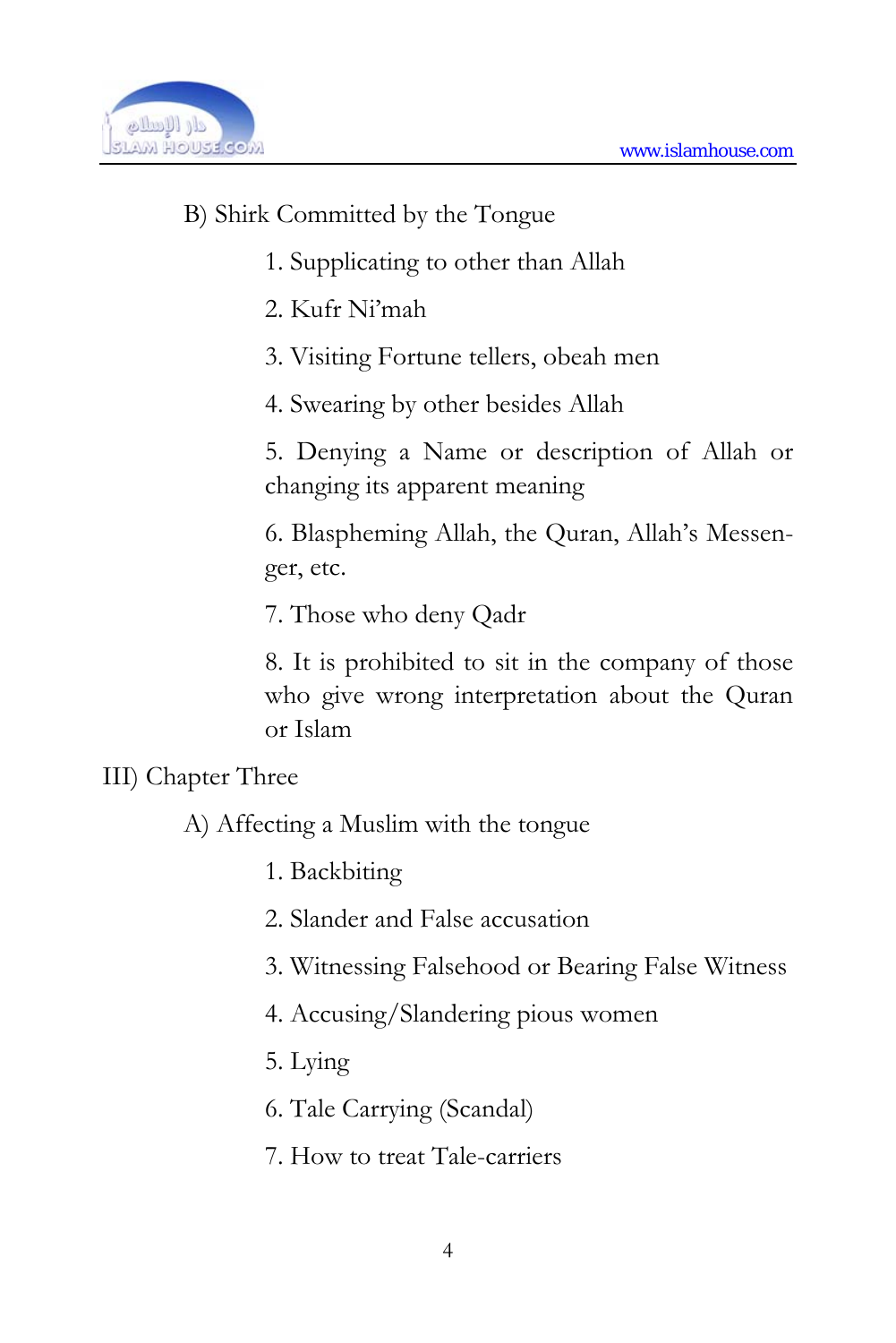B) Shirk Committed by the Tongue

1. Supplicating to other than Allah
2. Kufr Ni'mah
3. Visiting Fortune tellers, obeah men
4. Swearing by other besides Allah
5. Denying a Name or description of Allah or changing its apparent meaning
6. Blaspheming Allah, the Quran, Allah's Messenger, etc.
7. Those who deny Qadr
8. It is prohibited to sit in the company of those who give wrong interpretation about the Quran or Islam

III) Chapter Three

A) Affecting a Muslim with the tongue

1. Backbiting
2. Slander and False accusation
3. Witnessing Falsehood or Bearing False Witness
4. Accusing/Slandering pious women
5. Lying
6. Tale Carrying (Scandal)
7. How to treat Tale-carriers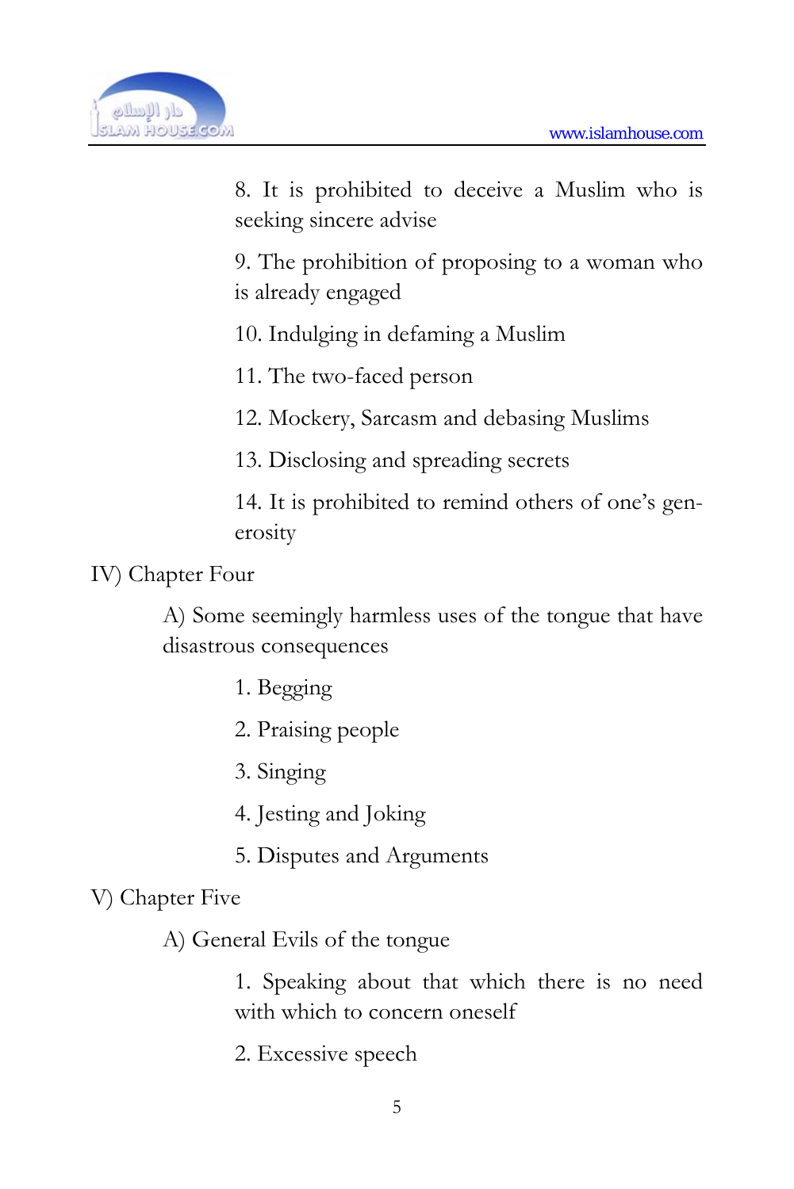8. It is prohibited to deceive a Muslim who is seeking sincere advise

9. The prohibition of proposing to a woman who is already engaged

10. Indulging in defaming a Muslim

11. The two-faced person

12. Mockery, Sarcasm and debasing Muslims

13. Disclosing and spreading secrets

14. It is prohibited to remind others of one's generosity

IV) Chapter Four

A) Some seemingly harmless uses of the tongue that have disastrous consequences

1. Begging

2. Praising people

3. Singing

4. Jesting and Joking

5. Disputes and Arguments

V) Chapter Five

A) General Evils of the tongue

1. Speaking about that which there is no need with which to concern oneself

2. Excessive speech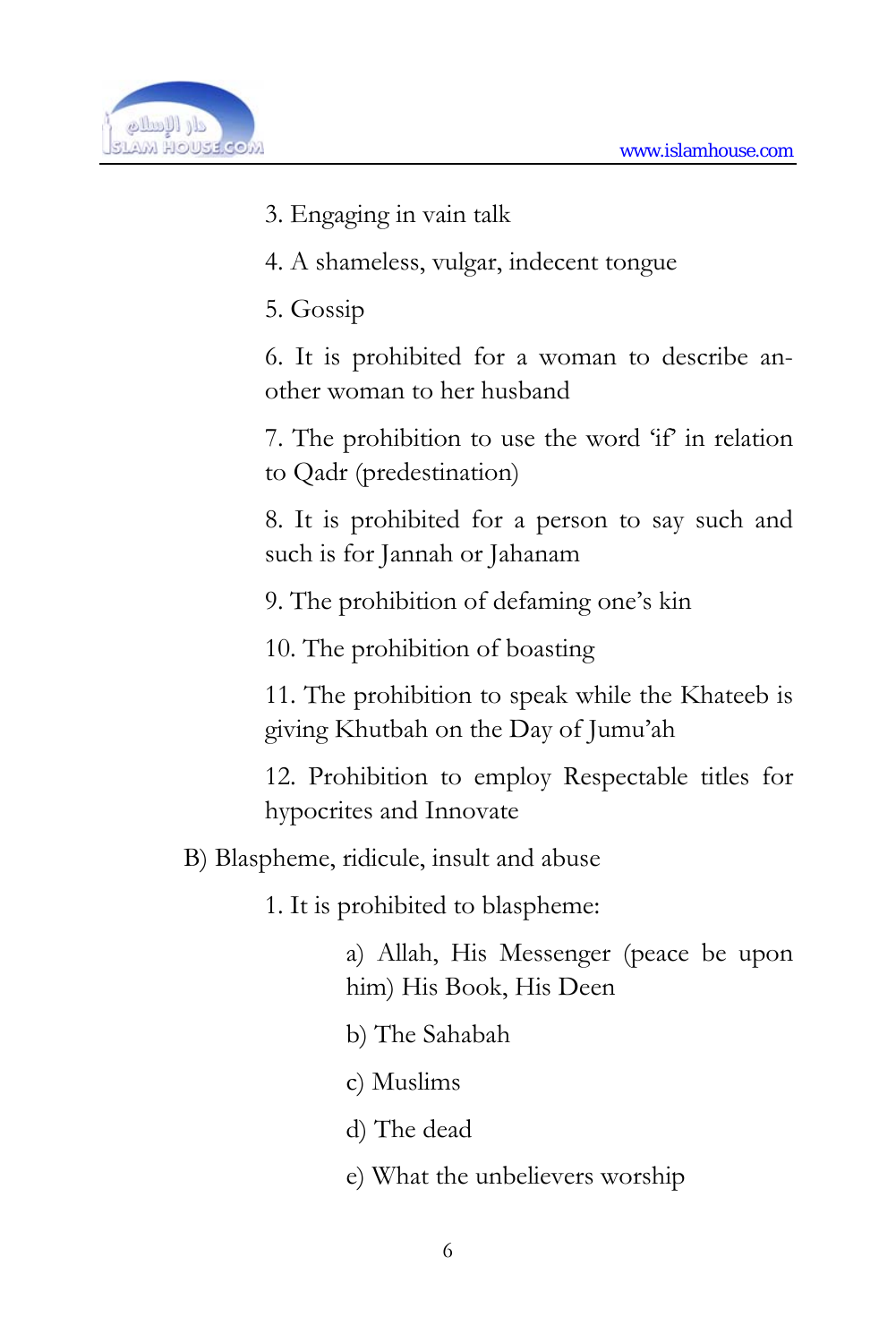3. Engaging in vain talk

4. A shameless, vulgar, indecent tongue

5. Gossip

6. It is prohibited for a woman to describe another woman to her husband

7. The prohibition to use the word 'if' in relation to Qadr (predestination)

8. It is prohibited for a person to say such and such is for Jannah or Jahanam

9. The prohibition of defaming one's kin

10. The prohibition of boasting

11. The prohibition to speak while the Khateeb is giving Khutbah on the Day of Jumu'ah

12. Prohibition to employ Respectable titles for hypocrites and Innovate

B) Blaspheme, ridicule, insult and abuse

1. It is prohibited to blaspheme:

a) Allah, His Messenger (peace be upon him) His Book, His Deen

b) The Sahabah

c) Muslims

d) The dead

e) What the unbelievers worship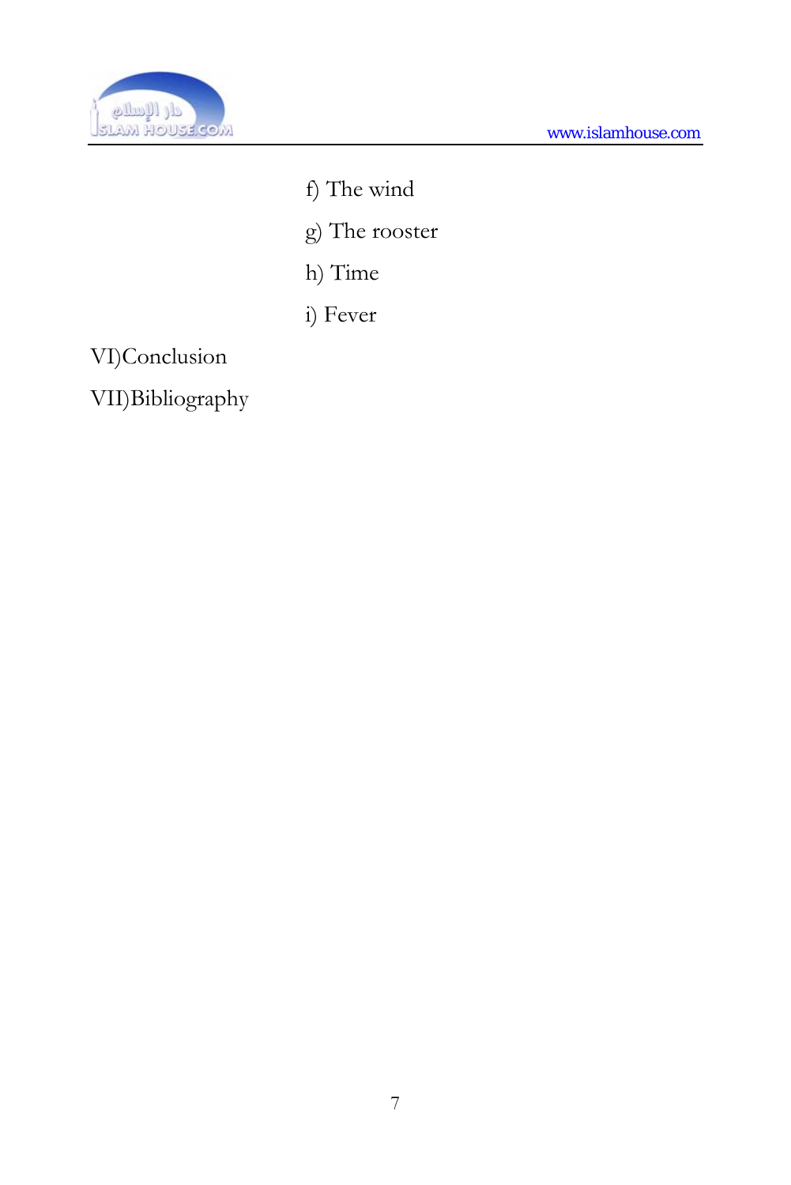f) The wind

g) The rooster

h) Time

i) Fever

VI)Conclusion

VII)Bibliography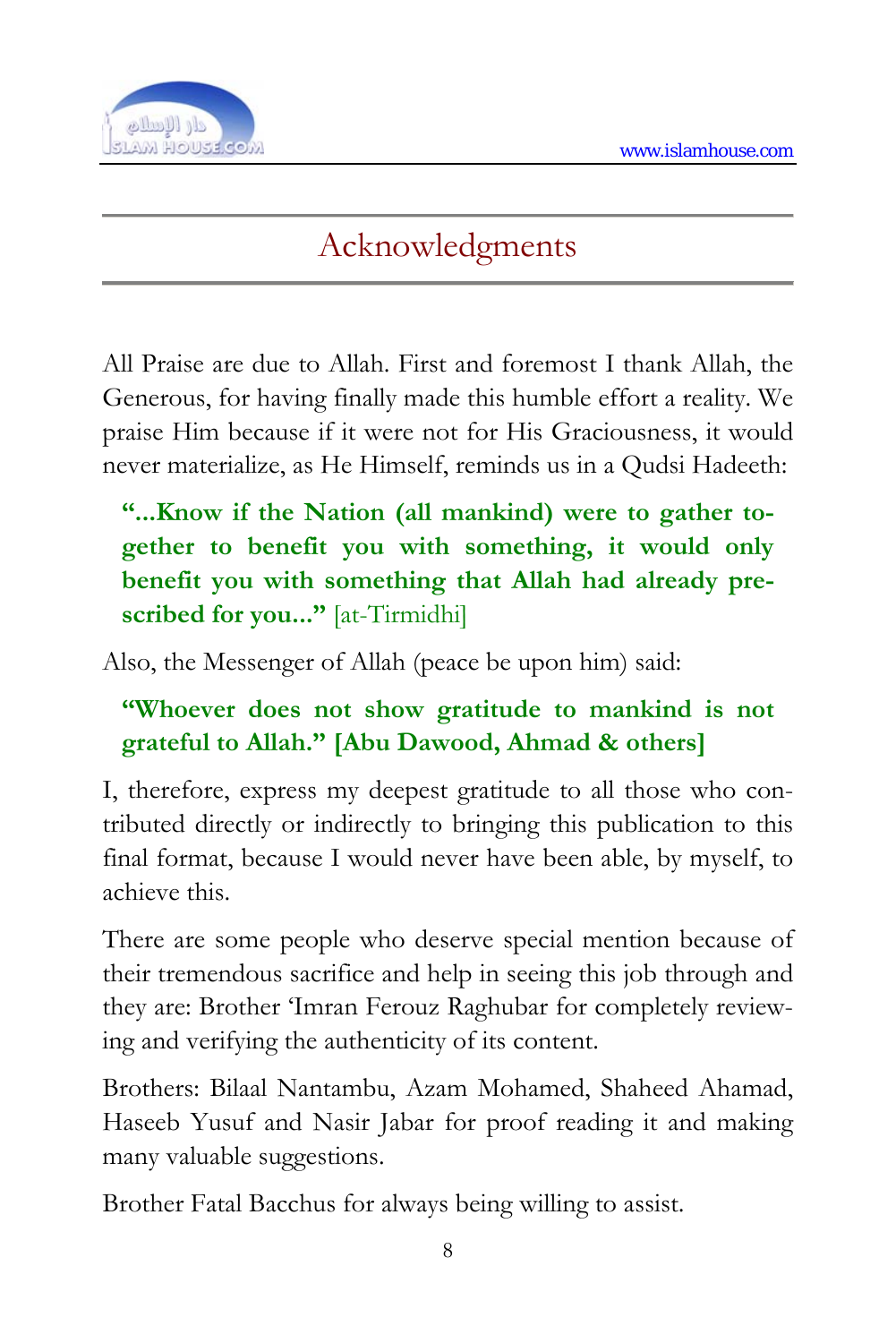# Acknowledgments

All Praise are due to Allah. First and foremost I thank Allah, the Generous, for having finally made this humble effort a reality. We praise Him because if it were not for His Graciousness, it would never materialize, as He Himself, reminds us in a Qudsi Hadeeth:

> **"...Know if the Nation (all mankind) were to gather together to benefit you with something, it would only benefit you with something that Allah had already prescribed for you..."** [at-Tirmidhi]

Also, the Messenger of Allah (peace be upon him) said:

> **"Whoever does not show gratitude to mankind is not grateful to Allah." [Abu Dawood, Ahmad & others]**

I, therefore, express my deepest gratitude to all those who contributed directly or indirectly to bringing this publication to this final format, because I would never have been able, by myself, to achieve this.

There are some people who deserve special mention because of their tremendous sacrifice and help in seeing this job through and they are: Brother 'Imran Ferouz Raghubar for completely reviewing and verifying the authenticity of its content.

Brothers: Bilaal Nantambu, Azam Mohamed, Shaheed Ahamad, Haseeb Yusuf and Nasir Jabar for proof reading it and making many valuable suggestions.

Brother Fatal Bacchus for always being willing to assist.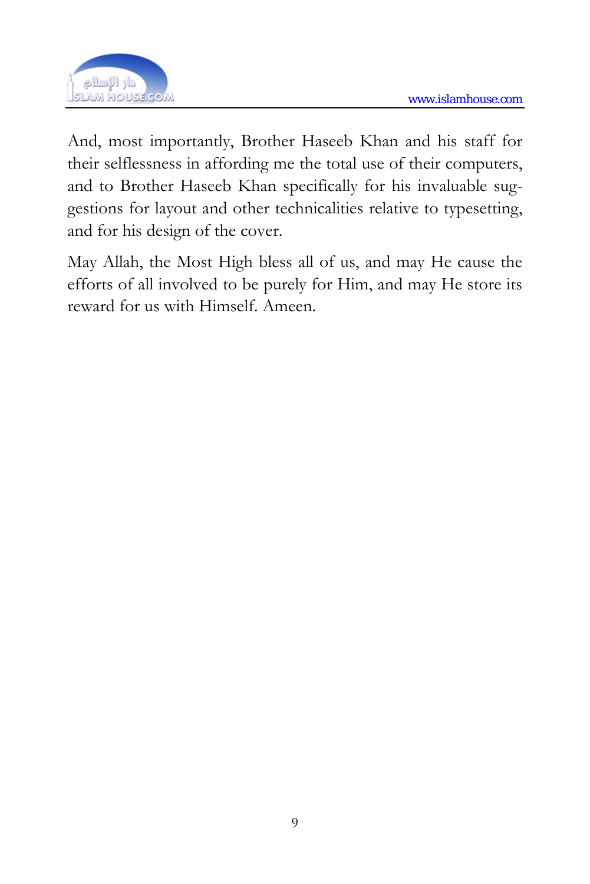And, most importantly, Brother Haseeb Khan and his staff for their selflessness in affording me the total use of their computers, and to Brother Haseeb Khan specifically for his invaluable suggestions for layout and other technicalities relative to typesetting, and for his design of the cover.

May Allah, the Most High bless all of us, and may He cause the efforts of all involved to be purely for Him, and may He store its reward for us with Himself. Ameen.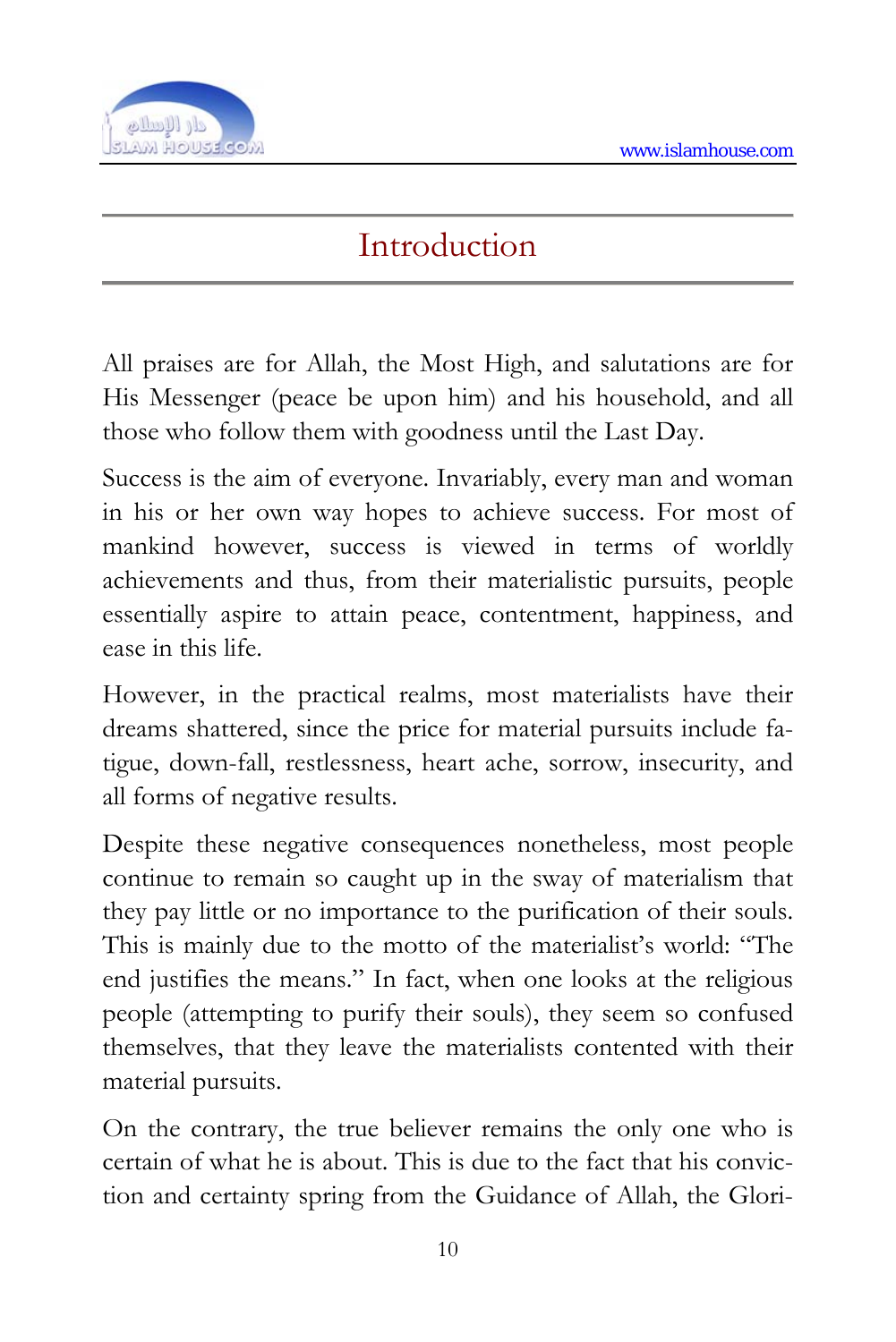# Introduction

All praises are for Allah, the Most High, and salutations are for His Messenger (peace be upon him) and his household, and all those who follow them with goodness until the Last Day.

Success is the aim of everyone. Invariably, every man and woman in his or her own way hopes to achieve success. For most of mankind however, success is viewed in terms of worldly achievements and thus, from their materialistic pursuits, people essentially aspire to attain peace, contentment, happiness, and ease in this life.

However, in the practical realms, most materialists have their dreams shattered, since the price for material pursuits include fatigue, down-fall, restlessness, heart ache, sorrow, insecurity, and all forms of negative results.

Despite these negative consequences nonetheless, most people continue to remain so caught up in the sway of materialism that they pay little or no importance to the purification of their souls. This is mainly due to the motto of the materialist's world: "The end justifies the means." In fact, when one looks at the religious people (attempting to purify their souls), they seem so confused themselves, that they leave the materialists contented with their material pursuits.

On the contrary, the true believer remains the only one who is certain of what he is about. This is due to the fact that his conviction and certainty spring from the Guidance of Allah, the Glori-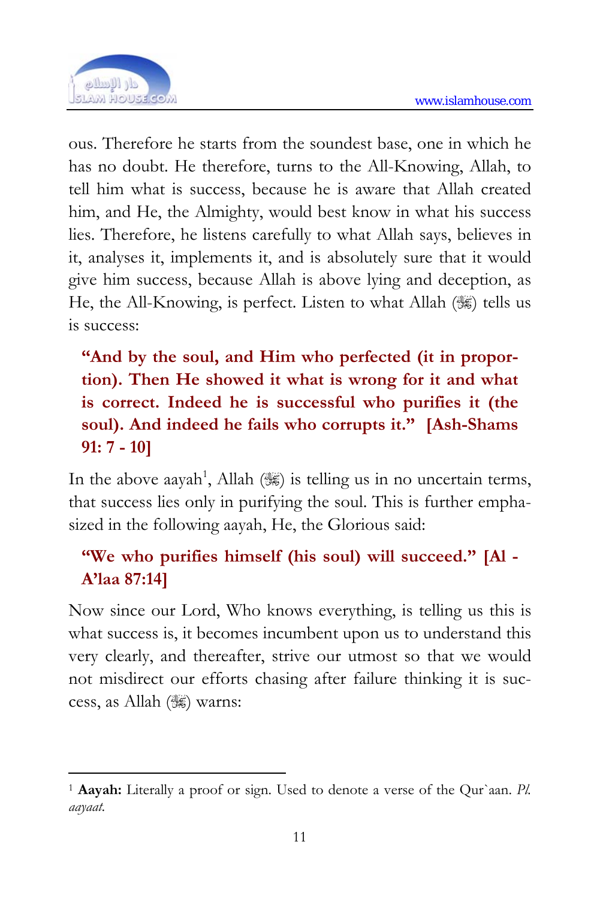ous. Therefore he starts from the soundest base, one in which he has no doubt. He therefore, turns to the All-Knowing, Allah, to tell him what is success, because he is aware that Allah created him, and He, the Almighty, would best know in what his success lies. Therefore, he listens carefully to what Allah says, believes in it, analyses it, implements it, and is absolutely sure that it would give him success, because Allah is above lying and deception, as He, the All-Knowing, is perfect. Listen to what Allah (ﷻ) tells us is success:

> **"And by the soul, and Him who perfected (it in proportion). Then He showed it what is wrong for it and what is correct. Indeed he is successful who purifies it (the soul). And indeed he fails who corrupts it." [Ash-Shams 91: 7 - 10]**

In the above aayah[1], Allah (ﷻ) is telling us in no uncertain terms, that success lies only in purifying the soul. This is further emphasized in the following aayah, He, the Glorious said:

> **"We who purifies himself (his soul) will succeed." [Al - A'laa 87:14]**

Now since our Lord, Who knows everything, is telling us this is what success is, it becomes incumbent upon us to understand this very clearly, and thereafter, strive our utmost so that we would not misdirect our efforts chasing after failure thinking it is success, as Allah (ﷻ) warns:

---

[1] **Aayah:** Literally a proof or sign. Used to denote a verse of the Qur`aan. *Pl. aayaat.*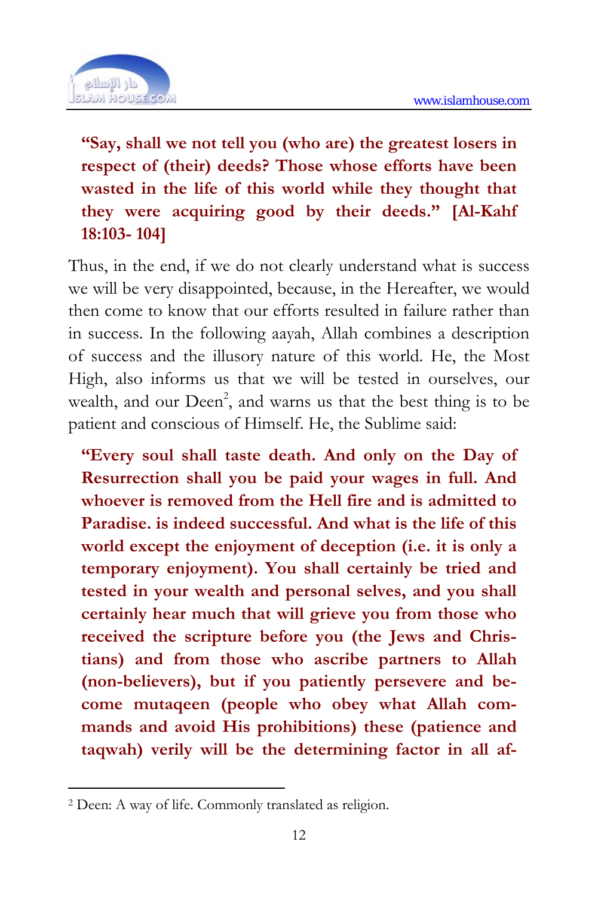**"Say, shall we not tell you (who are) the greatest losers in respect of (their) deeds? Those whose efforts have been wasted in the life of this world while they thought that they were acquiring good by their deeds." [Al-Kahf 18:103- 104]**

Thus, in the end, if we do not clearly understand what is success we will be very disappointed, because, in the Hereafter, we would then come to know that our efforts resulted in failure rather than in success. In the following aayah, Allah combines a description of success and the illusory nature of this world. He, the Most High, also informs us that we will be tested in ourselves, our wealth, and our Deen[2], and warns us that the best thing is to be patient and conscious of Himself. He, the Sublime said:

**"Every soul shall taste death. And only on the Day of Resurrection shall you be paid your wages in full. And whoever is removed from the Hell fire and is admitted to Paradise. is indeed successful. And what is the life of this world except the enjoyment of deception (i.e. it is only a temporary enjoyment). You shall certainly be tried and tested in your wealth and personal selves, and you shall certainly hear much that will grieve you from those who received the scripture before you (the Jews and Christians) and from those who ascribe partners to Allah (non-believers), but if you patiently persevere and become mutaqeen (people who obey what Allah commands and avoid His prohibitions) these (patience and taqwah) verily will be the determining factor in all af-**

---

[2] Deen: A way of life. Commonly translated as religion.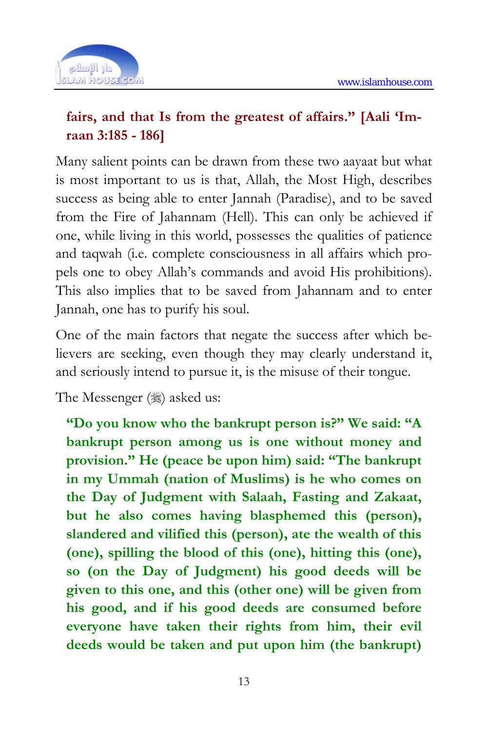**fairs, and that Is from the greatest of affairs." [Aali 'Imraan 3:185 - 186]**

Many salient points can be drawn from these two aayaat but what is most important to us is that, Allah, the Most High, describes success as being able to enter Jannah (Paradise), and to be saved from the Fire of Jahannam (Hell). This can only be achieved if one, while living in this world, possesses the qualities of patience and taqwah (i.e. complete consciousness in all affairs which propels one to obey Allah's commands and avoid His prohibitions). This also implies that to be saved from Jahannam and to enter Jannah, one has to purify his soul.

One of the main factors that negate the success after which believers are seeking, even though they may clearly understand it, and seriously intend to pursue it, is the misuse of their tongue.

The Messenger (ﷺ) asked us:

> **"Do you know who the bankrupt person is?" We said: "A bankrupt person among us is one without money and provision." He (peace be upon him) said: "The bankrupt in my Ummah (nation of Muslims) is he who comes on the Day of Judgment with Salaah, Fasting and Zakaat, but he also comes having blasphemed this (person), slandered and vilified this (person), ate the wealth of this (one), spilling the blood of this (one), hitting this (one), so (on the Day of Judgment) his good deeds will be given to this one, and this (other one) will be given from his good, and if his good deeds are consumed before everyone have taken their rights from him, their evil deeds would be taken and put upon him (the bankrupt)**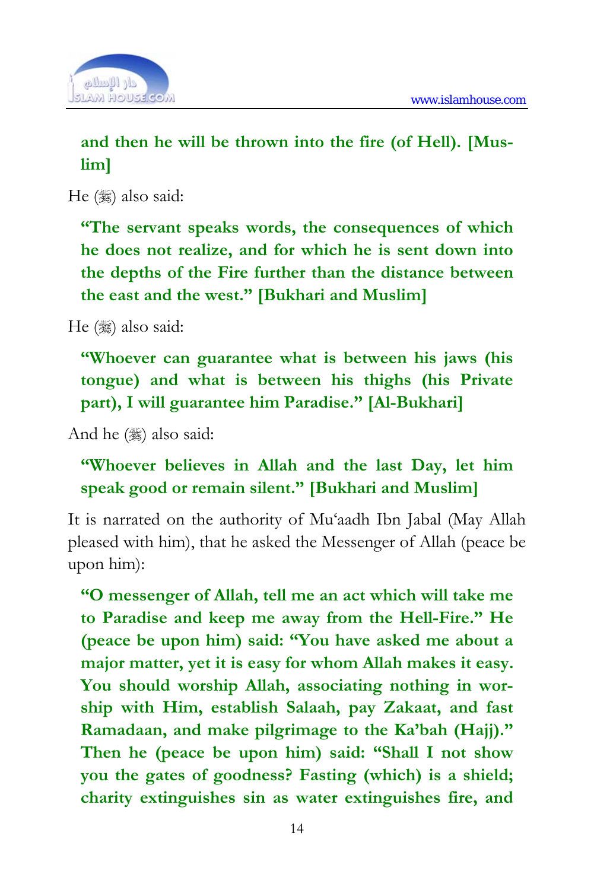**and then he will be thrown into the fire (of Hell). [Muslim]**

He (ﷺ) also said:

> **"The servant speaks words, the consequences of which he does not realize, and for which he is sent down into the depths of the Fire further than the distance between the east and the west." [Bukhari and Muslim]**

He (ﷺ) also said:

> **"Whoever can guarantee what is between his jaws (his tongue) and what is between his thighs (his Private part), I will guarantee him Paradise." [Al-Bukhari]**

And he (ﷺ) also said:

> **"Whoever believes in Allah and the last Day, let him speak good or remain silent." [Bukhari and Muslim]**

It is narrated on the authority of Mu'aadh Ibn Jabal (May Allah pleased with him), that he asked the Messenger of Allah (peace be upon him):

> **"O messenger of Allah, tell me an act which will take me to Paradise and keep me away from the Hell-Fire." He (peace be upon him) said: "You have asked me about a major matter, yet it is easy for whom Allah makes it easy. You should worship Allah, associating nothing in worship with Him, establish Salaah, pay Zakaat, and fast Ramadaan, and make pilgrimage to the Ka'bah (Hajj)." Then he (peace be upon him) said: "Shall I not show you the gates of goodness? Fasting (which) is a shield; charity extinguishes sin as water extinguishes fire, and**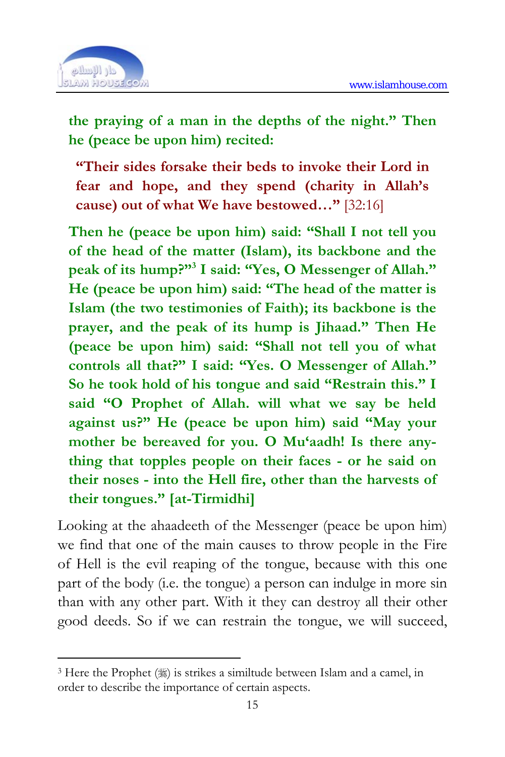**the praying of a man in the depths of the night." Then he (peace be upon him) recited:**

> **"Their sides forsake their beds to invoke their Lord in fear and hope, and they spend (charity in Allah's cause) out of what We have bestowed…"** [32:16]

**Then he (peace be upon him) said: "Shall I not tell you of the head of the matter (Islam), its backbone and the peak of its hump?"[3] I said: "Yes, O Messenger of Allah." He (peace be upon him) said: "The head of the matter is Islam (the two testimonies of Faith); its backbone is the prayer, and the peak of its hump is Jihaad." Then He (peace be upon him) said: "Shall not tell you of what controls all that?" I said: "Yes. O Messenger of Allah." So he took hold of his tongue and said "Restrain this." I said "O Prophet of Allah. will what we say be held against us?" He (peace be upon him) said "May your mother be bereaved for you. O Mu'aadh! Is there anything that topples people on their faces - or he said on their noses - into the Hell fire, other than the harvests of their tongues." [at-Tirmidhi]**

Looking at the ahaadeeth of the Messenger (peace be upon him) we find that one of the main causes to throw people in the Fire of Hell is the evil reaping of the tongue, because with this one part of the body (i.e. the tongue) a person can indulge in more sin than with any other part. With it they can destroy all their other good deeds. So if we can restrain the tongue, we will succeed,

---

[3] Here the Prophet (ﷺ) is strikes a similtude between Islam and a camel, in order to describe the importance of certain aspects.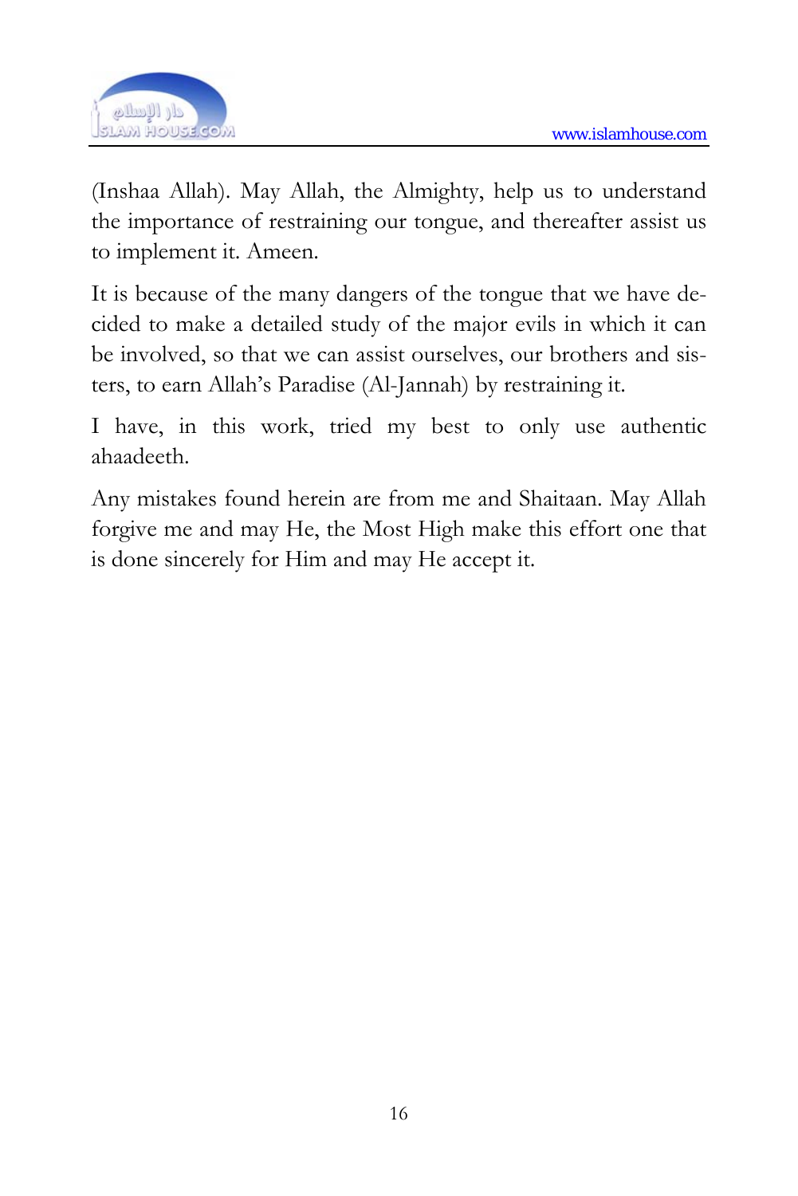(Inshaa Allah). May Allah, the Almighty, help us to understand the importance of restraining our tongue, and thereafter assist us to implement it. Ameen.

It is because of the many dangers of the tongue that we have decided to make a detailed study of the major evils in which it can be involved, so that we can assist ourselves, our brothers and sisters, to earn Allah's Paradise (Al-Jannah) by restraining it.

I have, in this work, tried my best to only use authentic ahaadeeth.

Any mistakes found herein are from me and Shaitaan. May Allah forgive me and may He, the Most High make this effort one that is done sincerely for Him and may He accept it.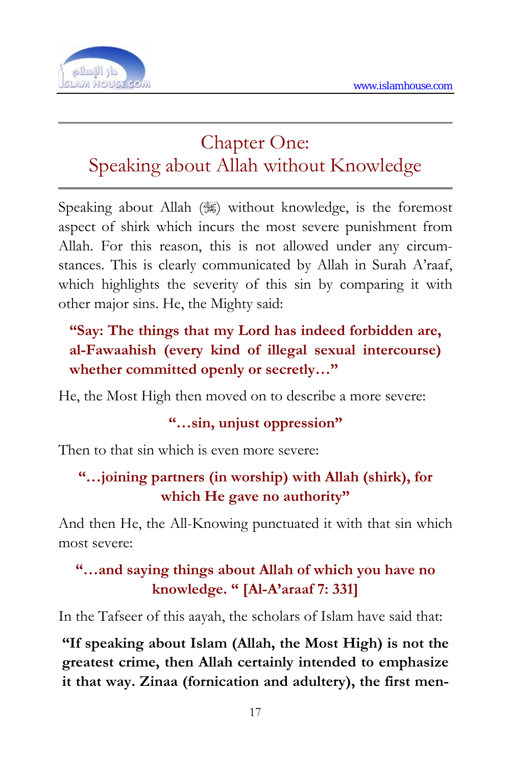# Chapter One: Speaking about Allah without Knowledge

Speaking about Allah (ﷻ) without knowledge, is the foremost aspect of shirk which incurs the most severe punishment from Allah. For this reason, this is not allowed under any circumstances. This is clearly communicated by Allah in Surah A'raaf, which highlights the severity of this sin by comparing it with other major sins. He, the Mighty said:

> **"Say: The things that my Lord has indeed forbidden are, al-Fawaahish (every kind of illegal sexual intercourse) whether committed openly or secretly…"**

He, the Most High then moved on to describe a more severe:

> **"…sin, unjust oppression"**

Then to that sin which is even more severe:

> **"…joining partners (in worship) with Allah (shirk), for which He gave no authority"**

And then He, the All-Knowing punctuated it with that sin which most severe:

> **"…and saying things about Allah of which you have no knowledge. " [Al-A'araaf 7: 331]**

In the Tafseer of this aayah, the scholars of Islam have said that:

**"If speaking about Islam (Allah, the Most High) is not the greatest crime, then Allah certainly intended to emphasize it that way. Zinaa (fornication and adultery), the first men-**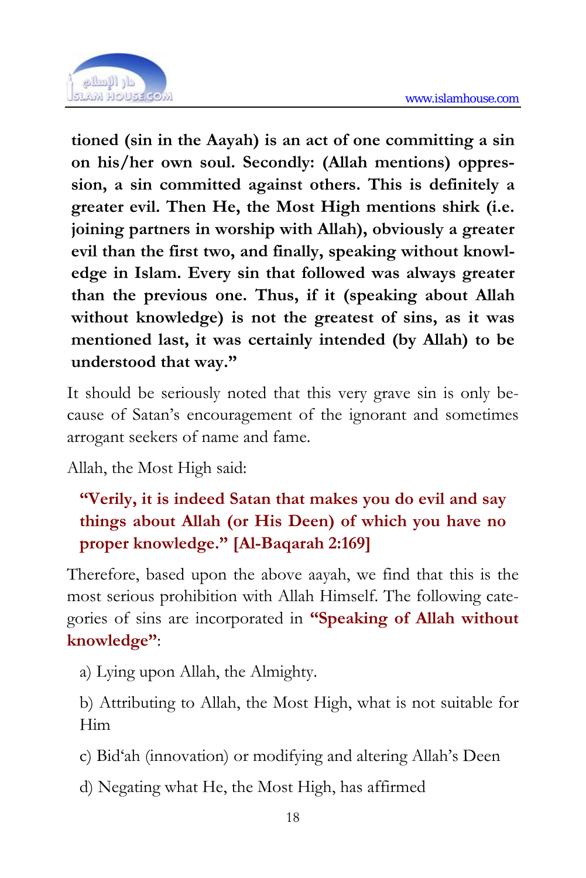**tioned (sin in the Aayah) is an act of one committing a sin on his/her own soul. Secondly: (Allah mentions) oppression, a sin committed against others. This is definitely a greater evil. Then He, the Most High mentions shirk (i.e. joining partners in worship with Allah), obviously a greater evil than the first two, and finally, speaking without knowledge in Islam. Every sin that followed was always greater than the previous one. Thus, if it (speaking about Allah without knowledge) is not the greatest of sins, as it was mentioned last, it was certainly intended (by Allah) to be understood that way."**

It should be seriously noted that this very grave sin is only because of Satan's encouragement of the ignorant and sometimes arrogant seekers of name and fame.

Allah, the Most High said:

> **"Verily, it is indeed Satan that makes you do evil and say things about Allah (or His Deen) of which you have no proper knowledge." [Al-Baqarah 2:169]**

Therefore, based upon the above aayah, we find that this is the most serious prohibition with Allah Himself. The following categories of sins are incorporated in **"Speaking of Allah without knowledge"**:

a) Lying upon Allah, the Almighty.

b) Attributing to Allah, the Most High, what is not suitable for Him

c) Bid'ah (innovation) or modifying and altering Allah's Deen

d) Negating what He, the Most High, has affirmed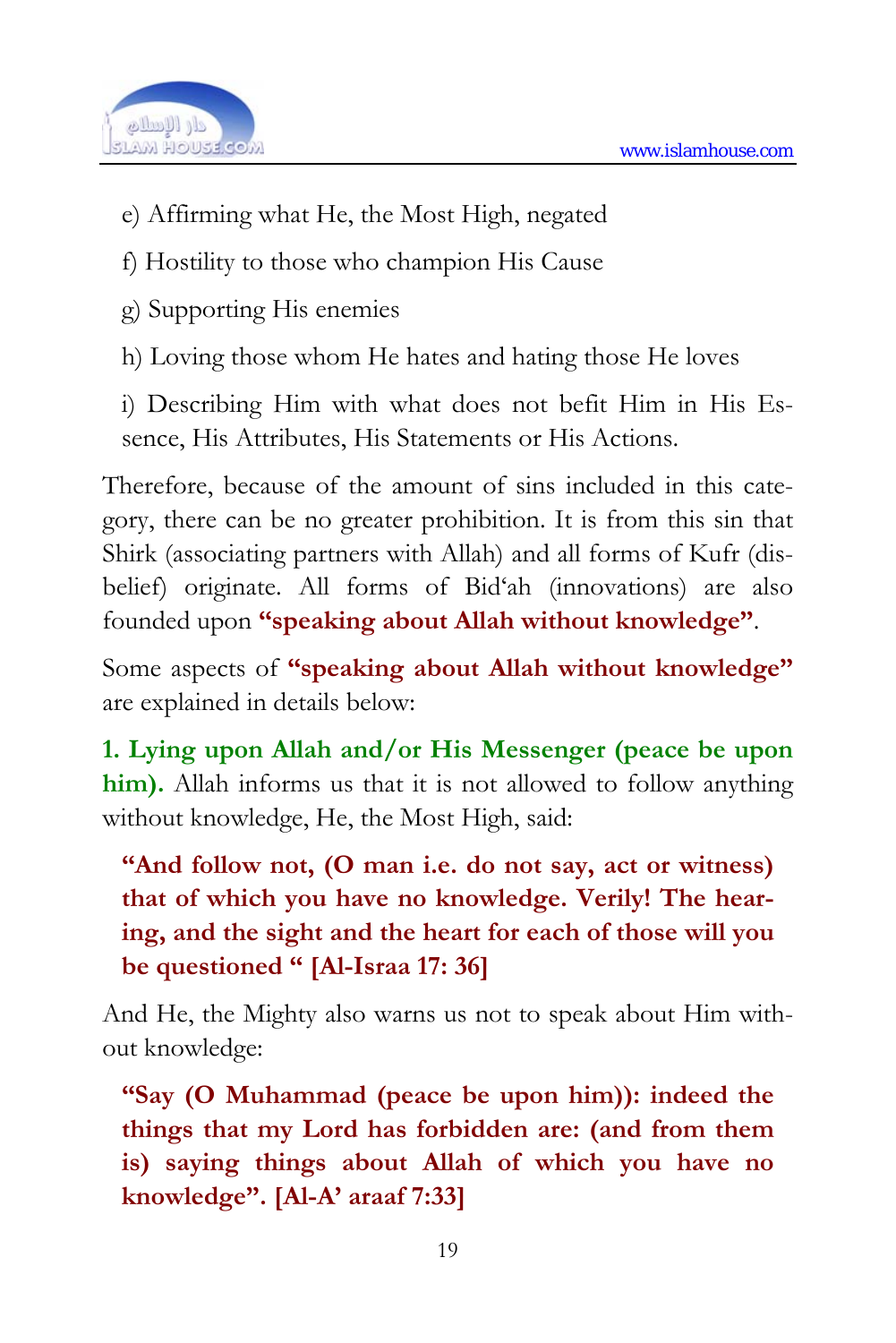e) Affirming what He, the Most High, negated

f) Hostility to those who champion His Cause

g) Supporting His enemies

h) Loving those whom He hates and hating those He loves

i) Describing Him with what does not befit Him in His Essence, His Attributes, His Statements or His Actions.

Therefore, because of the amount of sins included in this category, there can be no greater prohibition. It is from this sin that Shirk (associating partners with Allah) and all forms of Kufr (disbelief) originate. All forms of Bid‘ah (innovations) are also founded upon **"speaking about Allah without knowledge"**.

Some aspects of **"speaking about Allah without knowledge"** are explained in details below:

**1. Lying upon Allah and/or His Messenger (peace be upon him).** Allah informs us that it is not allowed to follow anything without knowledge, He, the Most High, said:

> **"And follow not, (O man i.e. do not say, act or witness) that of which you have no knowledge. Verily! The hearing, and the sight and the heart for each of those will you be questioned " [Al-Israa 17: 36]**

And He, the Mighty also warns us not to speak about Him without knowledge:

> **"Say (O Muhammad (peace be upon him)): indeed the things that my Lord has forbidden are: (and from them is) saying things about Allah of which you have no knowledge". [Al-A' araaf 7:33]**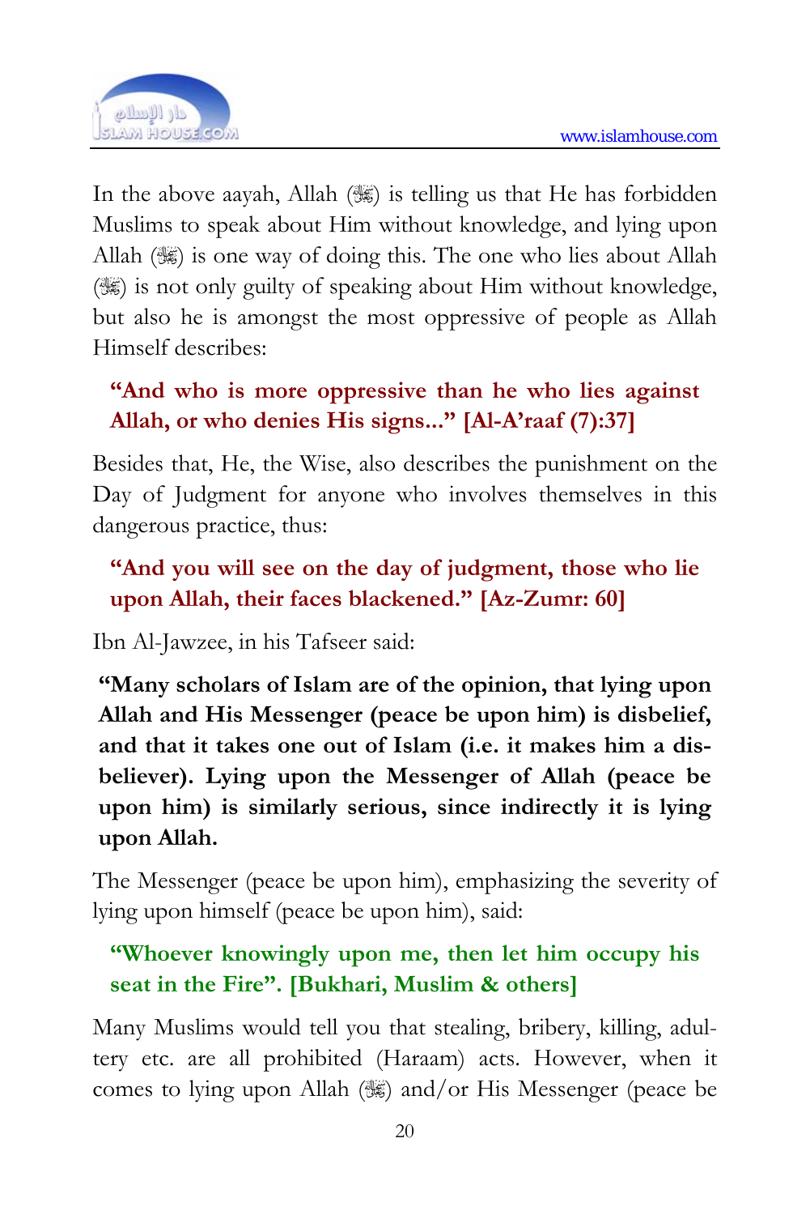In the above aayah, Allah (ﷻ) is telling us that He has forbidden Muslims to speak about Him without knowledge, and lying upon Allah (ﷻ) is one way of doing this. The one who lies about Allah (ﷻ) is not only guilty of speaking about Him without knowledge, but also he is amongst the most oppressive of people as Allah Himself describes:

> **"And who is more oppressive than he who lies against Allah, or who denies His signs..." [Al-A'raaf (7):37]**

Besides that, He, the Wise, also describes the punishment on the Day of Judgment for anyone who involves themselves in this dangerous practice, thus:

> **"And you will see on the day of judgment, those who lie upon Allah, their faces blackened." [Az-Zumr: 60]**

Ibn Al-Jawzee, in his Tafseer said:

**"Many scholars of Islam are of the opinion, that lying upon Allah and His Messenger (peace be upon him) is disbelief, and that it takes one out of Islam (i.e. it makes him a disbeliever). Lying upon the Messenger of Allah (peace be upon him) is similarly serious, since indirectly it is lying upon Allah.**

The Messenger (peace be upon him), emphasizing the severity of lying upon himself (peace be upon him), said:

> **"Whoever knowingly upon me, then let him occupy his seat in the Fire". [Bukhari, Muslim & others]**

Many Muslims would tell you that stealing, bribery, killing, adultery etc. are all prohibited (Haraam) acts. However, when it comes to lying upon Allah (ﷻ) and/or His Messenger (peace be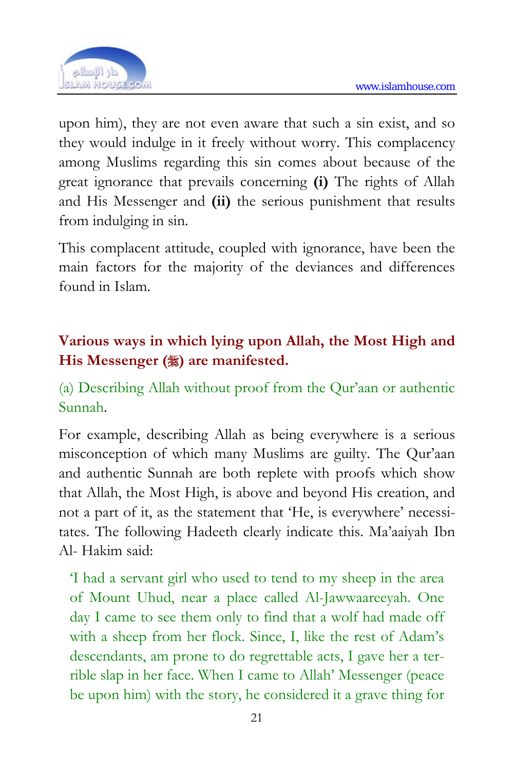upon him), they are not even aware that such a sin exist, and so they would indulge in it freely without worry. This complacency among Muslims regarding this sin comes about because of the great ignorance that prevails concerning **(i)** The rights of Allah and His Messenger and **(ii)** the serious punishment that results from indulging in sin.

This complacent attitude, coupled with ignorance, have been the main factors for the majority of the deviances and differences found in Islam.

### Various ways in which lying upon Allah, the Most High and His Messenger (ﷺ) are manifested.

(a) Describing Allah without proof from the Qur'aan or authentic Sunnah.

For example, describing Allah as being everywhere is a serious misconception of which many Muslims are guilty. The Qur'aan and authentic Sunnah are both replete with proofs which show that Allah, the Most High, is above and beyond His creation, and not a part of it, as the statement that 'He, is everywhere' necessitates. The following Hadeeth clearly indicate this. Ma'aaiyah Ibn Al- Hakim said:

> 'I had a servant girl who used to tend to my sheep in the area of Mount Uhud, near a place called Al-Jawwaareeyah. One day I came to see them only to find that a wolf had made off with a sheep from her flock. Since, I, like the rest of Adam's descendants, am prone to do regrettable acts, I gave her a terrible slap in her face. When I came to Allah' Messenger (peace be upon him) with the story, he considered it a grave thing for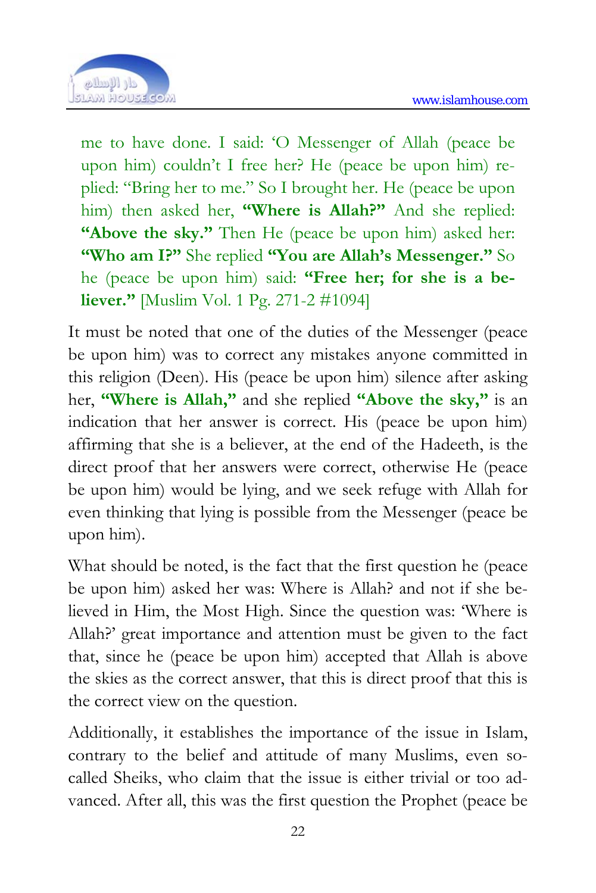me to have done. I said: 'O Messenger of Allah (peace be upon him) couldn't I free her? He (peace be upon him) replied: "Bring her to me." So I brought her. He (peace be upon him) then asked her, **"Where is Allah?"** And she replied: **"Above the sky."** Then He (peace be upon him) asked her: **"Who am I?"** She replied **"You are Allah's Messenger."** So he (peace be upon him) said: **"Free her; for she is a believer."** [Muslim Vol. 1 Pg. 271-2 #1094]

It must be noted that one of the duties of the Messenger (peace be upon him) was to correct any mistakes anyone committed in this religion (Deen). His (peace be upon him) silence after asking her, **"Where is Allah,"** and she replied **"Above the sky,"** is an indication that her answer is correct. His (peace be upon him) affirming that she is a believer, at the end of the Hadeeth, is the direct proof that her answers were correct, otherwise He (peace be upon him) would be lying, and we seek refuge with Allah for even thinking that lying is possible from the Messenger (peace be upon him).

What should be noted, is the fact that the first question he (peace be upon him) asked her was: Where is Allah? and not if she believed in Him, the Most High. Since the question was: 'Where is Allah?' great importance and attention must be given to the fact that, since he (peace be upon him) accepted that Allah is above the skies as the correct answer, that this is direct proof that this is the correct view on the question.

Additionally, it establishes the importance of the issue in Islam, contrary to the belief and attitude of many Muslims, even so-called Sheiks, who claim that the issue is either trivial or too advanced. After all, this was the first question the Prophet (peace be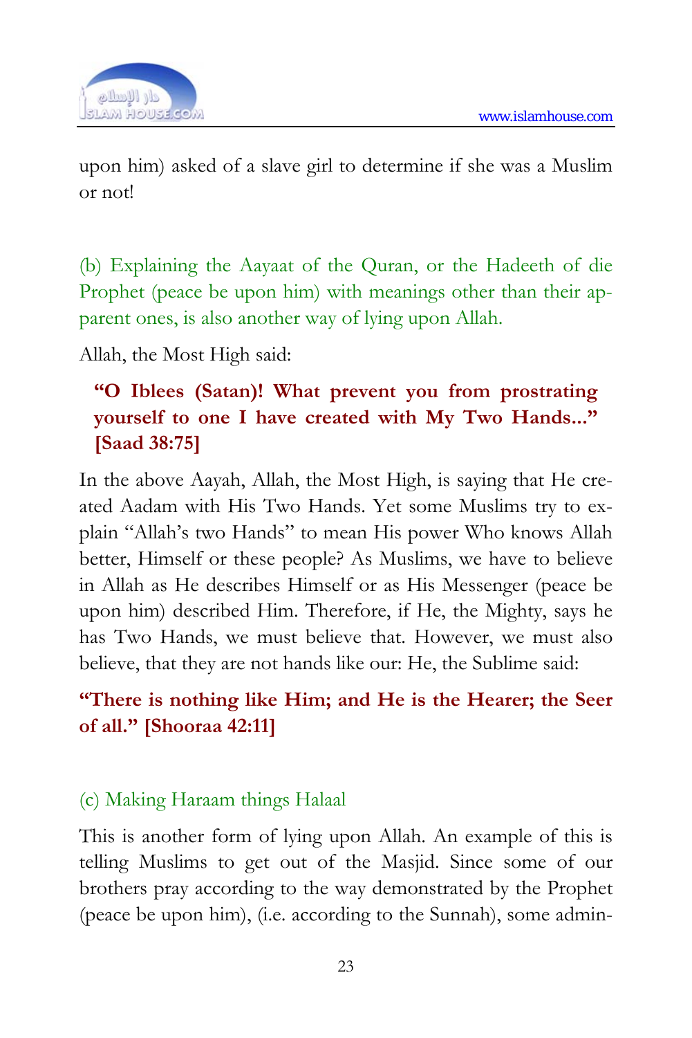upon him) asked of a slave girl to determine if she was a Muslim or not!

(b) Explaining the Aayaat of the Quran, or the Hadeeth of die Prophet (peace be upon him) with meanings other than their apparent ones, is also another way of lying upon Allah.

Allah, the Most High said:

> **"O Iblees (Satan)! What prevent you from prostrating yourself to one I have created with My Two Hands..." [Saad 38:75]**

In the above Aayah, Allah, the Most High, is saying that He created Aadam with His Two Hands. Yet some Muslims try to explain "Allah's two Hands" to mean His power Who knows Allah better, Himself or these people? As Muslims, we have to believe in Allah as He describes Himself or as His Messenger (peace be upon him) described Him. Therefore, if He, the Mighty, says he has Two Hands, we must believe that. However, we must also believe, that they are not hands like our: He, the Sublime said:

**"There is nothing like Him; and He is the Hearer; the Seer of all." [Shooraa 42:11]**

(c) Making Haraam things Halaal

This is another form of lying upon Allah. An example of this is telling Muslims to get out of the Masjid. Since some of our brothers pray according to the way demonstrated by the Prophet (peace be upon him), (i.e. according to the Sunnah), some admin-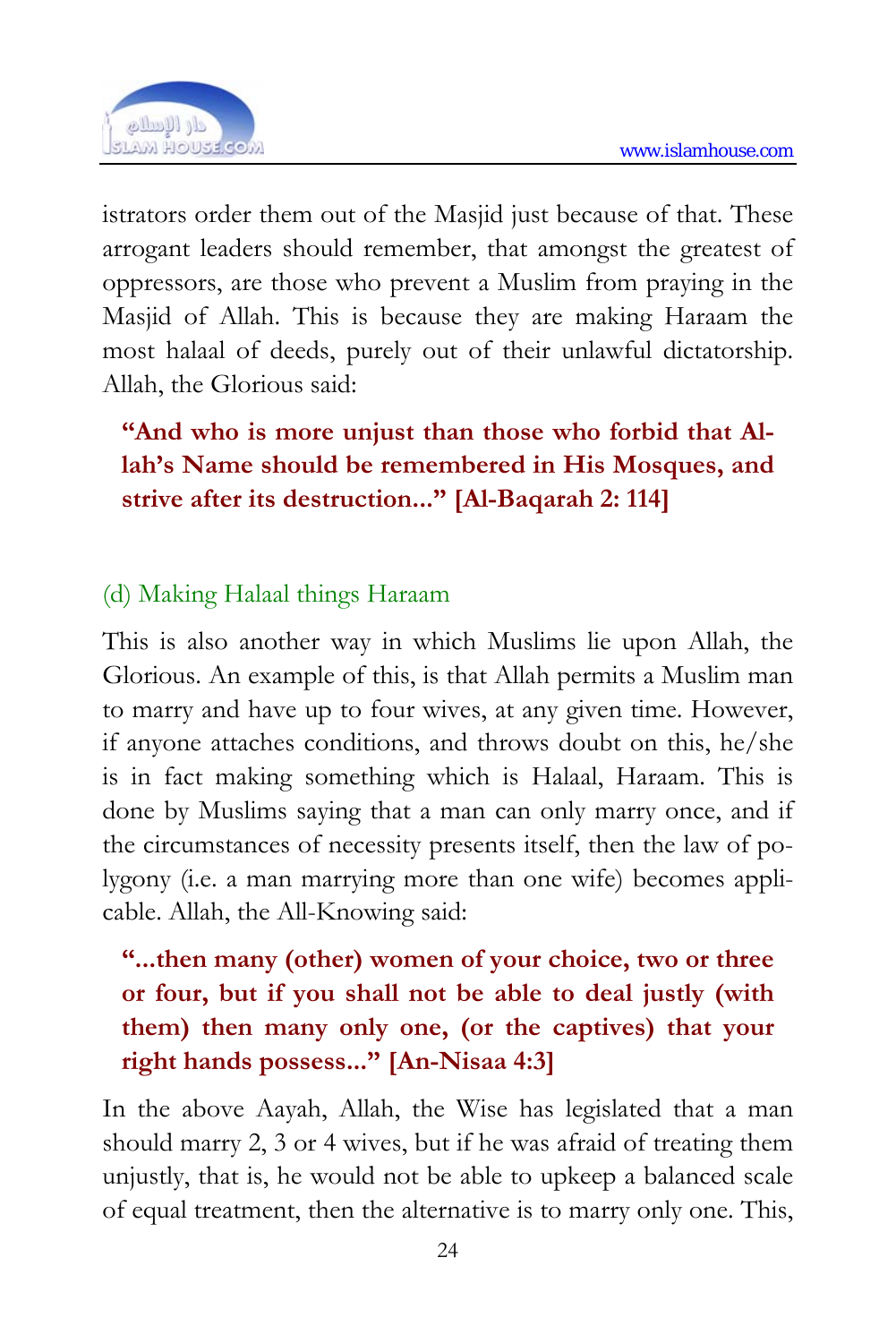istrators order them out of the Masjid just because of that. These arrogant leaders should remember, that amongst the greatest of oppressors, are those who prevent a Muslim from praying in the Masjid of Allah. This is because they are making Haraam the most halaal of deeds, purely out of their unlawful dictatorship. Allah, the Glorious said:

> **"And who is more unjust than those who forbid that Allah's Name should be remembered in His Mosques, and strive after its destruction..." [Al-Baqarah 2: 114]**

### (d) Making Halaal things Haraam

This is also another way in which Muslims lie upon Allah, the Glorious. An example of this, is that Allah permits a Muslim man to marry and have up to four wives, at any given time. However, if anyone attaches conditions, and throws doubt on this, he/she is in fact making something which is Halaal, Haraam. This is done by Muslims saying that a man can only marry once, and if the circumstances of necessity presents itself, then the law of polygony (i.e. a man marrying more than one wife) becomes applicable. Allah, the All-Knowing said:

> **"...then many (other) women of your choice, two or three or four, but if you shall not be able to deal justly (with them) then many only one, (or the captives) that your right hands possess..." [An-Nisaa 4:3]**

In the above Aayah, Allah, the Wise has legislated that a man should marry 2, 3 or 4 wives, but if he was afraid of treating them unjustly, that is, he would not be able to upkeep a balanced scale of equal treatment, then the alternative is to marry only one. This,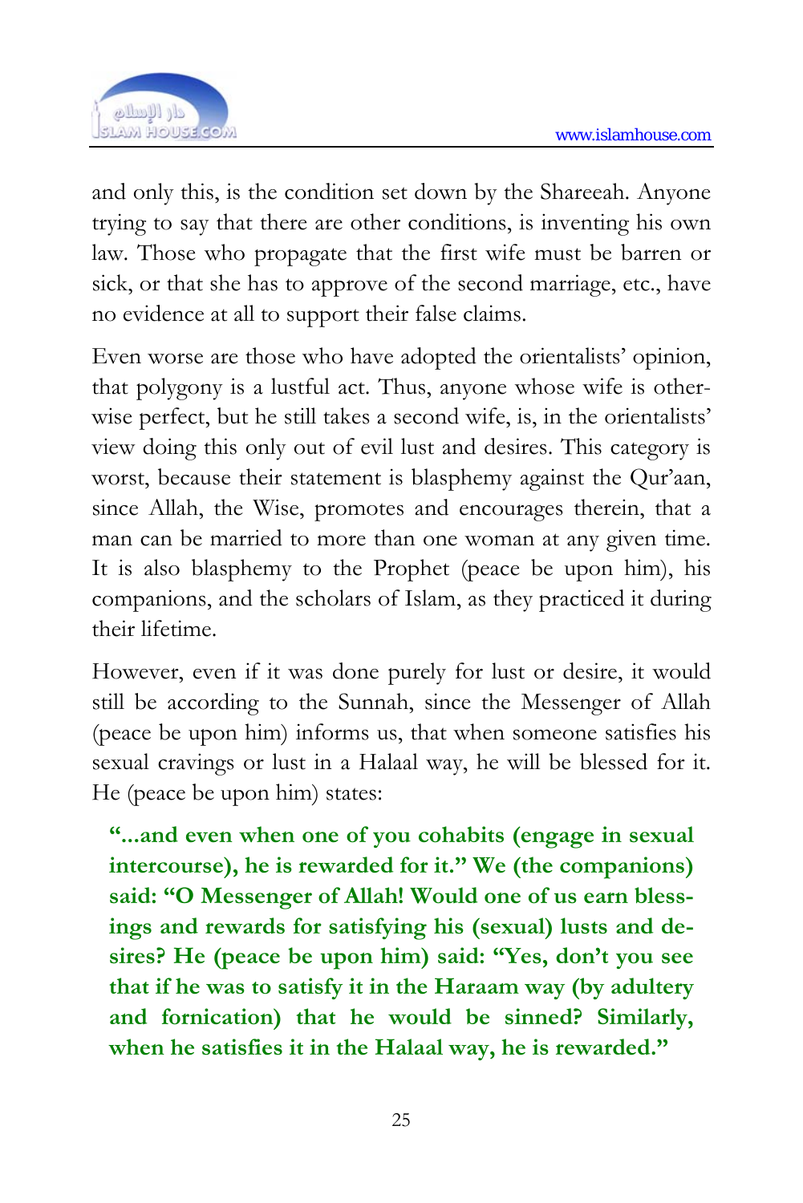and only this, is the condition set down by the Shareeah. Anyone trying to say that there are other conditions, is inventing his own law. Those who propagate that the first wife must be barren or sick, or that she has to approve of the second marriage, etc., have no evidence at all to support their false claims.

Even worse are those who have adopted the orientalists' opinion, that polygony is a lustful act. Thus, anyone whose wife is otherwise perfect, but he still takes a second wife, is, in the orientalists' view doing this only out of evil lust and desires. This category is worst, because their statement is blasphemy against the Qur'aan, since Allah, the Wise, promotes and encourages therein, that a man can be married to more than one woman at any given time. It is also blasphemy to the Prophet (peace be upon him), his companions, and the scholars of Islam, as they practiced it during their lifetime.

However, even if it was done purely for lust or desire, it would still be according to the Sunnah, since the Messenger of Allah (peace be upon him) informs us, that when someone satisfies his sexual cravings or lust in a Halaal way, he will be blessed for it. He (peace be upon him) states:

> **"...and even when one of you cohabits (engage in sexual intercourse), he is rewarded for it." We (the companions) said: "O Messenger of Allah! Would one of us earn blessings and rewards for satisfying his (sexual) lusts and desires? He (peace be upon him) said: "Yes, don't you see that if he was to satisfy it in the Haraam way (by adultery and fornication) that he would be sinned? Similarly, when he satisfies it in the Halaal way, he is rewarded."**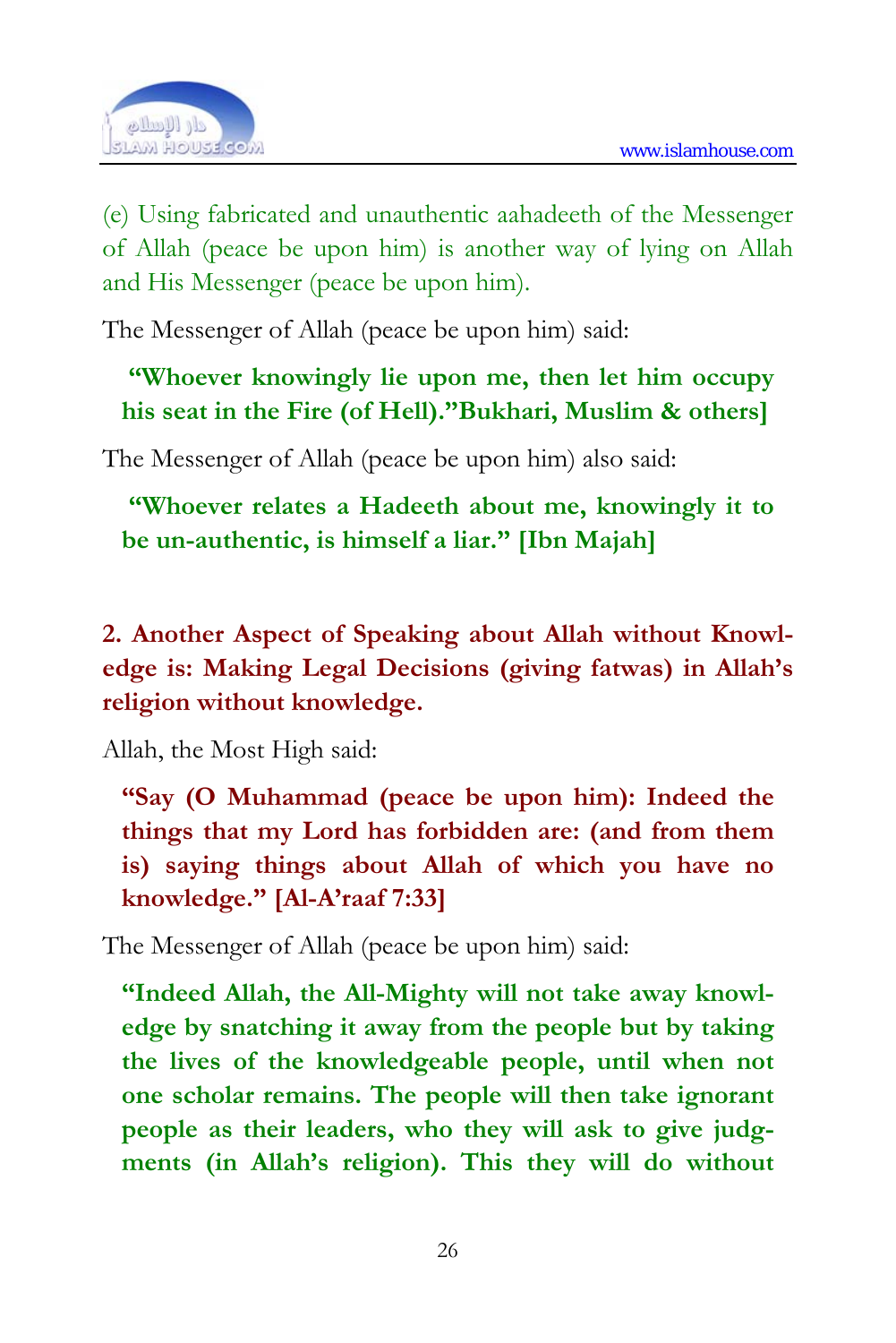(e) Using fabricated and unauthentic aahadeeth of the Messenger of Allah (peace be upon him) is another way of lying on Allah and His Messenger (peace be upon him).

The Messenger of Allah (peace be upon him) said:

> **"Whoever knowingly lie upon me, then let him occupy his seat in the Fire (of Hell)."Bukhari, Muslim & others]**

The Messenger of Allah (peace be upon him) also said:

> **"Whoever relates a Hadeeth about me, knowingly it to be un-authentic, is himself a liar." [Ibn Majah]**

### 2. Another Aspect of Speaking about Allah without Knowledge is: Making Legal Decisions (giving fatwas) in Allah's religion without knowledge.

Allah, the Most High said:

> **"Say (O Muhammad (peace be upon him): Indeed the things that my Lord has forbidden are: (and from them is) saying things about Allah of which you have no knowledge." [Al-A'raaf 7:33]**

The Messenger of Allah (peace be upon him) said:

> **"Indeed Allah, the All-Mighty will not take away knowledge by snatching it away from the people but by taking the lives of the knowledgeable people, until when not one scholar remains. The people will then take ignorant people as their leaders, who they will ask to give judgments (in Allah's religion). This they will do without**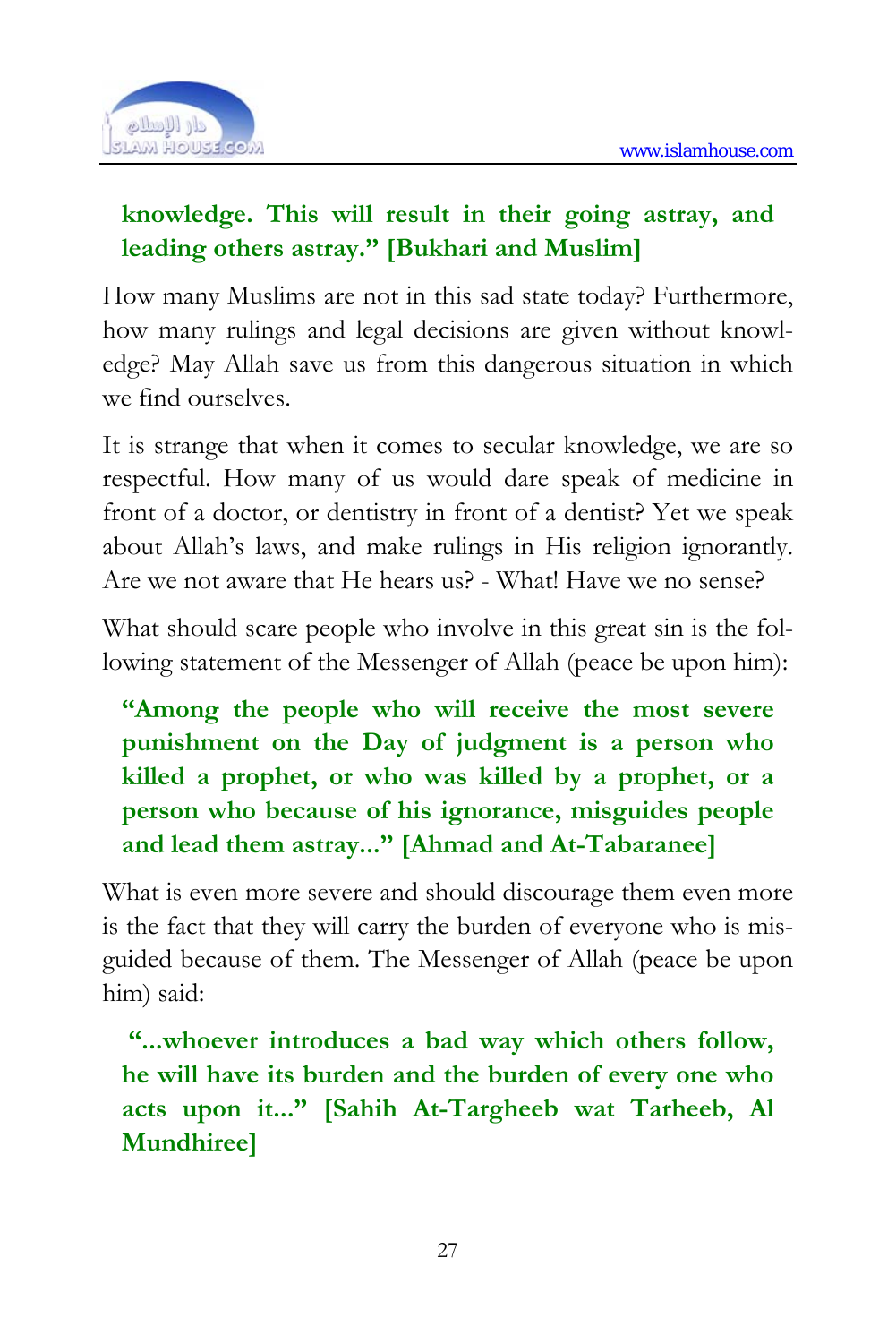**knowledge. This will result in their going astray, and leading others astray." [Bukhari and Muslim]**

How many Muslims are not in this sad state today? Furthermore, how many rulings and legal decisions are given without knowledge? May Allah save us from this dangerous situation in which we find ourselves.

It is strange that when it comes to secular knowledge, we are so respectful. How many of us would dare speak of medicine in front of a doctor, or dentistry in front of a dentist? Yet we speak about Allah's laws, and make rulings in His religion ignorantly. Are we not aware that He hears us? - What! Have we no sense?

What should scare people who involve in this great sin is the following statement of the Messenger of Allah (peace be upon him):

**"Among the people who will receive the most severe punishment on the Day of judgment is a person who killed a prophet, or who was killed by a prophet, or a person who because of his ignorance, misguides people and lead them astray..." [Ahmad and At-Tabaranee]**

What is even more severe and should discourage them even more is the fact that they will carry the burden of everyone who is misguided because of them. The Messenger of Allah (peace be upon him) said:

**"...whoever introduces a bad way which others follow, he will have its burden and the burden of every one who acts upon it..." [Sahih At-Targheeb wat Tarheeb, Al Mundhiree]**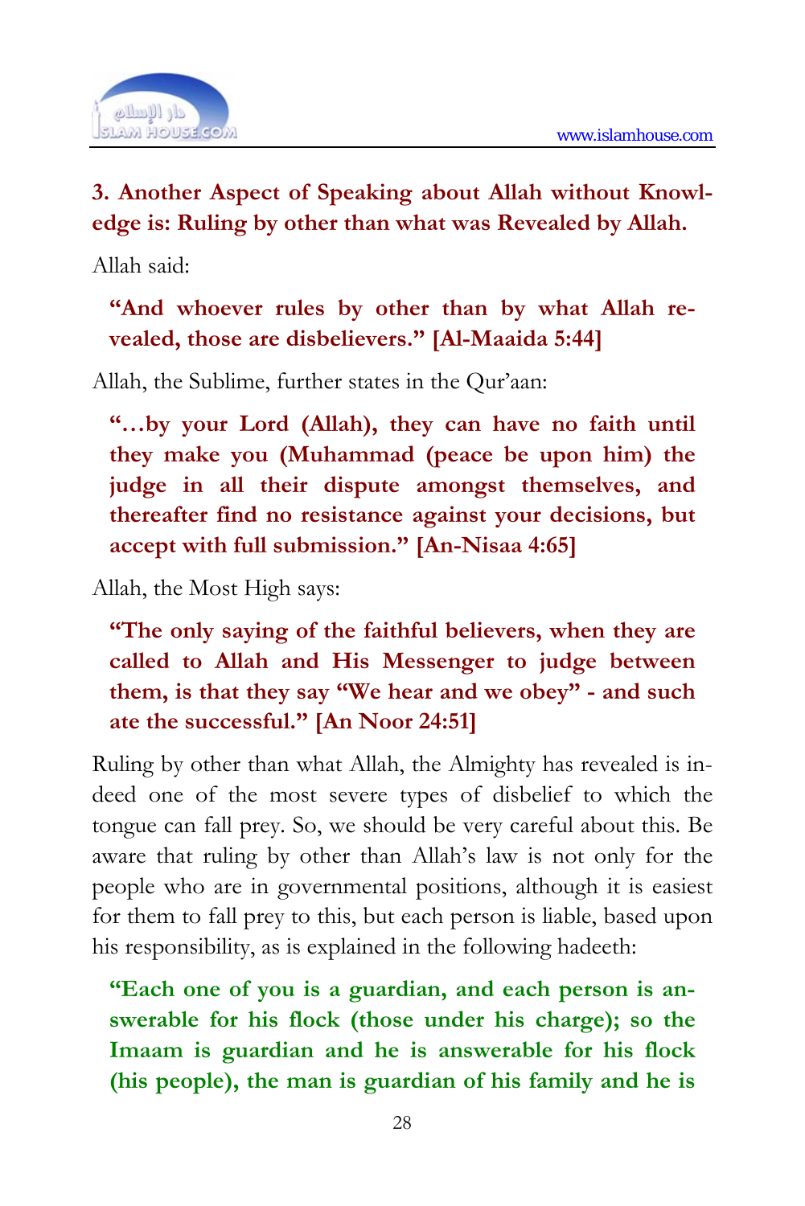### 3. Another Aspect of Speaking about Allah without Knowledge is: Ruling by other than what was Revealed by Allah.

Allah said:

> **"And whoever rules by other than by what Allah revealed, those are disbelievers." [Al-Maaida 5:44]**

Allah, the Sublime, further states in the Qur'aan:

> **"…by your Lord (Allah), they can have no faith until they make you (Muhammad (peace be upon him) the judge in all their dispute amongst themselves, and thereafter find no resistance against your decisions, but accept with full submission." [An-Nisaa 4:65]**

Allah, the Most High says:

> **"The only saying of the faithful believers, when they are called to Allah and His Messenger to judge between them, is that they say "We hear and we obey" - and such ate the successful." [An Noor 24:51]**

Ruling by other than what Allah, the Almighty has revealed is indeed one of the most severe types of disbelief to which the tongue can fall prey. So, we should be very careful about this. Be aware that ruling by other than Allah's law is not only for the people who are in governmental positions, although it is easiest for them to fall prey to this, but each person is liable, based upon his responsibility, as is explained in the following hadeeth:

> **"Each one of you is a guardian, and each person is answerable for his flock (those under his charge); so the Imaam is guardian and he is answerable for his flock (his people), the man is guardian of his family and he is**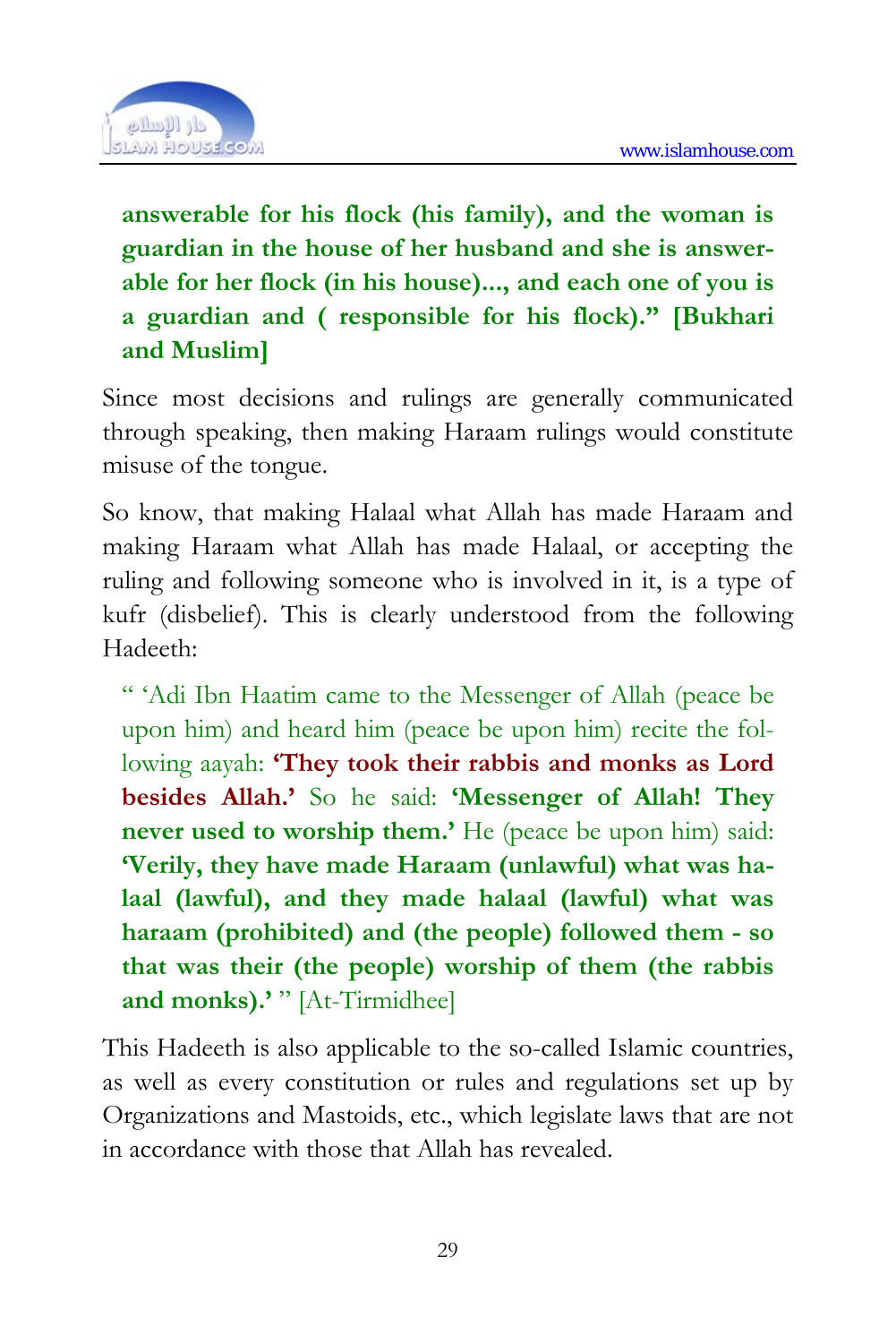**answerable for his flock (his family), and the woman is guardian in the house of her husband and she is answerable for her flock (in his house)..., and each one of you is a guardian and ( responsible for his flock)." [Bukhari and Muslim]**

Since most decisions and rulings are generally communicated through speaking, then making Haraam rulings would constitute misuse of the tongue.

So know, that making Halaal what Allah has made Haraam and making Haraam what Allah has made Halaal, or accepting the ruling and following someone who is involved in it, is a type of kufr (disbelief). This is clearly understood from the following Hadeeth:

> " 'Adi Ibn Haatim came to the Messenger of Allah (peace be upon him) and heard him (peace be upon him) recite the following aayah: **'They took their rabbis and monks as Lord besides Allah.'** So he said: **'Messenger of Allah! They never used to worship them.'** He (peace be upon him) said: **'Verily, they have made Haraam (unlawful) what was halaal (lawful), and they made halaal (lawful) what was haraam (prohibited) and (the people) followed them - so that was their (the people) worship of them (the rabbis and monks).'** " [At-Tirmidhee]

This Hadeeth is also applicable to the so-called Islamic countries, as well as every constitution or rules and regulations set up by Organizations and Mastoids, etc., which legislate laws that are not in accordance with those that Allah has revealed.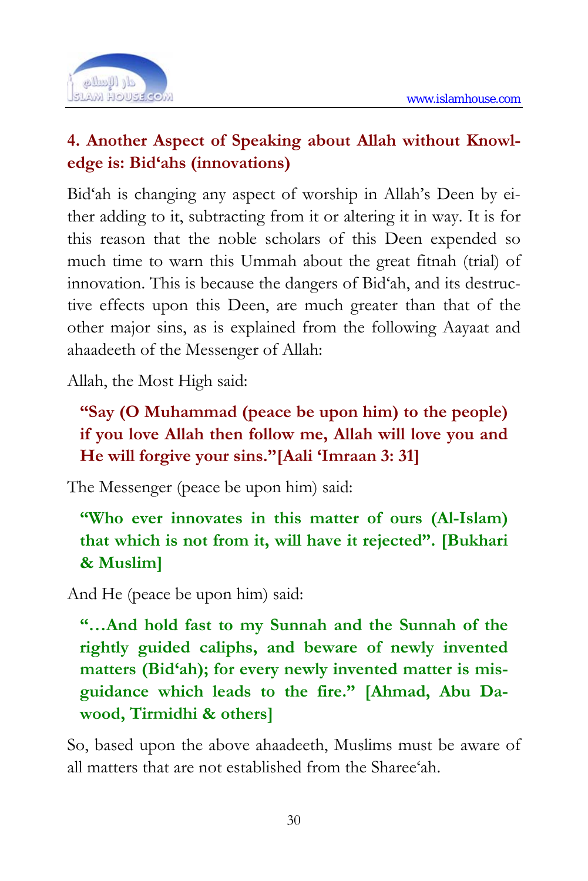## 4. Another Aspect of Speaking about Allah without Knowledge is: Bid'ahs (innovations)

Bid'ah is changing any aspect of worship in Allah's Deen by either adding to it, subtracting from it or altering it in way. It is for this reason that the noble scholars of this Deen expended so much time to warn this Ummah about the great fitnah (trial) of innovation. This is because the dangers of Bid'ah, and its destructive effects upon this Deen, are much greater than that of the other major sins, as is explained from the following Aayaat and ahaadeeth of the Messenger of Allah:

Allah, the Most High said:

> **"Say (O Muhammad (peace be upon him) to the people) if you love Allah then follow me, Allah will love you and He will forgive your sins."[Aali 'Imraan 3: 31]**

The Messenger (peace be upon him) said:

> **"Who ever innovates in this matter of ours (Al-Islam) that which is not from it, will have it rejected". [Bukhari & Muslim]**

And He (peace be upon him) said:

> **"…And hold fast to my Sunnah and the Sunnah of the rightly guided caliphs, and beware of newly invented matters (Bid'ah); for every newly invented matter is misguidance which leads to the fire." [Ahmad, Abu Dawood, Tirmidhi & others]**

So, based upon the above ahaadeeth, Muslims must be aware of all matters that are not established from the Sharee'ah.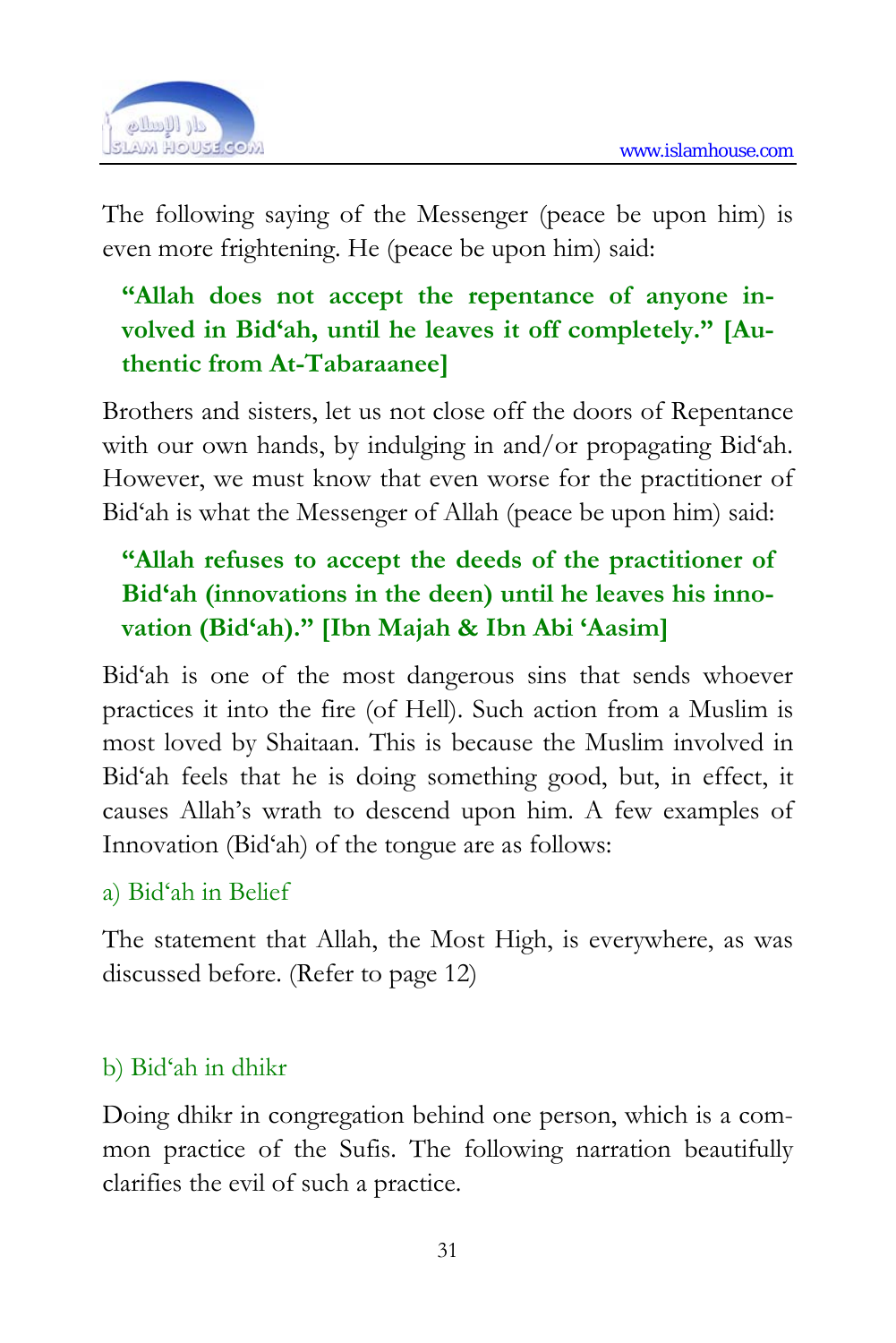The following saying of the Messenger (peace be upon him) is even more frightening. He (peace be upon him) said:

> **"Allah does not accept the repentance of anyone involved in Bid'ah, until he leaves it off completely." [Authentic from At-Tabaraanee]**

Brothers and sisters, let us not close off the doors of Repentance with our own hands, by indulging in and/or propagating Bid'ah. However, we must know that even worse for the practitioner of Bid'ah is what the Messenger of Allah (peace be upon him) said:

> **"Allah refuses to accept the deeds of the practitioner of Bid'ah (innovations in the deen) until he leaves his innovation (Bid'ah)." [Ibn Majah & Ibn Abi 'Aasim]**

Bid'ah is one of the most dangerous sins that sends whoever practices it into the fire (of Hell). Such action from a Muslim is most loved by Shaitaan. This is because the Muslim involved in Bid'ah feels that he is doing something good, but, in effect, it causes Allah's wrath to descend upon him. A few examples of Innovation (Bid'ah) of the tongue are as follows:

### a) Bid'ah in Belief

The statement that Allah, the Most High, is everywhere, as was discussed before. (Refer to page 12)

### b) Bid'ah in dhikr

Doing dhikr in congregation behind one person, which is a common practice of the Sufis. The following narration beautifully clarifies the evil of such a practice.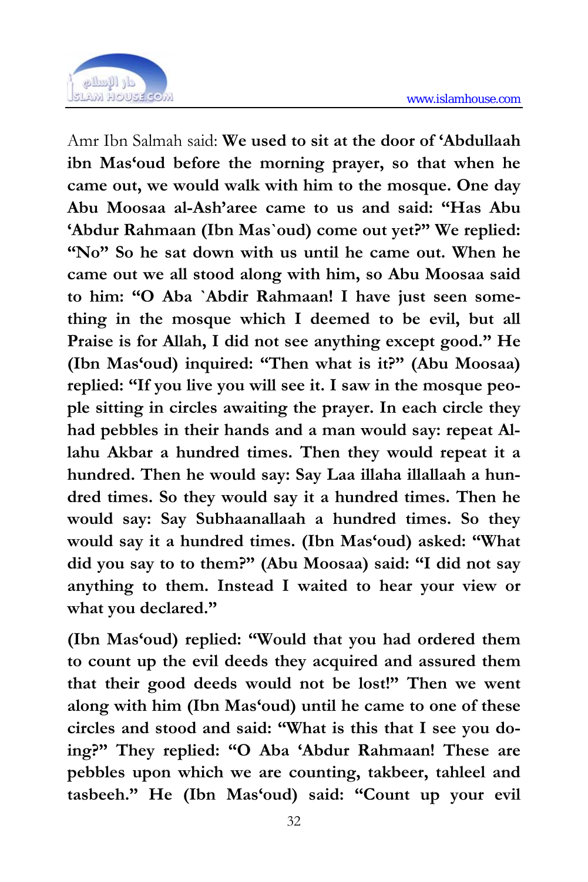Amr Ibn Salmah said: **We used to sit at the door of 'Abdullaah ibn Mas'oud before the morning prayer, so that when he came out, we would walk with him to the mosque. One day Abu Moosaa al-Ash'aree came to us and said: "Has Abu 'Abdur Rahmaan (Ibn Mas`oud) come out yet?" We replied: "No" So he sat down with us until he came out. When he came out we all stood along with him, so Abu Moosaa said to him: "O Aba `Abdir Rahmaan! I have just seen something in the mosque which I deemed to be evil, but all Praise is for Allah, I did not see anything except good." He (Ibn Mas'oud) inquired: "Then what is it?" (Abu Moosaa) replied: "If you live you will see it. I saw in the mosque people sitting in circles awaiting the prayer. In each circle they had pebbles in their hands and a man would say: repeat Allahu Akbar a hundred times. Then they would repeat it a hundred. Then he would say: Say Laa illaha illallaah a hundred times. So they would say it a hundred times. Then he would say: Say Subhaanallaah a hundred times. So they would say it a hundred times. (Ibn Mas'oud) asked: "What did you say to to them?" (Abu Moosaa) said: "I did not say anything to them. Instead I waited to hear your view or what you declared."**

**(Ibn Mas'oud) replied: "Would that you had ordered them to count up the evil deeds they acquired and assured them that their good deeds would not be lost!" Then we went along with him (Ibn Mas'oud) until he came to one of these circles and stood and said: "What is this that I see you doing?" They replied: "O Aba 'Abdur Rahmaan! These are pebbles upon which we are counting, takbeer, tahleel and tasbeeh." He (Ibn Mas'oud) said: "Count up your evil**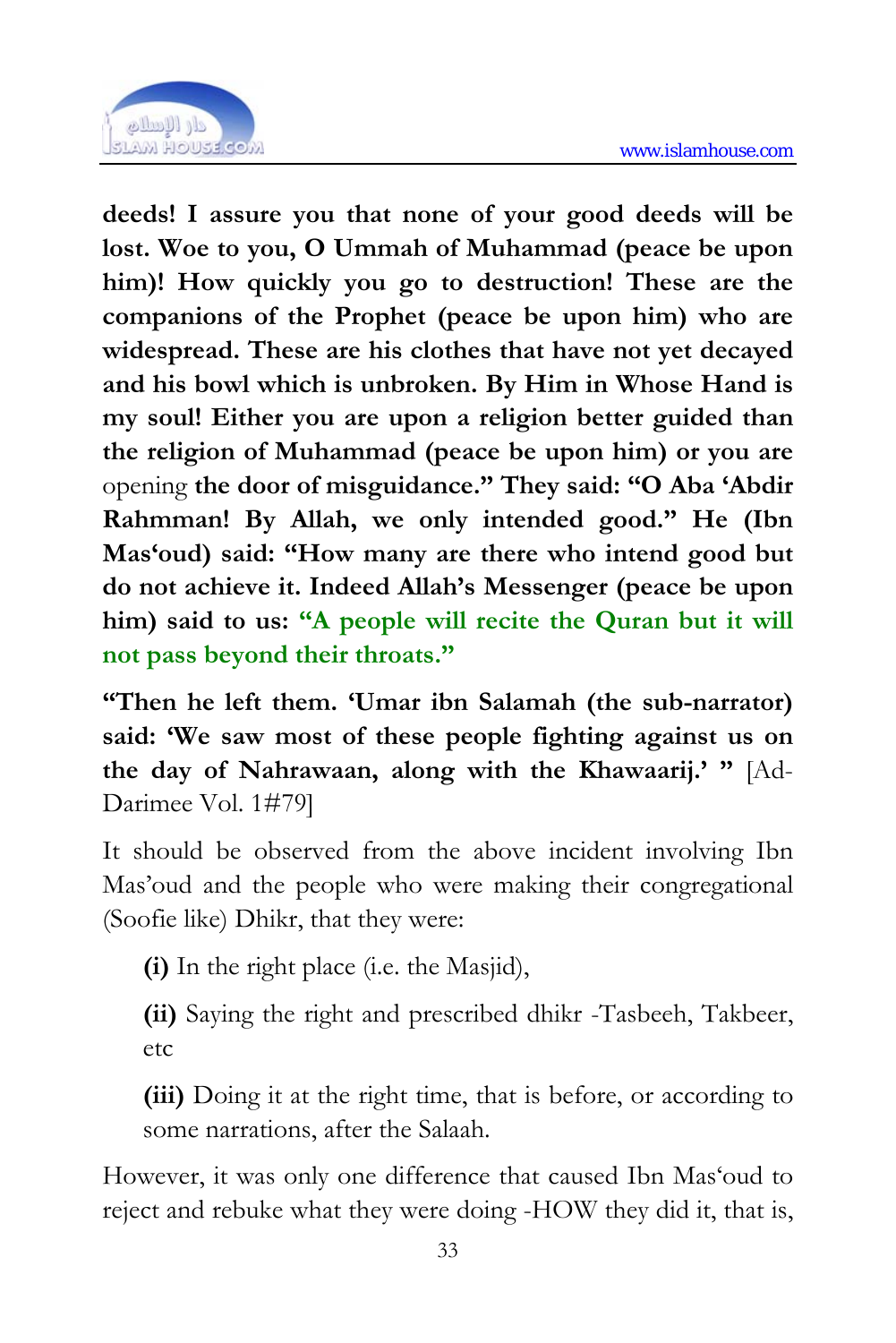**deeds! I assure you that none of your good deeds will be lost. Woe to you, O Ummah of Muhammad (peace be upon him)! How quickly you go to destruction! These are the companions of the Prophet (peace be upon him) who are widespread. These are his clothes that have not yet decayed and his bowl which is unbroken. By Him in Whose Hand is my soul! Either you are upon a religion better guided than the religion of Muhammad (peace be upon him) or you are** opening **the door of misguidance." They said: "O Aba 'Abdir Rahmman! By Allah, we only intended good." He (Ibn Mas'oud) said: "How many are there who intend good but do not achieve it. Indeed Allah's Messenger (peace be upon him) said to us: "A people will recite the Quran but it will not pass beyond their throats."**

**"Then he left them. 'Umar ibn Salamah (the sub-narrator) said: 'We saw most of these people fighting against us on the day of Nahrawaan, along with the Khawaarij.' "** [Ad-Darimee Vol. 1#79]

It should be observed from the above incident involving Ibn Mas'oud and the people who were making their congregational (Soofie like) Dhikr, that they were:

**(i)** In the right place (i.e. the Masjid),

**(ii)** Saying the right and prescribed dhikr -Tasbeeh, Takbeer, etc

**(iii)** Doing it at the right time, that is before, or according to some narrations, after the Salaah.

However, it was only one difference that caused Ibn Mas'oud to reject and rebuke what they were doing -HOW they did it, that is,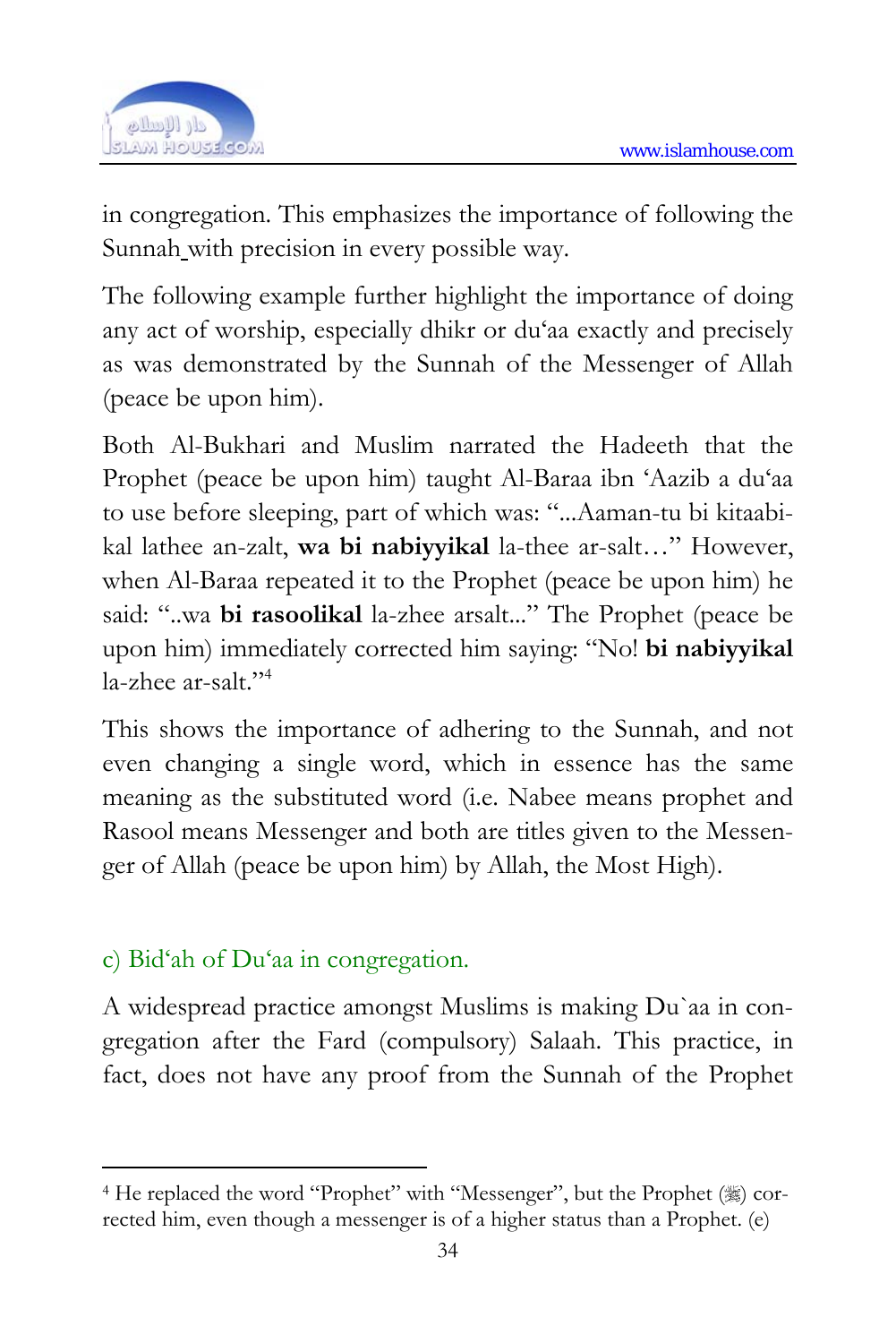in congregation. This emphasizes the importance of following the Sunnah with precision in every possible way.

The following example further highlight the importance of doing any act of worship, especially dhikr or du'aa exactly and precisely as was demonstrated by the Sunnah of the Messenger of Allah (peace be upon him).

Both Al-Bukhari and Muslim narrated the Hadeeth that the Prophet (peace be upon him) taught Al-Baraa ibn 'Aazib a du'aa to use before sleeping, part of which was: "...Aaman-tu bi kitaabi-kal lathee an-zalt, **wa bi nabiyyikal** la-thee ar-salt…" However, when Al-Baraa repeated it to the Prophet (peace be upon him) he said: "..wa **bi rasoolikal** la-zhee arsalt..." The Prophet (peace be upon him) immediately corrected him saying: "No! **bi nabiyyikal** la-zhee ar-salt."[4]

This shows the importance of adhering to the Sunnah, and not even changing a single word, which in essence has the same meaning as the substituted word (i.e. Nabee means prophet and Rasool means Messenger and both are titles given to the Messenger of Allah (peace be upon him) by Allah, the Most High).

### c) Bid'ah of Du'aa in congregation.

A widespread practice amongst Muslims is making Du`aa in congregation after the Fard (compulsory) Salaah. This practice, in fact, does not have any proof from the Sunnah of the Prophet

---

[4] He replaced the word "Prophet" with "Messenger", but the Prophet (ﷺ) corrected him, even though a messenger is of a higher status than a Prophet. (e)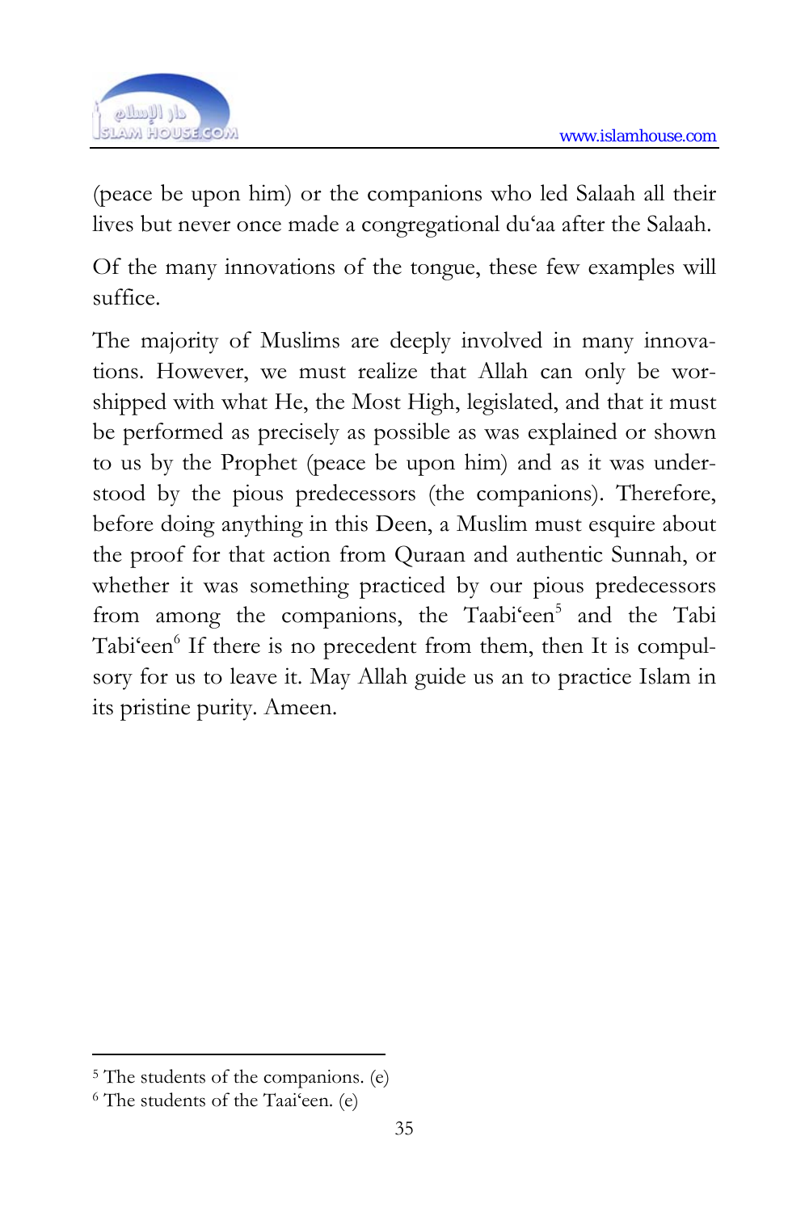(peace be upon him) or the companions who led Salaah all their lives but never once made a congregational du'aa after the Salaah.

Of the many innovations of the tongue, these few examples will suffice.

The majority of Muslims are deeply involved in many innovations. However, we must realize that Allah can only be worshipped with what He, the Most High, legislated, and that it must be performed as precisely as possible as was explained or shown to us by the Prophet (peace be upon him) and as it was understood by the pious predecessors (the companions). Therefore, before doing anything in this Deen, a Muslim must esquire about the proof for that action from Quraan and authentic Sunnah, or whether it was something practiced by our pious predecessors from among the companions, the Taabi'een[5] and the Tabi Tabi'een[6] If there is no precedent from them, then It is compulsory for us to leave it. May Allah guide us an to practice Islam in its pristine purity. Ameen.

---

[5] The students of the companions. (e)

[6] The students of the Taai'een. (e)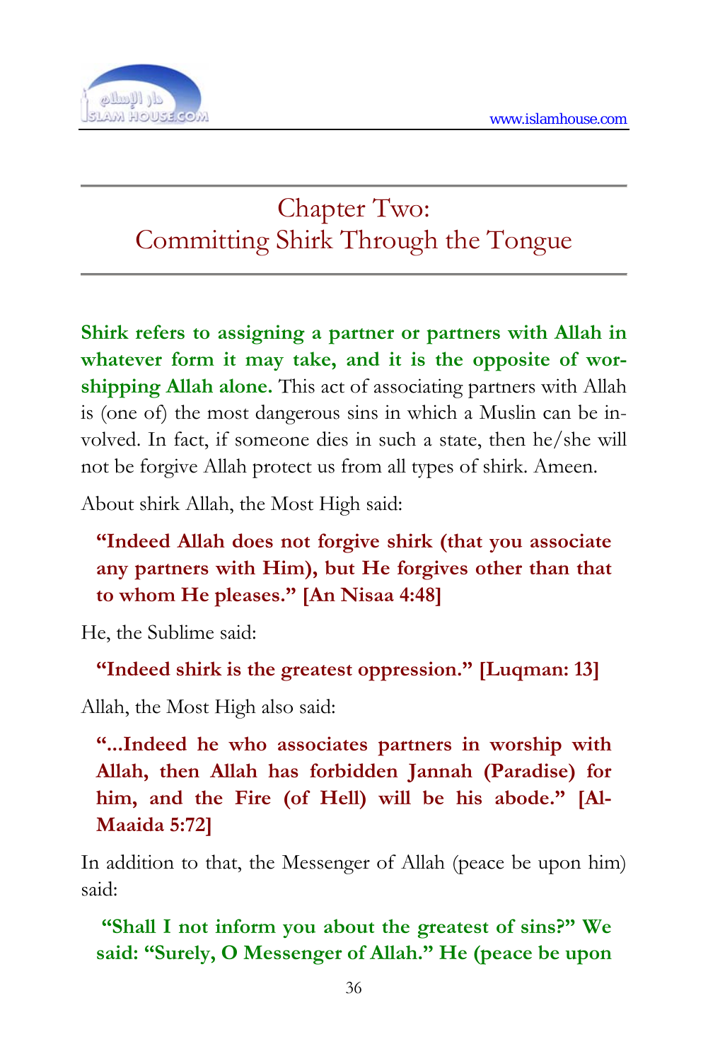# Chapter Two: Committing Shirk Through the Tongue

**Shirk refers to assigning a partner or partners with Allah in whatever form it may take, and it is the opposite of worshipping Allah alone.** This act of associating partners with Allah is (one of) the most dangerous sins in which a Muslin can be involved. In fact, if someone dies in such a state, then he/she will not be forgive Allah protect us from all types of shirk. Ameen.

About shirk Allah, the Most High said:

> **"Indeed Allah does not forgive shirk (that you associate any partners with Him), but He forgives other than that to whom He pleases." [An Nisaa 4:48]**

He, the Sublime said:

> **"Indeed shirk is the greatest oppression." [Luqman: 13]**

Allah, the Most High also said:

> **"...Indeed he who associates partners in worship with Allah, then Allah has forbidden Jannah (Paradise) for him, and the Fire (of Hell) will be his abode." [Al-Maaida 5:72]**

In addition to that, the Messenger of Allah (peace be upon him) said:

> **"Shall I not inform you about the greatest of sins?" We said: "Surely, O Messenger of Allah." He (peace be upon**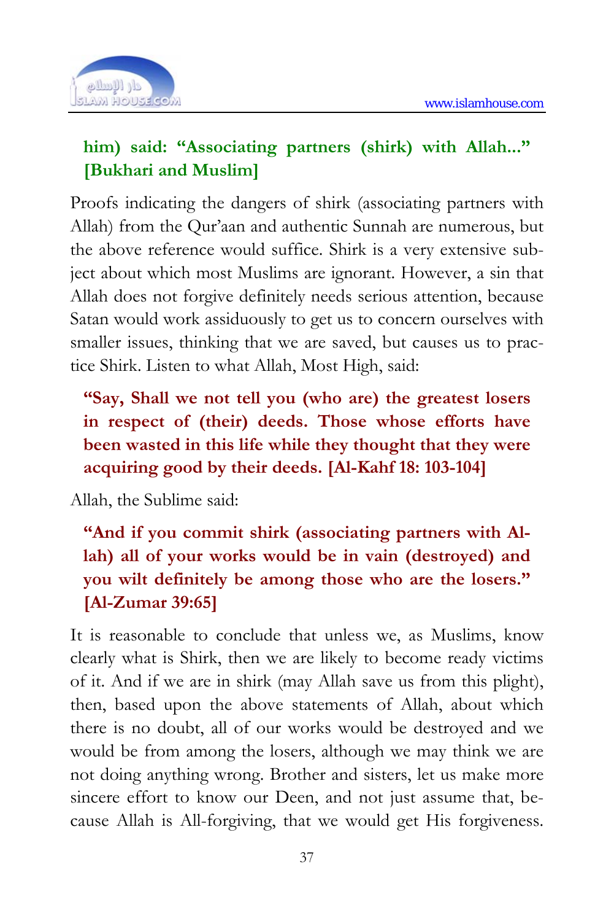**him) said: "Associating partners (shirk) with Allah..." [Bukhari and Muslim]**

Proofs indicating the dangers of shirk (associating partners with Allah) from the Qur'aan and authentic Sunnah are numerous, but the above reference would suffice. Shirk is a very extensive subject about which most Muslims are ignorant. However, a sin that Allah does not forgive definitely needs serious attention, because Satan would work assiduously to get us to concern ourselves with smaller issues, thinking that we are saved, but causes us to practice Shirk. Listen to what Allah, Most High, said:

> **"Say, Shall we not tell you (who are) the greatest losers in respect of (their) deeds. Those whose efforts have been wasted in this life while they thought that they were acquiring good by their deeds. [Al-Kahf 18: 103-104]**

Allah, the Sublime said:

> **"And if you commit shirk (associating partners with Allah) all of your works would be in vain (destroyed) and you wilt definitely be among those who are the losers." [Al-Zumar 39:65]**

It is reasonable to conclude that unless we, as Muslims, know clearly what is Shirk, then we are likely to become ready victims of it. And if we are in shirk (may Allah save us from this plight), then, based upon the above statements of Allah, about which there is no doubt, all of our works would be destroyed and we would be from among the losers, although we may think we are not doing anything wrong. Brother and sisters, let us make more sincere effort to know our Deen, and not just assume that, because Allah is All-forgiving, that we would get His forgiveness.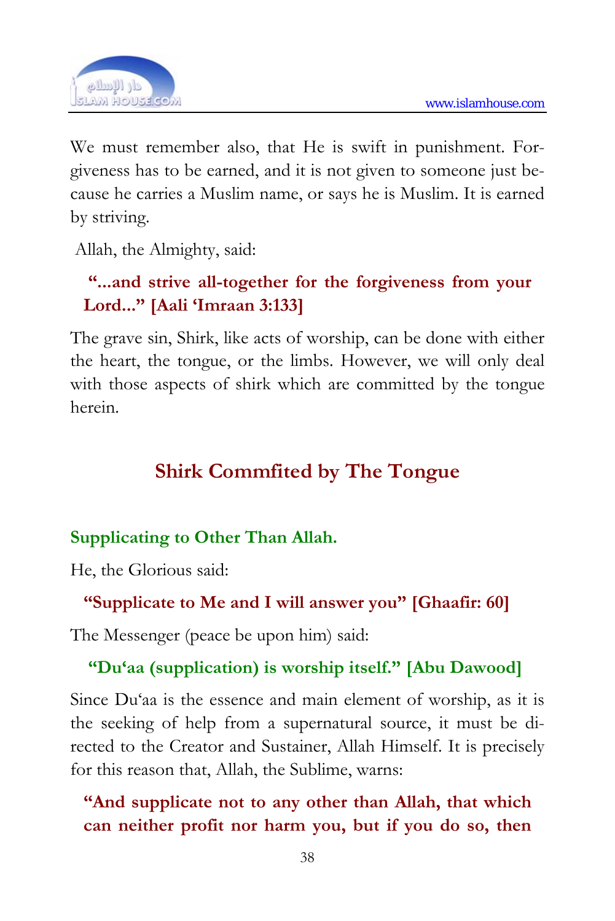We must remember also, that He is swift in punishment. Forgiveness has to be earned, and it is not given to someone just because he carries a Muslim name, or says he is Muslim. It is earned by striving.

Allah, the Almighty, said:

> **"...and strive all-together for the forgiveness from your Lord..." [Aali 'Imraan 3:133]**

The grave sin, Shirk, like acts of worship, can be done with either the heart, the tongue, or the limbs. However, we will only deal with those aspects of shirk which are committed by the tongue herein.

## Shirk Commfited by The Tongue

### Supplicating to Other Than Allah.

He, the Glorious said:

> **"Supplicate to Me and I will answer you" [Ghaafir: 60]**

The Messenger (peace be upon him) said:

> **"Du'aa (supplication) is worship itself." [Abu Dawood]**

Since Du'aa is the essence and main element of worship, as it is the seeking of help from a supernatural source, it must be directed to the Creator and Sustainer, Allah Himself. It is precisely for this reason that, Allah, the Sublime, warns:

> **"And supplicate not to any other than Allah, that which can neither profit nor harm you, but if you do so, then**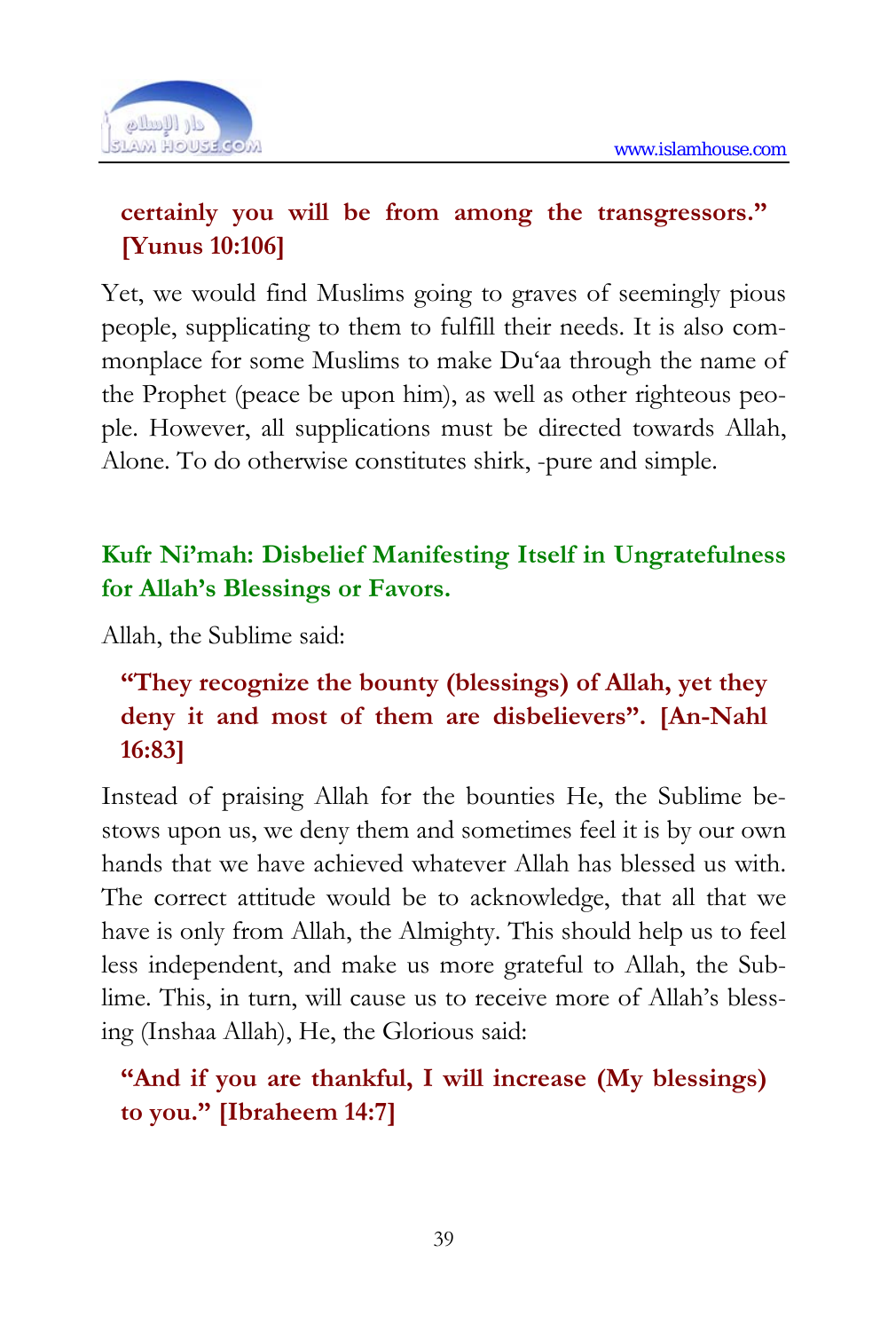**certainly you will be from among the transgressors." [Yunus 10:106]**

Yet, we would find Muslims going to graves of seemingly pious people, supplicating to them to fulfill their needs. It is also commonplace for some Muslims to make Du'aa through the name of the Prophet (peace be upon him), as well as other righteous people. However, all supplications must be directed towards Allah, Alone. To do otherwise constitutes shirk, -pure and simple.

## Kufr Ni'mah: Disbelief Manifesting Itself in Ungratefulness for Allah's Blessings or Favors.

Allah, the Sublime said:

> **"They recognize the bounty (blessings) of Allah, yet they deny it and most of them are disbelievers". [An-Nahl 16:83]**

Instead of praising Allah for the bounties He, the Sublime bestows upon us, we deny them and sometimes feel it is by our own hands that we have achieved whatever Allah has blessed us with. The correct attitude would be to acknowledge, that all that we have is only from Allah, the Almighty. This should help us to feel less independent, and make us more grateful to Allah, the Sublime. This, in turn, will cause us to receive more of Allah's blessing (Inshaa Allah), He, the Glorious said:

> **"And if you are thankful, I will increase (My blessings) to you." [Ibraheem 14:7]**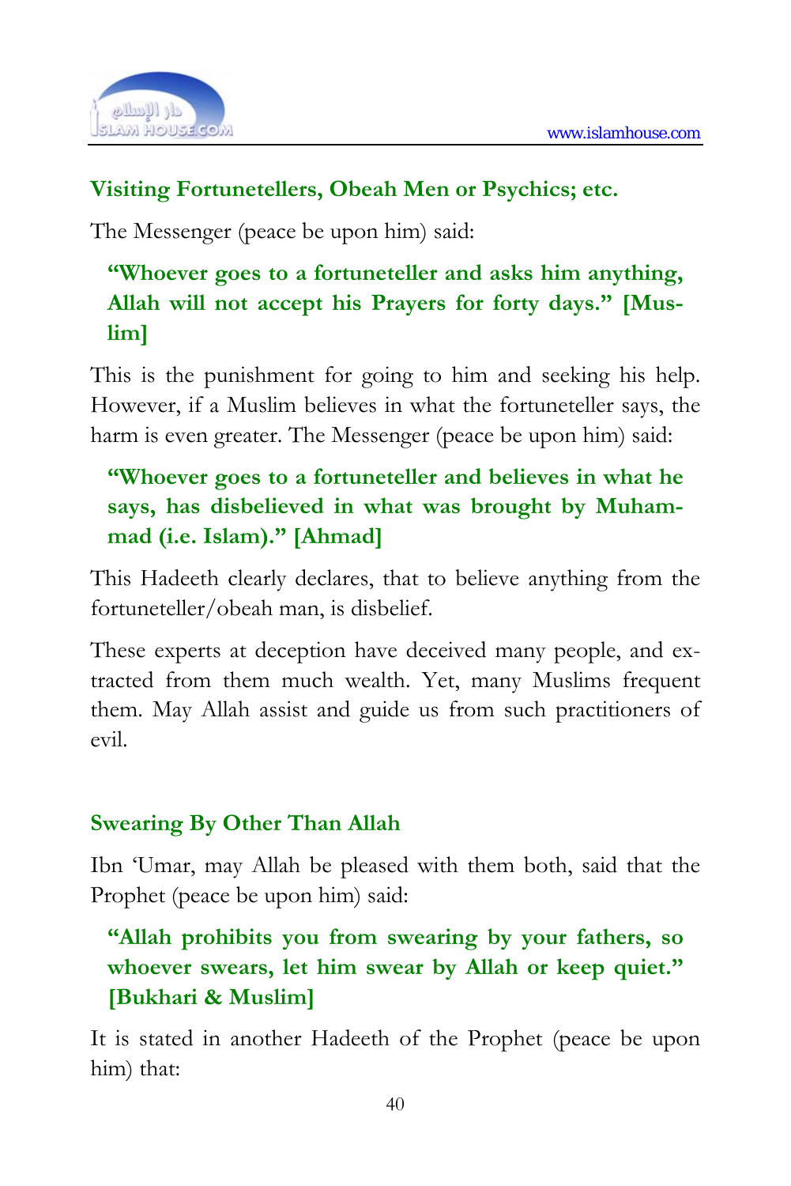## Visiting Fortunetellers, Obeah Men or Psychics; etc.

The Messenger (peace be upon him) said:

> **"Whoever goes to a fortuneteller and asks him anything, Allah will not accept his Prayers for forty days." [Muslim]**

This is the punishment for going to him and seeking his help. However, if a Muslim believes in what the fortuneteller says, the harm is even greater. The Messenger (peace be upon him) said:

> **"Whoever goes to a fortuneteller and believes in what he says, has disbelieved in what was brought by Muhammad (i.e. Islam)." [Ahmad]**

This Hadeeth clearly declares, that to believe anything from the fortuneteller/obeah man, is disbelief.

These experts at deception have deceived many people, and extracted from them much wealth. Yet, many Muslims frequent them. May Allah assist and guide us from such practitioners of evil.

## Swearing By Other Than Allah

Ibn 'Umar, may Allah be pleased with them both, said that the Prophet (peace be upon him) said:

> **"Allah prohibits you from swearing by your fathers, so whoever swears, let him swear by Allah or keep quiet." [Bukhari & Muslim]**

It is stated in another Hadeeth of the Prophet (peace be upon him) that: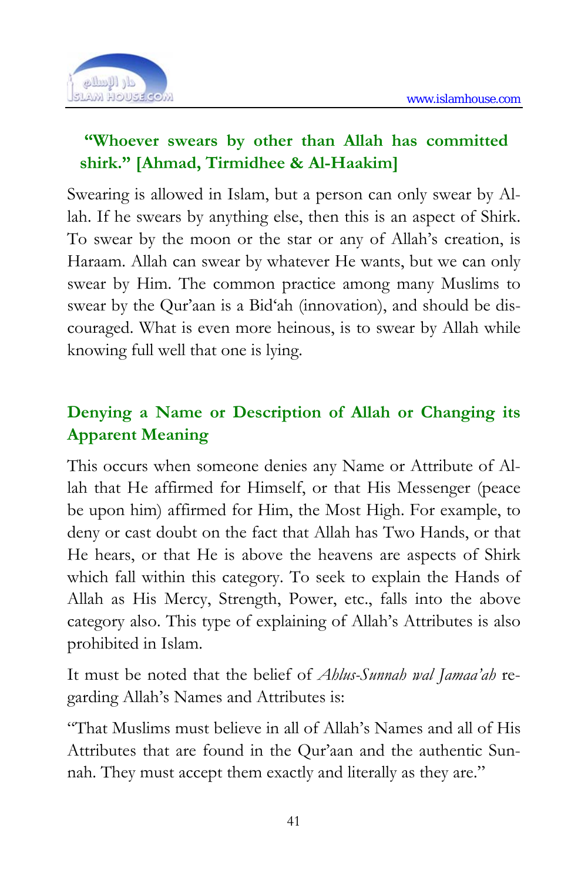**"Whoever swears by other than Allah has committed shirk." [Ahmad, Tirmidhee & Al-Haakim]**

Swearing is allowed in Islam, but a person can only swear by Allah. If he swears by anything else, then this is an aspect of Shirk. To swear by the moon or the star or any of Allah's creation, is Haraam. Allah can swear by whatever He wants, but we can only swear by Him. The common practice among many Muslims to swear by the Qur'aan is a Bid'ah (innovation), and should be discouraged. What is even more heinous, is to swear by Allah while knowing full well that one is lying.

## Denying a Name or Description of Allah or Changing its Apparent Meaning

This occurs when someone denies any Name or Attribute of Allah that He affirmed for Himself, or that His Messenger (peace be upon him) affirmed for Him, the Most High. For example, to deny or cast doubt on the fact that Allah has Two Hands, or that He hears, or that He is above the heavens are aspects of Shirk which fall within this category. To seek to explain the Hands of Allah as His Mercy, Strength, Power, etc., falls into the above category also. This type of explaining of Allah's Attributes is also prohibited in Islam.

It must be noted that the belief of *Ahlus-Sunnah wal Jamaa'ah* regarding Allah's Names and Attributes is:

"That Muslims must believe in all of Allah's Names and all of His Attributes that are found in the Qur'aan and the authentic Sunnah. They must accept them exactly and literally as they are."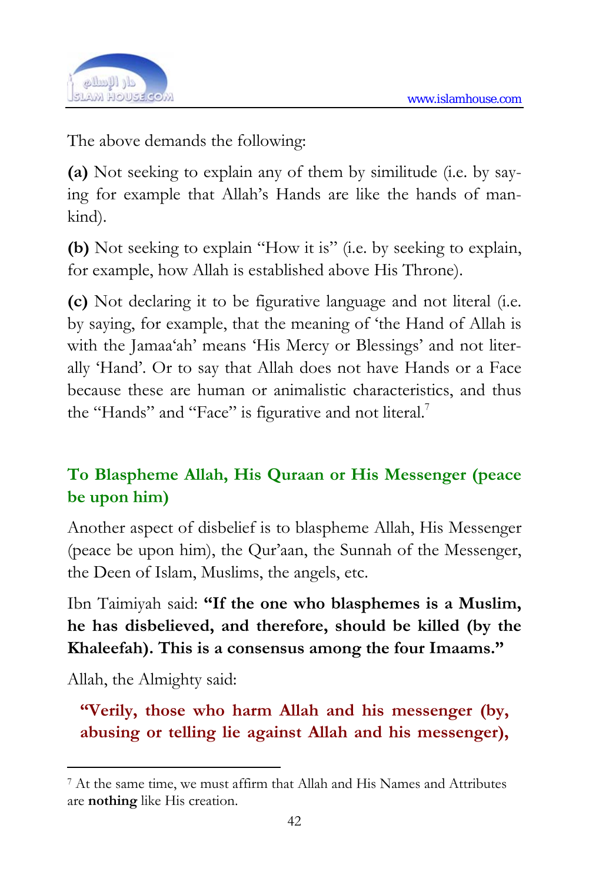The above demands the following:

**(a)** Not seeking to explain any of them by similitude (i.e. by saying for example that Allah's Hands are like the hands of mankind).

**(b)** Not seeking to explain "How it is" (i.e. by seeking to explain, for example, how Allah is established above His Throne).

**(c)** Not declaring it to be figurative language and not literal (i.e. by saying, for example, that the meaning of 'the Hand of Allah is with the Jamaa'ah' means 'His Mercy or Blessings' and not literally 'Hand'. Or to say that Allah does not have Hands or a Face because these are human or animalistic characteristics, and thus the "Hands" and "Face" is figurative and not literal.[7]

## To Blaspheme Allah, His Quraan or His Messenger (peace be upon him)

Another aspect of disbelief is to blaspheme Allah, His Messenger (peace be upon him), the Qur'aan, the Sunnah of the Messenger, the Deen of Islam, Muslims, the angels, etc.

Ibn Taimiyah said: **"If the one who blasphemes is a Muslim, he has disbelieved, and therefore, should be killed (by the Khaleefah). This is a consensus among the four Imaams."**

Allah, the Almighty said:

> **"Verily, those who harm Allah and his messenger (by, abusing or telling lie against Allah and his messenger),**

---

[7] At the same time, we must affirm that Allah and His Names and Attributes are **nothing** like His creation.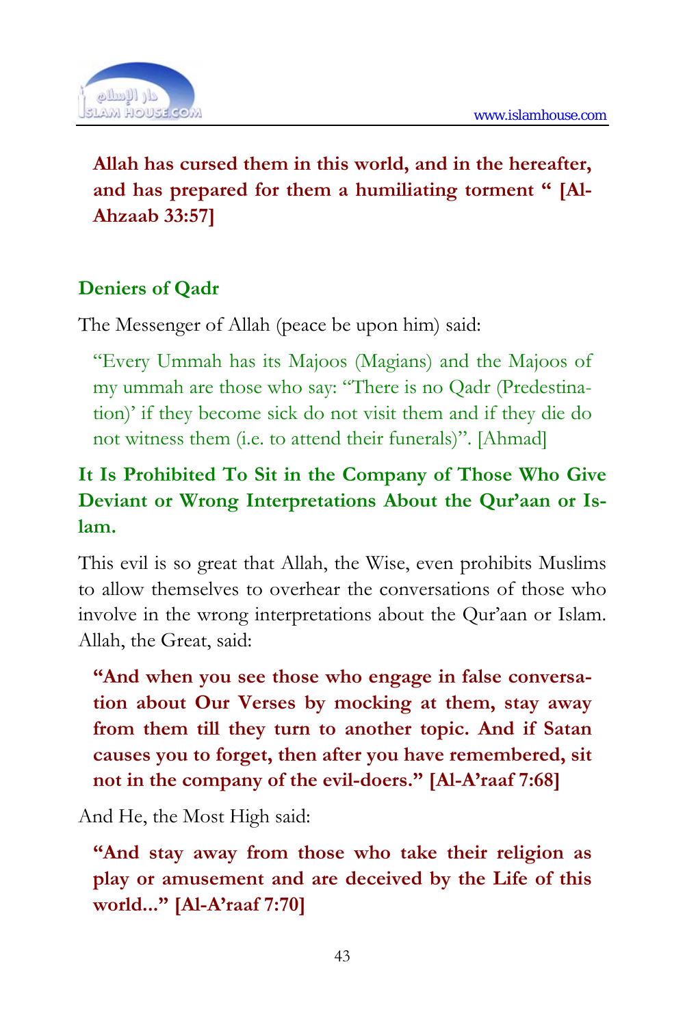**Allah has cursed them in this world, and in the hereafter, and has prepared for them a humiliating torment " [Al-Ahzaab 33:57]**

## Deniers of Qadr

The Messenger of Allah (peace be upon him) said:

> "Every Ummah has its Majoos (Magians) and the Majoos of my ummah are those who say: "There is no Qadr (Predestination)' if they become sick do not visit them and if they die do not witness them (i.e. to attend their funerals)". [Ahmad]

## It Is Prohibited To Sit in the Company of Those Who Give Deviant or Wrong Interpretations About the Qur'aan or Islam.

This evil is so great that Allah, the Wise, even prohibits Muslims to allow themselves to overhear the conversations of those who involve in the wrong interpretations about the Qur'aan or Islam. Allah, the Great, said:

> **"And when you see those who engage in false conversation about Our Verses by mocking at them, stay away from them till they turn to another topic. And if Satan causes you to forget, then after you have remembered, sit not in the company of the evil-doers." [Al-A'raaf 7:68]**

And He, the Most High said:

> **"And stay away from those who take their religion as play or amusement and are deceived by the Life of this world..." [Al-A'raaf 7:70]**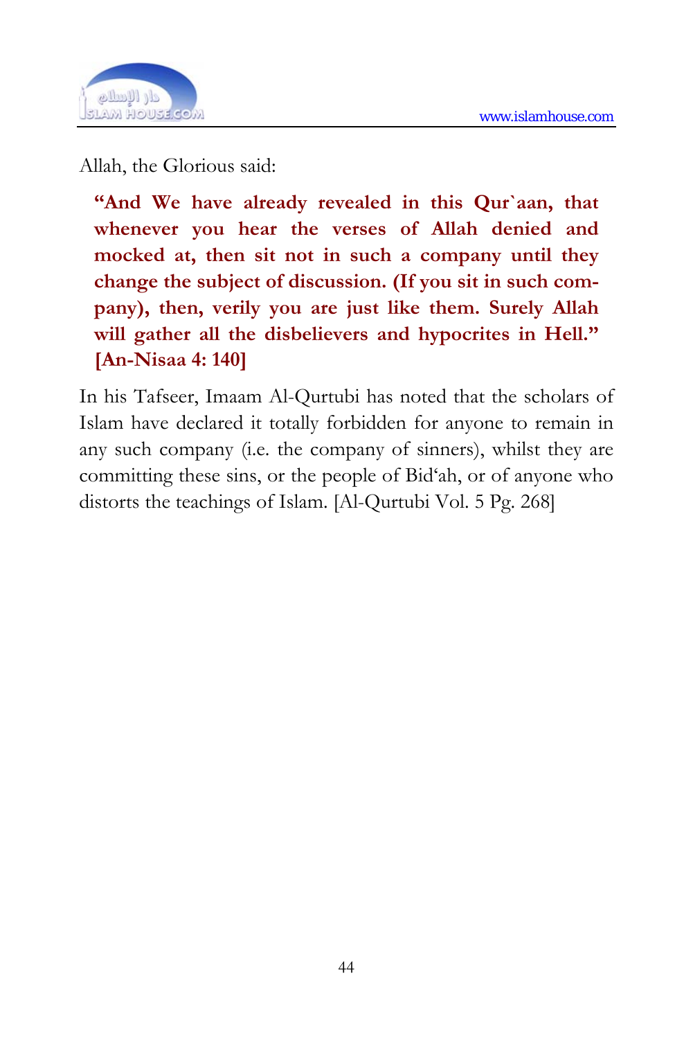Allah, the Glorious said:

> **"And We have already revealed in this Qur`aan, that whenever you hear the verses of Allah denied and mocked at, then sit not in such a company until they change the subject of discussion. (If you sit in such company), then, verily you are just like them. Surely Allah will gather all the disbelievers and hypocrites in Hell." [An-Nisaa 4: 140]**

In his Tafseer, Imaam Al-Qurtubi has noted that the scholars of Islam have declared it totally forbidden for anyone to remain in any such company (i.e. the company of sinners), whilst they are committing these sins, or the people of Bid'ah, or of anyone who distorts the teachings of Islam. [Al-Qurtubi Vol. 5 Pg. 268]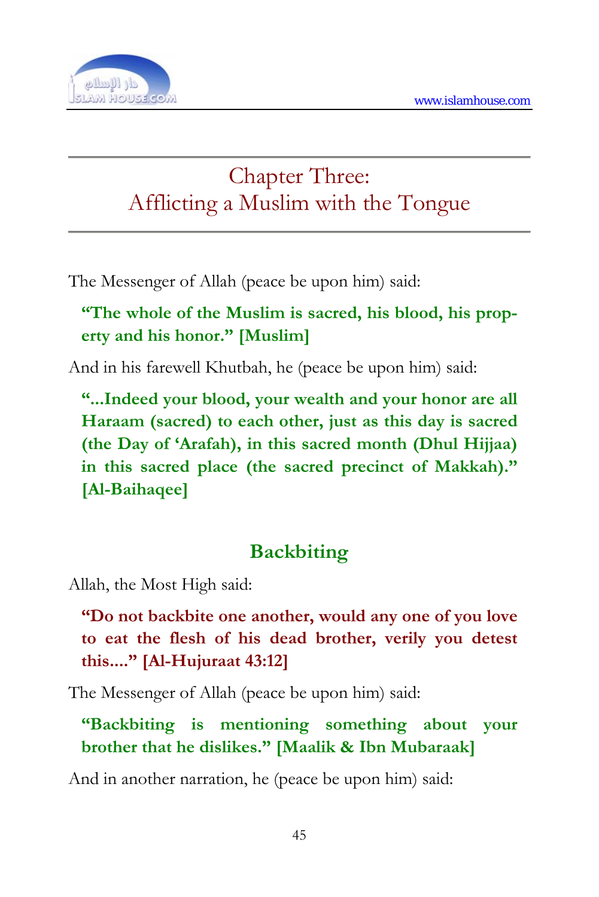# Chapter Three: Afflicting a Muslim with the Tongue

The Messenger of Allah (peace be upon him) said:

> **"The whole of the Muslim is sacred, his blood, his property and his honor." [Muslim]**

And in his farewell Khutbah, he (peace be upon him) said:

> **"...Indeed your blood, your wealth and your honor are all Haraam (sacred) to each other, just as this day is sacred (the Day of 'Arafah), in this sacred month (Dhul Hijjaa) in this sacred place (the sacred precinct of Makkah)." [Al-Baihaqee]**

## Backbiting

Allah, the Most High said:

> **"Do not backbite one another, would any one of you love to eat the flesh of his dead brother, verily you detest this...." [Al-Hujuraat 43:12]**

The Messenger of Allah (peace be upon him) said:

> **"Backbiting is mentioning something about your brother that he dislikes." [Maalik & Ibn Mubaraak]**

And in another narration, he (peace be upon him) said: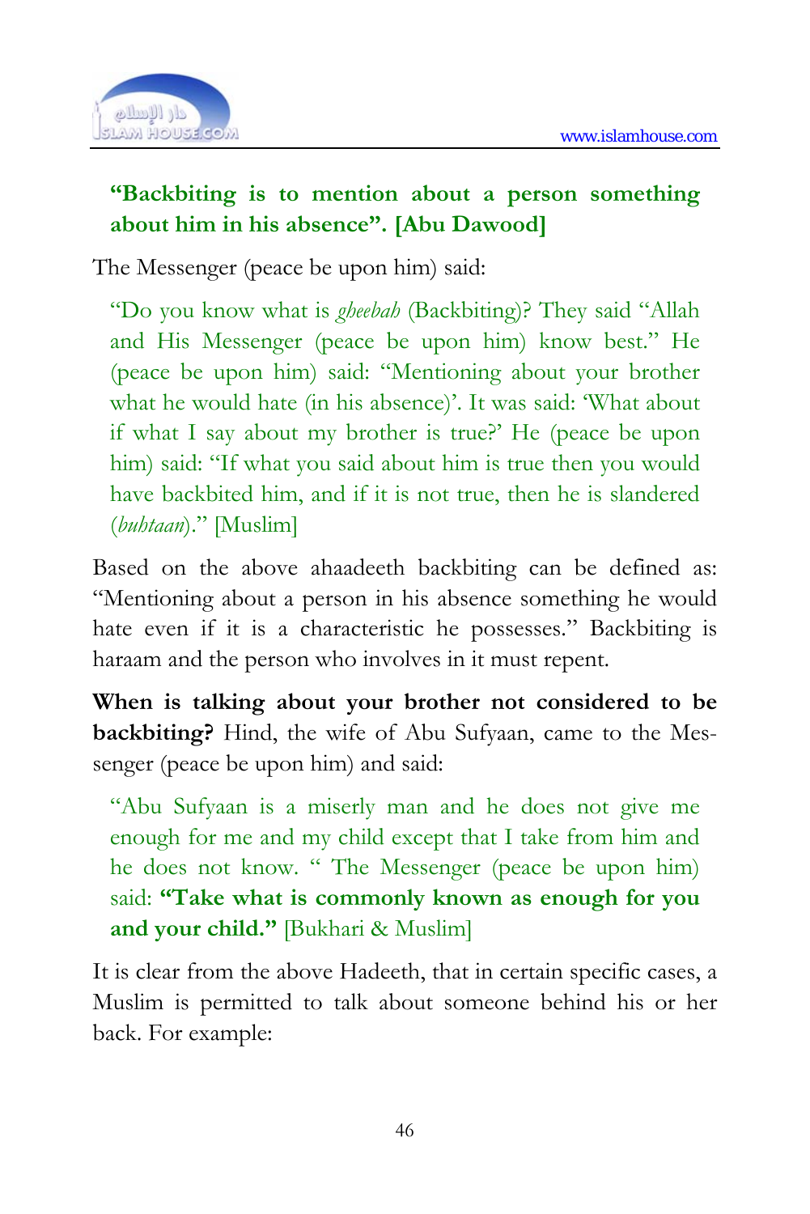**"Backbiting is to mention about a person something about him in his absence". [Abu Dawood]**

The Messenger (peace be upon him) said:

> "Do you know what is *gheebah* (Backbiting)? They said "Allah and His Messenger (peace be upon him) know best." He (peace be upon him) said: "Mentioning about your brother what he would hate (in his absence)'. It was said: 'What about if what I say about my brother is true?' He (peace be upon him) said: "If what you said about him is true then you would have backbited him, and if it is not true, then he is slandered (*buhtaan*)." [Muslim]

Based on the above ahaadeeth backbiting can be defined as: "Mentioning about a person in his absence something he would hate even if it is a characteristic he possesses." Backbiting is haraam and the person who involves in it must repent.

**When is talking about your brother not considered to be backbiting?** Hind, the wife of Abu Sufyaan, came to the Messenger (peace be upon him) and said:

> "Abu Sufyaan is a miserly man and he does not give me enough for me and my child except that I take from him and he does not know. " The Messenger (peace be upon him) said: **"Take what is commonly known as enough for you and your child."** [Bukhari & Muslim]

It is clear from the above Hadeeth, that in certain specific cases, a Muslim is permitted to talk about someone behind his or her back. For example: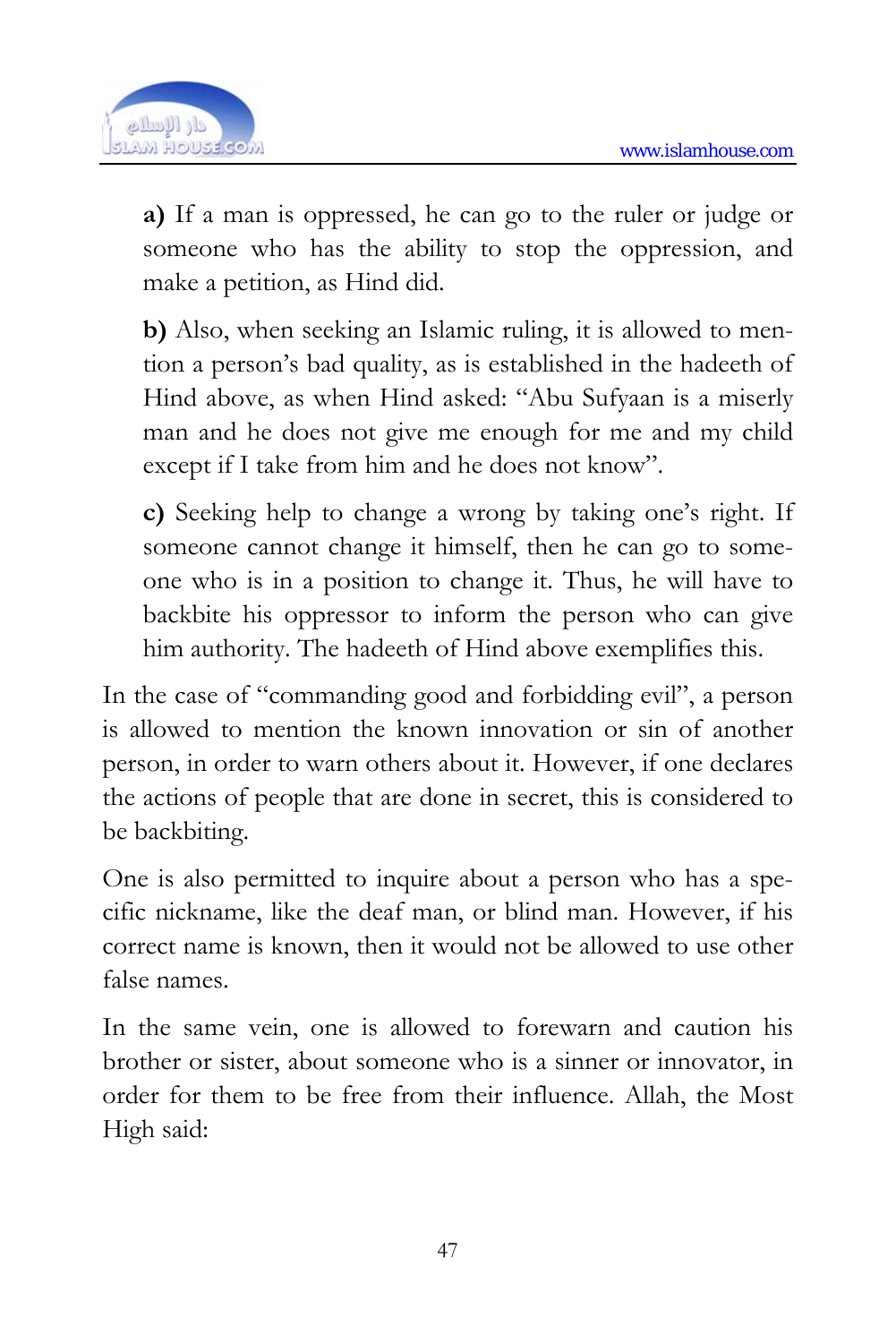**a)** If a man is oppressed, he can go to the ruler or judge or someone who has the ability to stop the oppression, and make a petition, as Hind did.

**b)** Also, when seeking an Islamic ruling, it is allowed to mention a person's bad quality, as is established in the hadeeth of Hind above, as when Hind asked: "Abu Sufyaan is a miserly man and he does not give me enough for me and my child except if I take from him and he does not know".

**c)** Seeking help to change a wrong by taking one's right. If someone cannot change it himself, then he can go to someone who is in a position to change it. Thus, he will have to backbite his oppressor to inform the person who can give him authority. The hadeeth of Hind above exemplifies this.

In the case of "commanding good and forbidding evil", a person is allowed to mention the known innovation or sin of another person, in order to warn others about it. However, if one declares the actions of people that are done in secret, this is considered to be backbiting.

One is also permitted to inquire about a person who has a specific nickname, like the deaf man, or blind man. However, if his correct name is known, then it would not be allowed to use other false names.

In the same vein, one is allowed to forewarn and caution his brother or sister, about someone who is a sinner or innovator, in order for them to be free from their influence. Allah, the Most High said: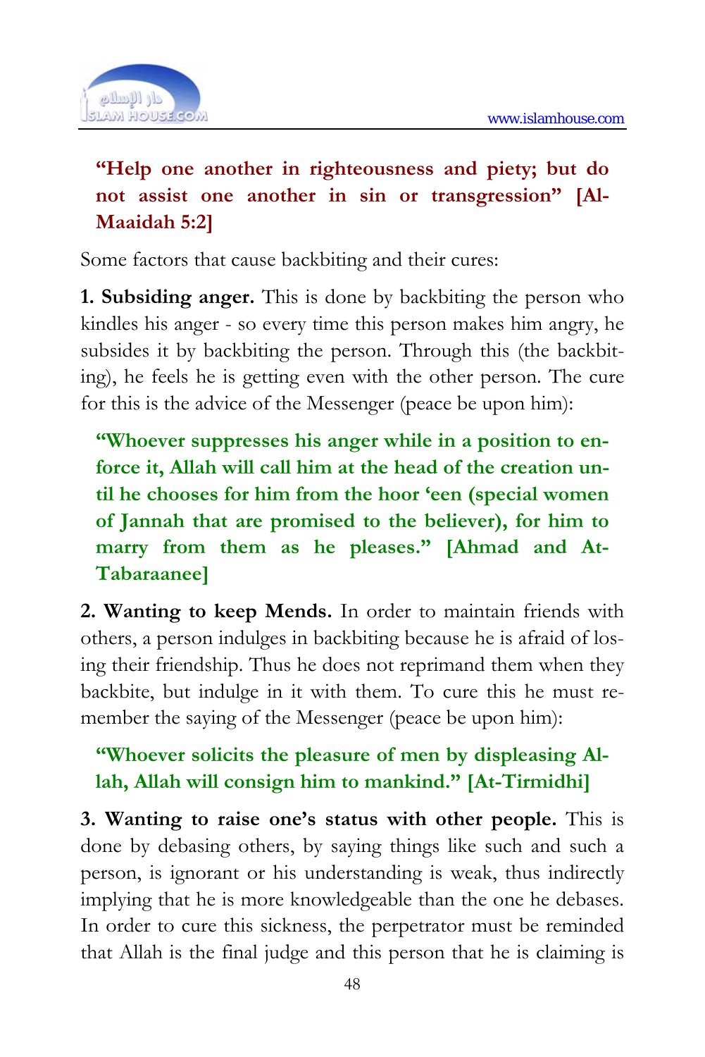**"Help one another in righteousness and piety; but do not assist one another in sin or transgression" [Al-Maaidah 5:2]**

Some factors that cause backbiting and their cures:

**1. Subsiding anger.** This is done by backbiting the person who kindles his anger - so every time this person makes him angry, he subsides it by backbiting the person. Through this (the backbiting), he feels he is getting even with the other person. The cure for this is the advice of the Messenger (peace be upon him):

**"Whoever suppresses his anger while in a position to enforce it, Allah will call him at the head of the creation until he chooses for him from the hoor 'een (special women of Jannah that are promised to the believer), for him to marry from them as he pleases." [Ahmad and At-Tabaraanee]**

**2. Wanting to keep Mends.** In order to maintain friends with others, a person indulges in backbiting because he is afraid of losing their friendship. Thus he does not reprimand them when they backbite, but indulge in it with them. To cure this he must remember the saying of the Messenger (peace be upon him):

**"Whoever solicits the pleasure of men by displeasing Allah, Allah will consign him to mankind." [At-Tirmidhi]**

**3. Wanting to raise one's status with other people.** This is done by debasing others, by saying things like such and such a person, is ignorant or his understanding is weak, thus indirectly implying that he is more knowledgeable than the one he debases. In order to cure this sickness, the perpetrator must be reminded that Allah is the final judge and this person that he is claiming is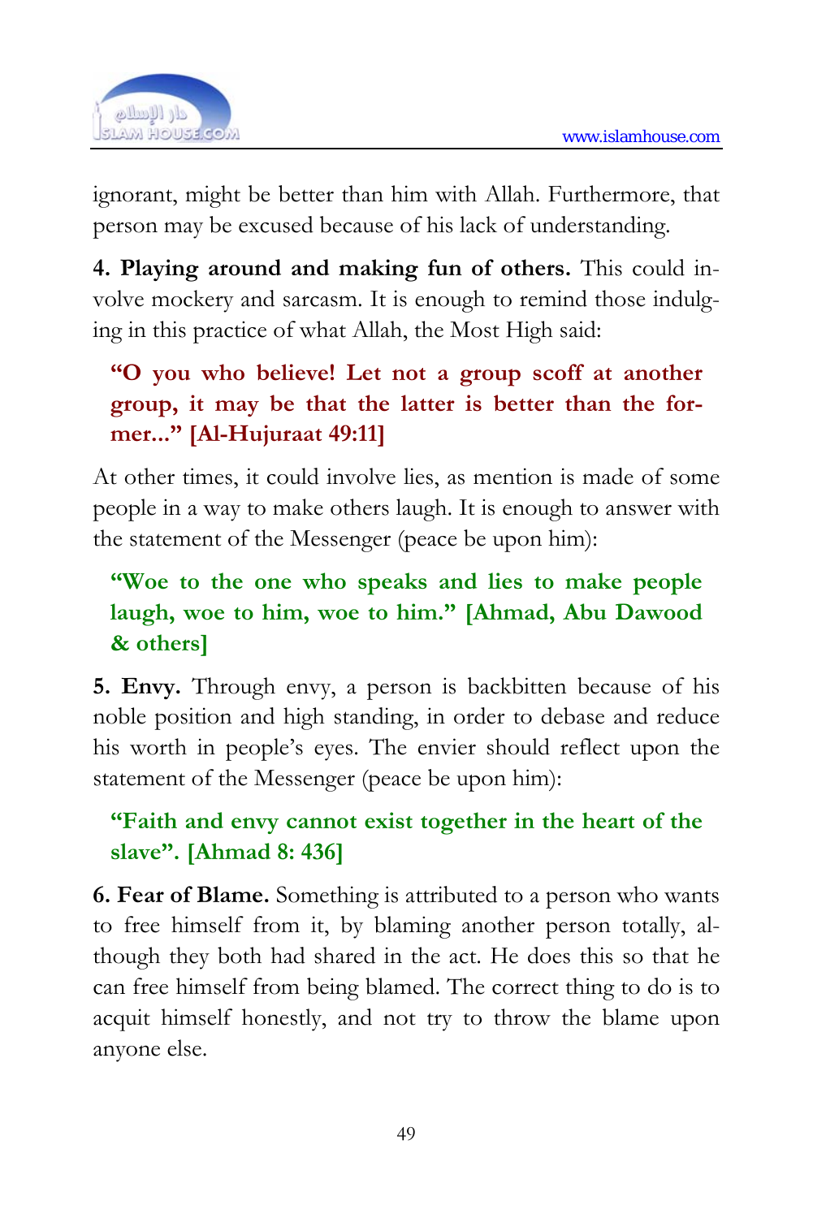ignorant, might be better than him with Allah. Furthermore, that person may be excused because of his lack of understanding.

**4. Playing around and making fun of others.** This could involve mockery and sarcasm. It is enough to remind those indulging in this practice of what Allah, the Most High said:

> **"O you who believe! Let not a group scoff at another group, it may be that the latter is better than the former..." [Al-Hujuraat 49:11]**

At other times, it could involve lies, as mention is made of some people in a way to make others laugh. It is enough to answer with the statement of the Messenger (peace be upon him):

> **"Woe to the one who speaks and lies to make people laugh, woe to him, woe to him." [Ahmad, Abu Dawood & others]**

**5. Envy.** Through envy, a person is backbitten because of his noble position and high standing, in order to debase and reduce his worth in people's eyes. The envier should reflect upon the statement of the Messenger (peace be upon him):

> **"Faith and envy cannot exist together in the heart of the slave". [Ahmad 8: 436]**

**6. Fear of Blame.** Something is attributed to a person who wants to free himself from it, by blaming another person totally, although they both had shared in the act. He does this so that he can free himself from being blamed. The correct thing to do is to acquit himself honestly, and not try to throw the blame upon anyone else.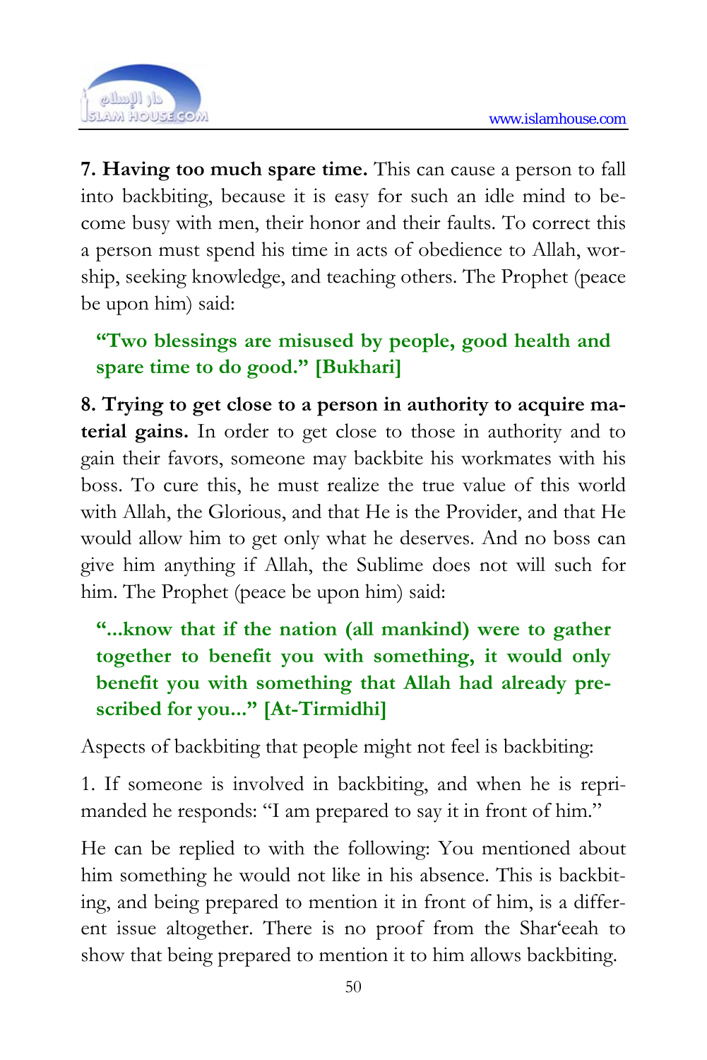**7. Having too much spare time.** This can cause a person to fall into backbiting, because it is easy for such an idle mind to become busy with men, their honor and their faults. To correct this a person must spend his time in acts of obedience to Allah, worship, seeking knowledge, and teaching others. The Prophet (peace be upon him) said:

> **"Two blessings are misused by people, good health and spare time to do good." [Bukhari]**

**8. Trying to get close to a person in authority to acquire material gains.** In order to get close to those in authority and to gain their favors, someone may backbite his workmates with his boss. To cure this, he must realize the true value of this world with Allah, the Glorious, and that He is the Provider, and that He would allow him to get only what he deserves. And no boss can give him anything if Allah, the Sublime does not will such for him. The Prophet (peace be upon him) said:

> **"...know that if the nation (all mankind) were to gather together to benefit you with something, it would only benefit you with something that Allah had already prescribed for you..." [At-Tirmidhi]**

Aspects of backbiting that people might not feel is backbiting:

1. If someone is involved in backbiting, and when he is reprimanded he responds: "I am prepared to say it in front of him."

He can be replied to with the following: You mentioned about him something he would not like in his absence. This is backbiting, and being prepared to mention it in front of him, is a different issue altogether. There is no proof from the Shar'eeah to show that being prepared to mention it to him allows backbiting.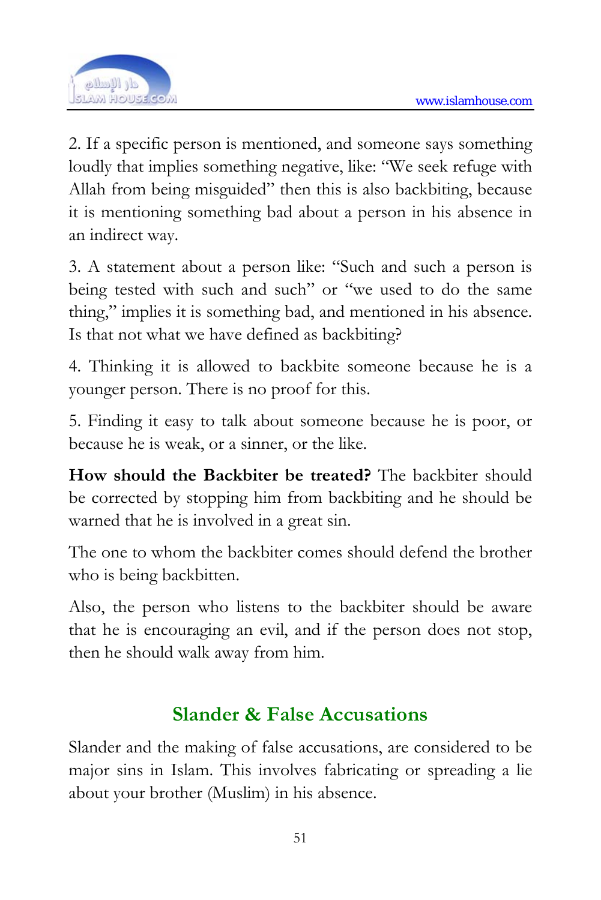2. If a specific person is mentioned, and someone says something loudly that implies something negative, like: "We seek refuge with Allah from being misguided" then this is also backbiting, because it is mentioning something bad about a person in his absence in an indirect way.

3. A statement about a person like: "Such and such a person is being tested with such and such" or "we used to do the same thing," implies it is something bad, and mentioned in his absence. Is that not what we have defined as backbiting?

4. Thinking it is allowed to backbite someone because he is a younger person. There is no proof for this.

5. Finding it easy to talk about someone because he is poor, or because he is weak, or a sinner, or the like.

**How should the Backbiter be treated?** The backbiter should be corrected by stopping him from backbiting and he should be warned that he is involved in a great sin.

The one to whom the backbiter comes should defend the brother who is being backbitten.

Also, the person who listens to the backbiter should be aware that he is encouraging an evil, and if the person does not stop, then he should walk away from him.

## Slander & False Accusations

Slander and the making of false accusations, are considered to be major sins in Islam. This involves fabricating or spreading a lie about your brother (Muslim) in his absence.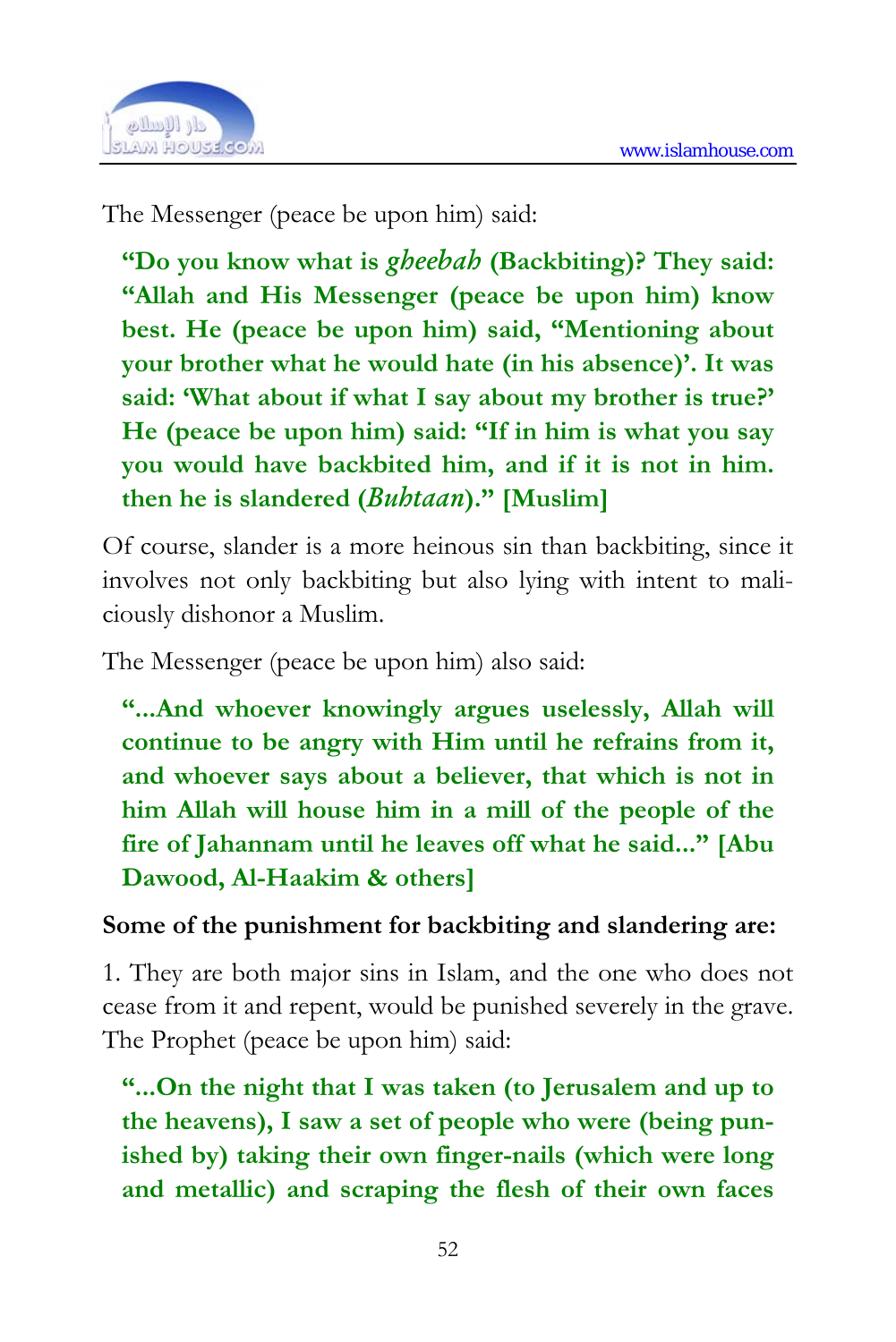The Messenger (peace be upon him) said:

> **"Do you know what is *gheebah* (Backbiting)? They said: "Allah and His Messenger (peace be upon him) know best. He (peace be upon him) said, "Mentioning about your brother what he would hate (in his absence)'. It was said: 'What about if what I say about my brother is true?' He (peace be upon him) said: "If in him is what you say you would have backbited him, and if it is not in him. then he is slandered (*Buhtaan*)." [Muslim]**

Of course, slander is a more heinous sin than backbiting, since it involves not only backbiting but also lying with intent to maliciously dishonor a Muslim.

The Messenger (peace be upon him) also said:

> **"...And whoever knowingly argues uselessly, Allah will continue to be angry with Him until he refrains from it, and whoever says about a believer, that which is not in him Allah will house him in a mill of the people of the fire of Jahannam until he leaves off what he said..." [Abu Dawood, Al-Haakim & others]**

**Some of the punishment for backbiting and slandering are:**

1. They are both major sins in Islam, and the one who does not cease from it and repent, would be punished severely in the grave. The Prophet (peace be upon him) said:

> **"...On the night that I was taken (to Jerusalem and up to the heavens), I saw a set of people who were (being punished by) taking their own finger-nails (which were long and metallic) and scraping the flesh of their own faces**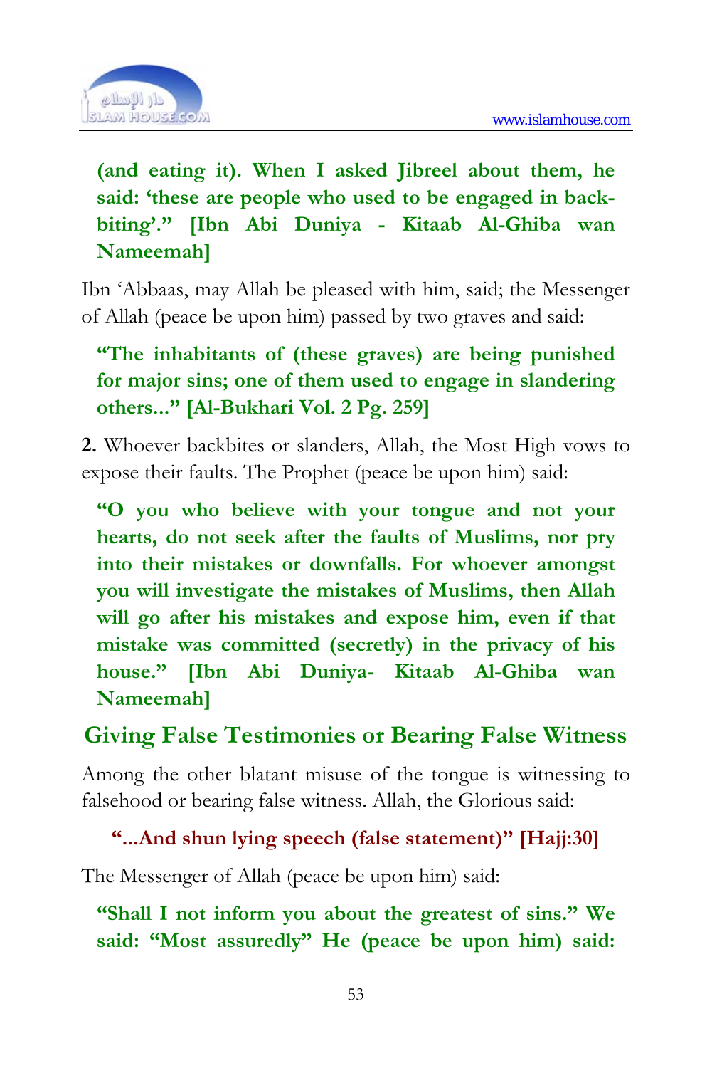**(and eating it). When I asked Jibreel about them, he said: 'these are people who used to be engaged in back-biting'." [Ibn Abi Duniya - Kitaab Al-Ghiba wan Nameemah]**

Ibn 'Abbaas, may Allah be pleased with him, said; the Messenger of Allah (peace be upon him) passed by two graves and said:

**"The inhabitants of (these graves) are being punished for major sins; one of them used to engage in slandering others..." [Al-Bukhari Vol. 2 Pg. 259]**

**2.** Whoever backbites or slanders, Allah, the Most High vows to expose their faults. The Prophet (peace be upon him) said:

**"O you who believe with your tongue and not your hearts, do not seek after the faults of Muslims, nor pry into their mistakes or downfalls. For whoever amongst you will investigate the mistakes of Muslims, then Allah will go after his mistakes and expose him, even if that mistake was committed (secretly) in the privacy of his house." [Ibn Abi Duniya- Kitaab Al-Ghiba wan Nameemah]**

## Giving False Testimonies or Bearing False Witness

Among the other blatant misuse of the tongue is witnessing to falsehood or bearing false witness. Allah, the Glorious said:

**"...And shun lying speech (false statement)" [Hajj:30]**

The Messenger of Allah (peace be upon him) said:

**"Shall I not inform you about the greatest of sins." We said: "Most assuredly" He (peace be upon him) said:**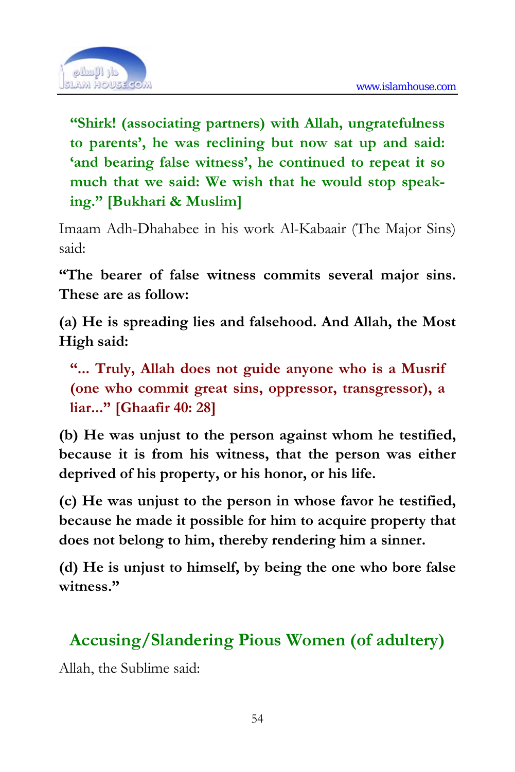**"Shirk! (associating partners) with Allah, ungratefulness to parents', he was reclining but now sat up and said: 'and bearing false witness', he continued to repeat it so much that we said: We wish that he would stop speaking." [Bukhari & Muslim]**

Imaam Adh-Dhahabee in his work Al-Kabaair (The Major Sins) said:

**"The bearer of false witness commits several major sins. These are as follow:**

**(a) He is spreading lies and falsehood. And Allah, the Most High said:**

**"... Truly, Allah does not guide anyone who is a Musrif (one who commit great sins, oppressor, transgressor), a liar..." [Ghaafir 40: 28]**

**(b) He was unjust to the person against whom he testified, because it is from his witness, that the person was either deprived of his property, or his honor, or his life.**

**(c) He was unjust to the person in whose favor he testified, because he made it possible for him to acquire property that does not belong to him, thereby rendering him a sinner.**

**(d) He is unjust to himself, by being the one who bore false witness."**

## Accusing/Slandering Pious Women (of adultery)

Allah, the Sublime said: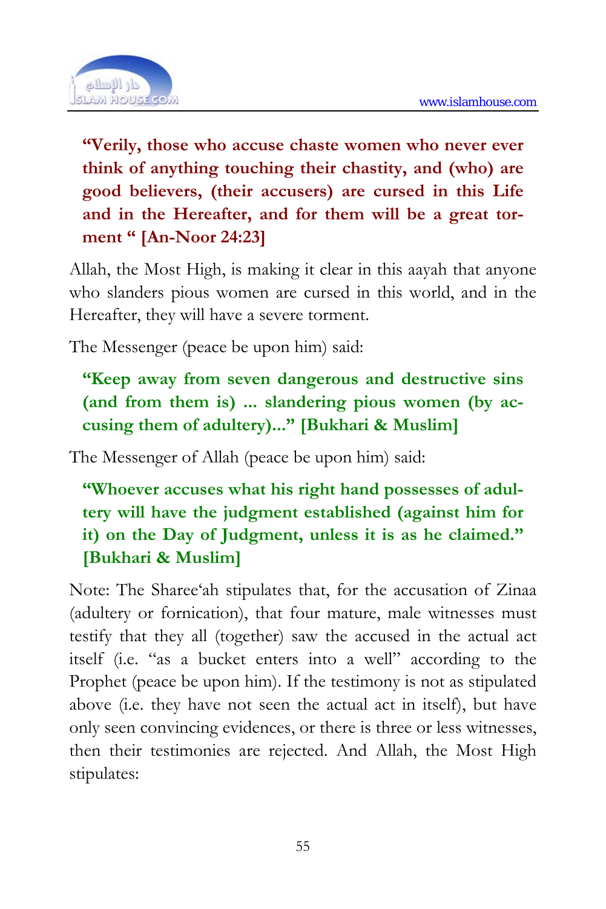**"Verily, those who accuse chaste women who never ever think of anything touching their chastity, and (who) are good believers, (their accusers) are cursed in this Life and in the Hereafter, and for them will be a great torment " [An-Noor 24:23]**

Allah, the Most High, is making it clear in this aayah that anyone who slanders pious women are cursed in this world, and in the Hereafter, they will have a severe torment.

The Messenger (peace be upon him) said:

**"Keep away from seven dangerous and destructive sins (and from them is) ... slandering pious women (by accusing them of adultery)..." [Bukhari & Muslim]**

The Messenger of Allah (peace be upon him) said:

**"Whoever accuses what his right hand possesses of adultery will have the judgment established (against him for it) on the Day of Judgment, unless it is as he claimed." [Bukhari & Muslim]**

Note: The Sharee'ah stipulates that, for the accusation of Zinaa (adultery or fornication), that four mature, male witnesses must testify that they all (together) saw the accused in the actual act itself (i.e. "as a bucket enters into a well" according to the Prophet (peace be upon him). If the testimony is not as stipulated above (i.e. they have not seen the actual act in itself), but have only seen convincing evidences, or there is three or less witnesses, then their testimonies are rejected. And Allah, the Most High stipulates: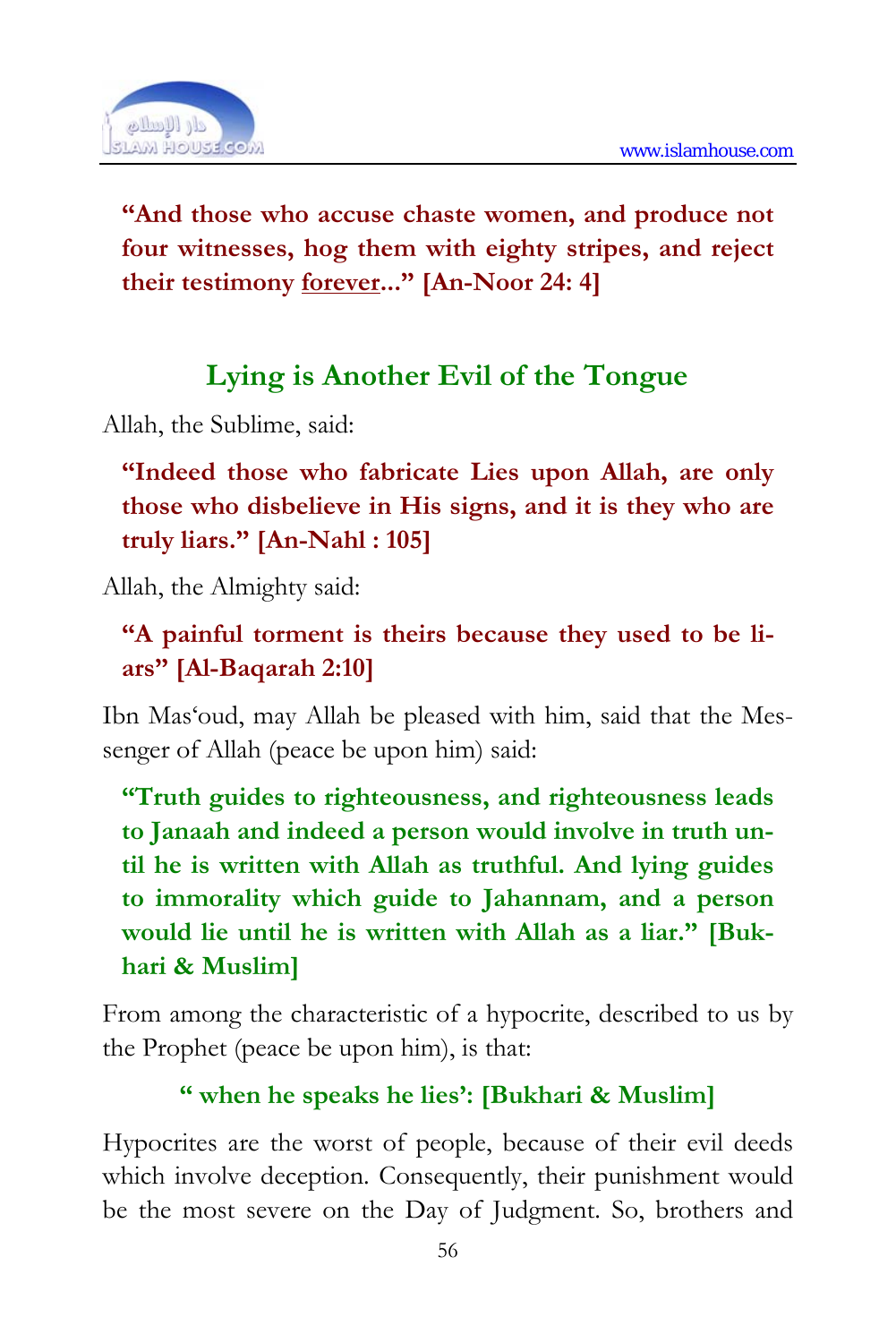**"And those who accuse chaste women, and produce not four witnesses, hog them with eighty stripes, and reject their testimony forever..." [An-Noor 24: 4]**

## Lying is Another Evil of the Tongue

Allah, the Sublime, said:

**"Indeed those who fabricate Lies upon Allah, are only those who disbelieve in His signs, and it is they who are truly liars." [An-Nahl : 105]**

Allah, the Almighty said:

**"A painful torment is theirs because they used to be liars" [Al-Baqarah 2:10]**

Ibn Mas'oud, may Allah be pleased with him, said that the Messenger of Allah (peace be upon him) said:

**"Truth guides to righteousness, and righteousness leads to Janaah and indeed a person would involve in truth until he is written with Allah as truthful. And lying guides to immorality which guide to Jahannam, and a person would lie until he is written with Allah as a liar." [Bukhari & Muslim]**

From among the characteristic of a hypocrite, described to us by the Prophet (peace be upon him), is that:

**" when he speaks he lies': [Bukhari & Muslim]**

Hypocrites are the worst of people, because of their evil deeds which involve deception. Consequently, their punishment would be the most severe on the Day of Judgment. So, brothers and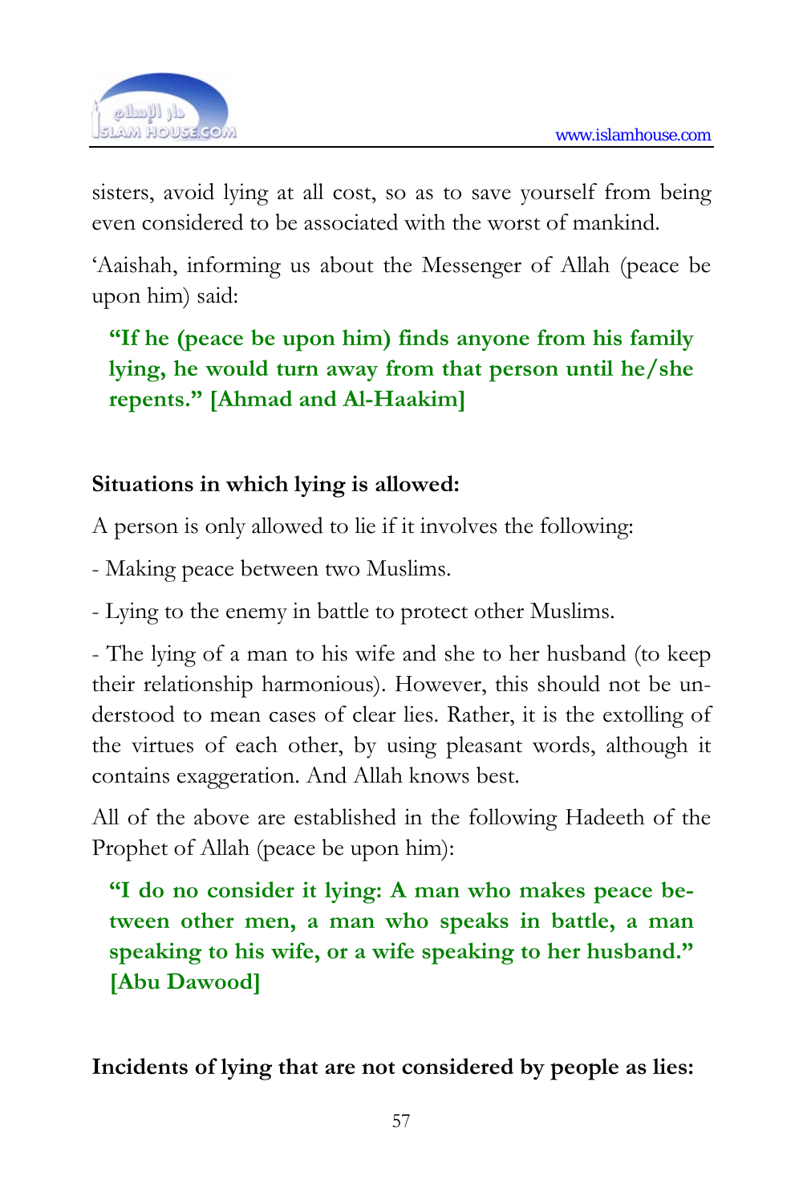sisters, avoid lying at all cost, so as to save yourself from being even considered to be associated with the worst of mankind.

'Aaishah, informing us about the Messenger of Allah (peace be upon him) said:

> **"If he (peace be upon him) finds anyone from his family lying, he would turn away from that person until he/she repents." [Ahmad and Al-Haakim]**

**Situations in which lying is allowed:**

A person is only allowed to lie if it involves the following:

- Making peace between two Muslims.

- Lying to the enemy in battle to protect other Muslims.

- The lying of a man to his wife and she to her husband (to keep their relationship harmonious). However, this should not be understood to mean cases of clear lies. Rather, it is the extolling of the virtues of each other, by using pleasant words, although it contains exaggeration. And Allah knows best.

All of the above are established in the following Hadeeth of the Prophet of Allah (peace be upon him):

> **"I do no consider it lying: A man who makes peace between other men, a man who speaks in battle, a man speaking to his wife, or a wife speaking to her husband." [Abu Dawood]**

**Incidents of lying that are not considered by people as lies:**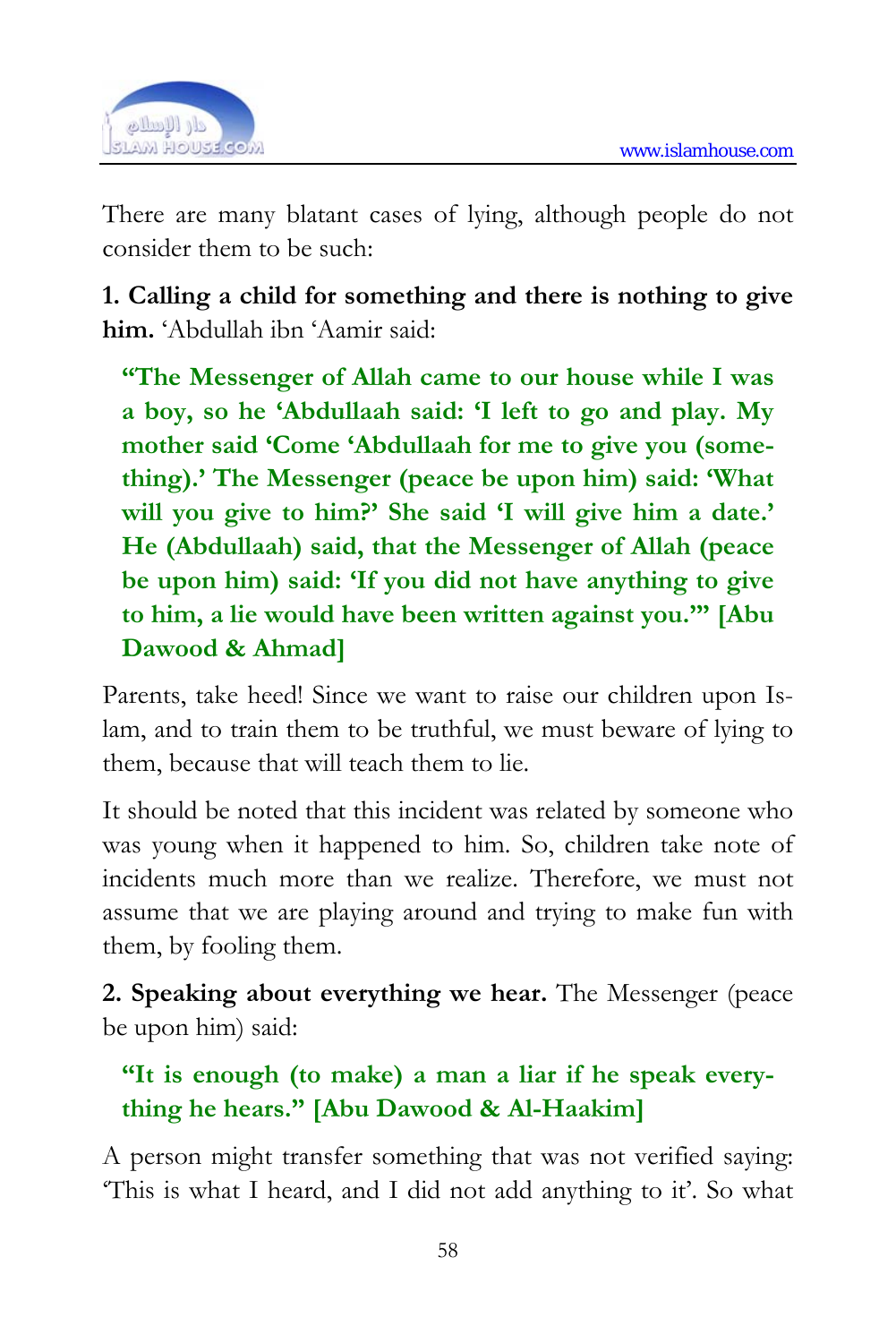There are many blatant cases of lying, although people do not consider them to be such:

**1. Calling a child for something and there is nothing to give him.** 'Abdullah ibn 'Aamir said:

> **"The Messenger of Allah came to our house while I was a boy, so he 'Abdullaah said: 'I left to go and play. My mother said 'Come 'Abdullaah for me to give you (something).' The Messenger (peace be upon him) said: 'What will you give to him?' She said 'I will give him a date.' He (Abdullaah) said, that the Messenger of Allah (peace be upon him) said: 'If you did not have anything to give to him, a lie would have been written against you.'" [Abu Dawood & Ahmad]**

Parents, take heed! Since we want to raise our children upon Islam, and to train them to be truthful, we must beware of lying to them, because that will teach them to lie.

It should be noted that this incident was related by someone who was young when it happened to him. So, children take note of incidents much more than we realize. Therefore, we must not assume that we are playing around and trying to make fun with them, by fooling them.

**2. Speaking about everything we hear.** The Messenger (peace be upon him) said:

> **"It is enough (to make) a man a liar if he speak everything he hears." [Abu Dawood & Al-Haakim]**

A person might transfer something that was not verified saying: 'This is what I heard, and I did not add anything to it'. So what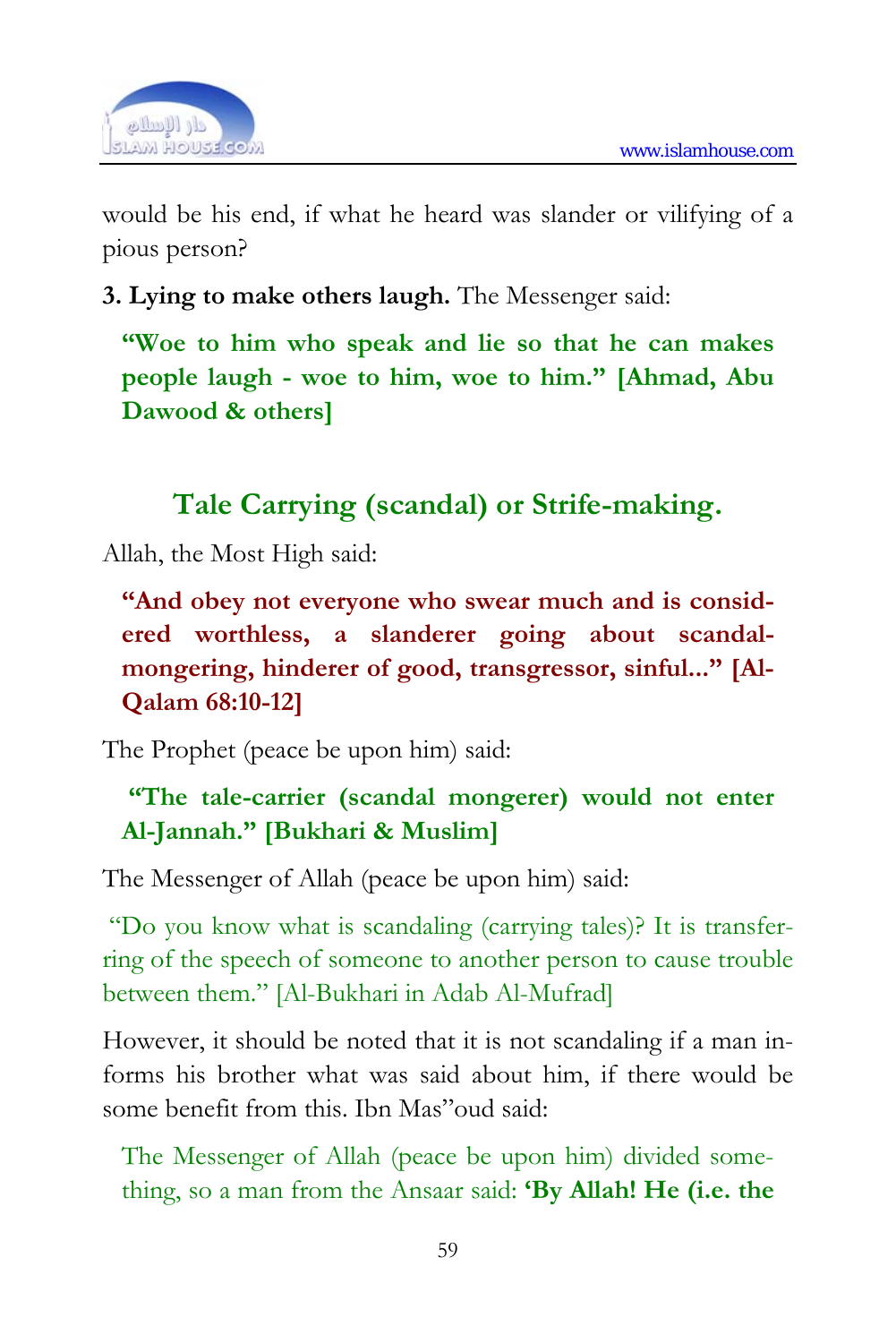would be his end, if what he heard was slander or vilifying of a pious person?

**3. Lying to make others laugh.** The Messenger said:

> **"Woe to him who speak and lie so that he can makes people laugh - woe to him, woe to him." [Ahmad, Abu Dawood & others]**

## Tale Carrying (scandal) or Strife-making.

Allah, the Most High said:

> **"And obey not everyone who swear much and is considered worthless, a slanderer going about scandal-mongering, hinderer of good, transgressor, sinful..." [Al-Qalam 68:10-12]**

The Prophet (peace be upon him) said:

> **"The tale-carrier (scandal mongerer) would not enter Al-Jannah." [Bukhari & Muslim]**

The Messenger of Allah (peace be upon him) said:

"Do you know what is scandaling (carrying tales)? It is transferring of the speech of someone to another person to cause trouble between them." [Al-Bukhari in Adab Al-Mufrad]

However, it should be noted that it is not scandaling if a man informs his brother what was said about him, if there would be some benefit from this. Ibn Mas"oud said:

> The Messenger of Allah (peace be upon him) divided something, so a man from the Ansaar said: **'By Allah! He (i.e. the**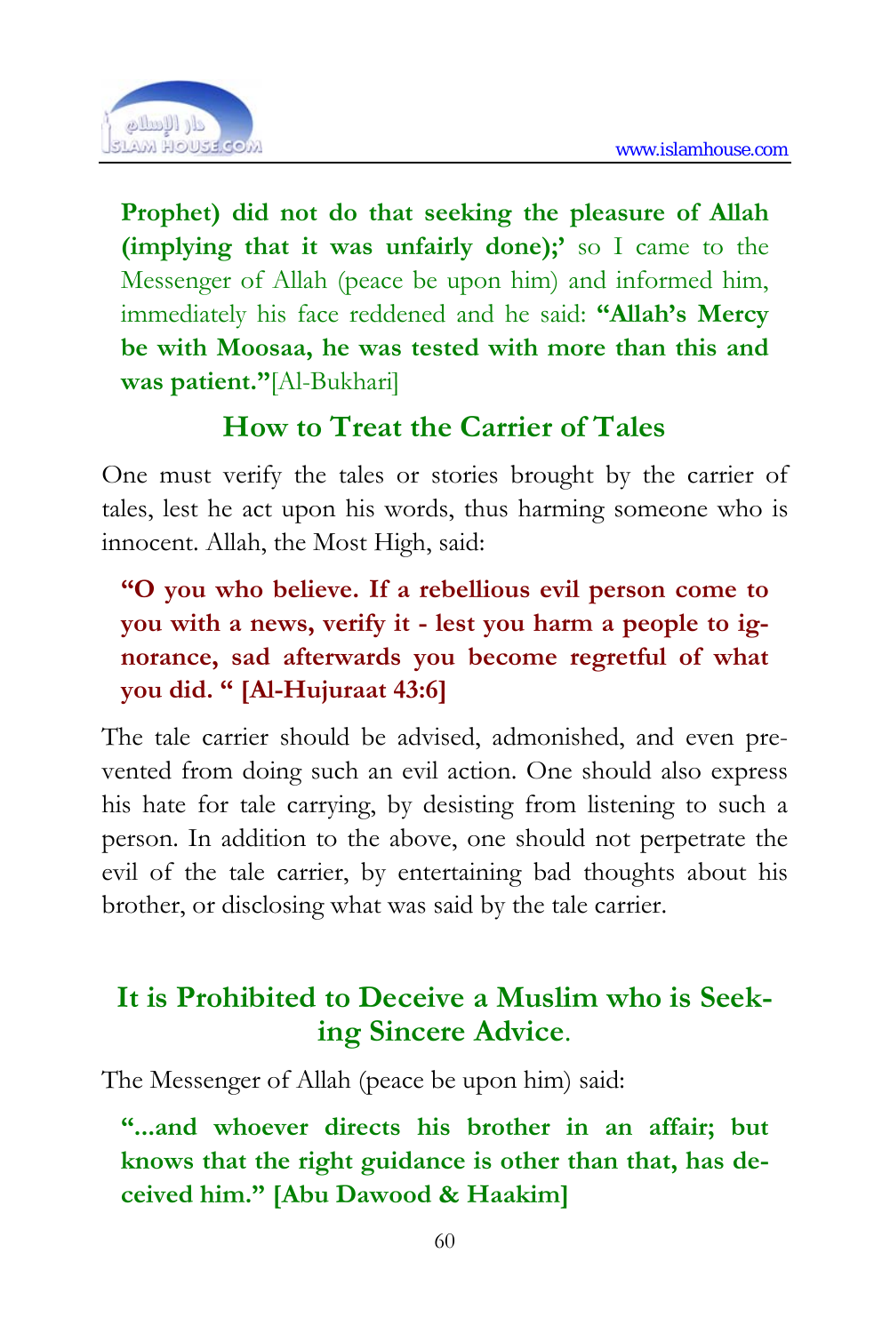**Prophet) did not do that seeking the pleasure of Allah (implying that it was unfairly done);'** so I came to the Messenger of Allah (peace be upon him) and informed him, immediately his face reddened and he said: **"Allah's Mercy be with Moosaa, he was tested with more than this and was patient."**[Al-Bukhari]

## How to Treat the Carrier of Tales

One must verify the tales or stories brought by the carrier of tales, lest he act upon his words, thus harming someone who is innocent. Allah, the Most High, said:

**"O you who believe. If a rebellious evil person come to you with a news, verify it - lest you harm a people to ignorance, sad afterwards you become regretful of what you did. " [Al-Hujuraat 43:6]**

The tale carrier should be advised, admonished, and even prevented from doing such an evil action. One should also express his hate for tale carrying, by desisting from listening to such a person. In addition to the above, one should not perpetrate the evil of the tale carrier, by entertaining bad thoughts about his brother, or disclosing what was said by the tale carrier.

## It is Prohibited to Deceive a Muslim who is Seeking Sincere Advice.

The Messenger of Allah (peace be upon him) said:

**"...and whoever directs his brother in an affair; but knows that the right guidance is other than that, has deceived him." [Abu Dawood & Haakim]**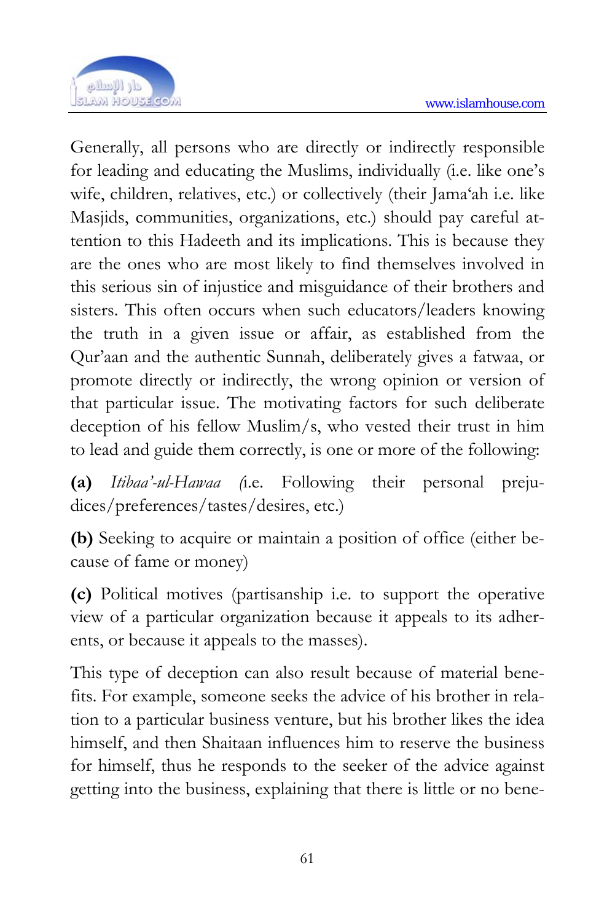Generally, all persons who are directly or indirectly responsible for leading and educating the Muslims, individually (i.e. like one's wife, children, relatives, etc.) or collectively (their Jama'ah i.e. like Masjids, communities, organizations, etc.) should pay careful attention to this Hadeeth and its implications. This is because they are the ones who are most likely to find themselves involved in this serious sin of injustice and misguidance of their brothers and sisters. This often occurs when such educators/leaders knowing the truth in a given issue or affair, as established from the Qur'aan and the authentic Sunnah, deliberately gives a fatwaa, or promote directly or indirectly, the wrong opinion or version of that particular issue. The motivating factors for such deliberate deception of his fellow Muslim/s, who vested their trust in him to lead and guide them correctly, is one or more of the following:

**(a)** *Itibaa'-ul-Hawaa* (i.e. Following their personal prejudices/preferences/tastes/desires, etc.)

**(b)** Seeking to acquire or maintain a position of office (either because of fame or money)

**(c)** Political motives (partisanship i.e. to support the operative view of a particular organization because it appeals to its adherents, or because it appeals to the masses).

This type of deception can also result because of material benefits. For example, someone seeks the advice of his brother in relation to a particular business venture, but his brother likes the idea himself, and then Shaitaan influences him to reserve the business for himself, thus he responds to the seeker of the advice against getting into the business, explaining that there is little or no bene-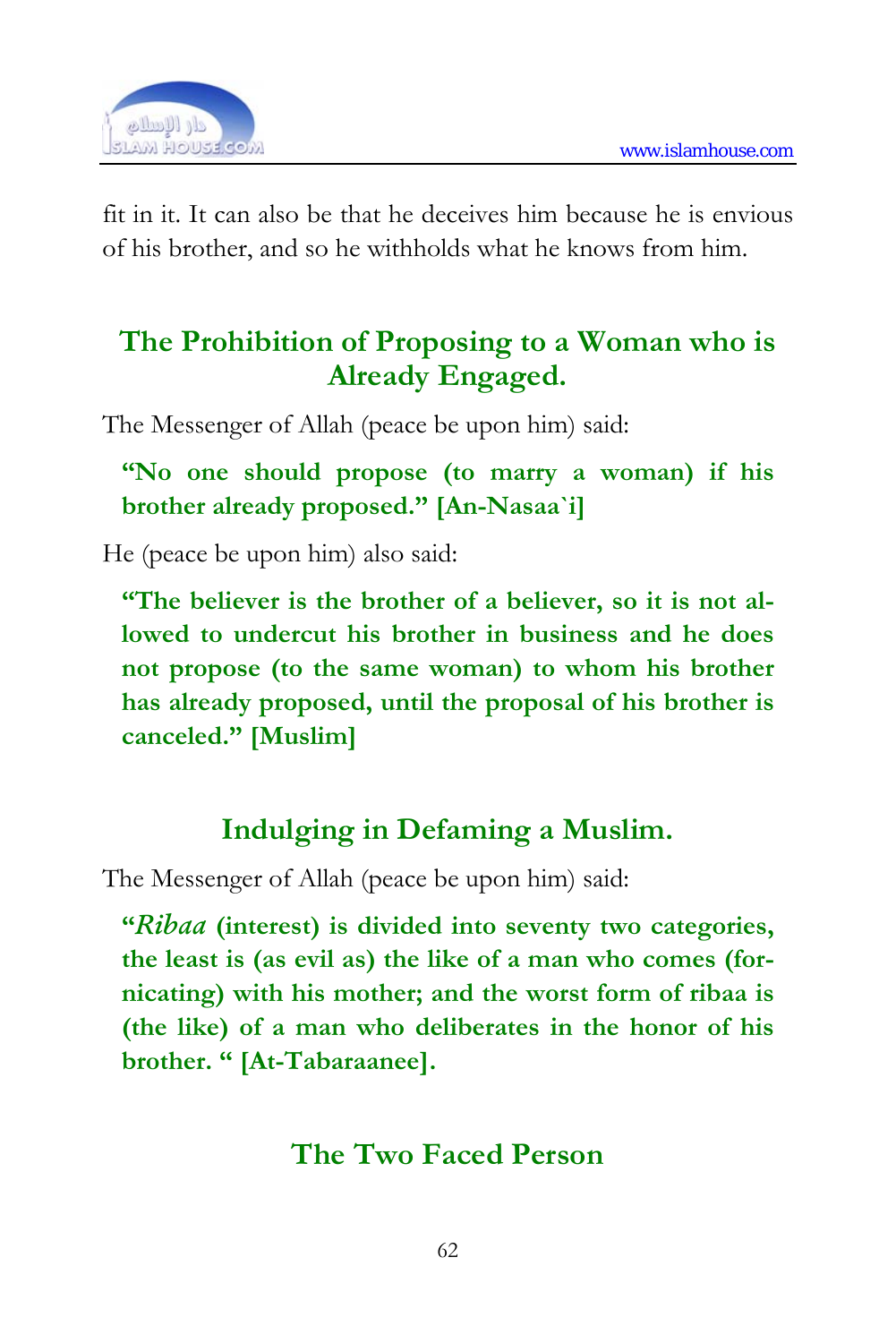fit in it. It can also be that he deceives him because he is envious of his brother, and so he withholds what he knows from him.

## The Prohibition of Proposing to a Woman who is Already Engaged.

The Messenger of Allah (peace be upon him) said:

> **"No one should propose (to marry a woman) if his brother already proposed." [An-Nasaa`i]**

He (peace be upon him) also said:

> **"The believer is the brother of a believer, so it is not allowed to undercut his brother in business and he does not propose (to the same woman) to whom his brother has already proposed, until the proposal of his brother is canceled." [Muslim]**

## Indulging in Defaming a Muslim.

The Messenger of Allah (peace be upon him) said:

> **"*Ribaa* (interest) is divided into seventy two categories, the least is (as evil as) the like of a man who comes (fornicating) with his mother; and the worst form of ribaa is (the like) of a man who deliberates in the honor of his brother. " [At-Tabaraanee].**

## The Two Faced Person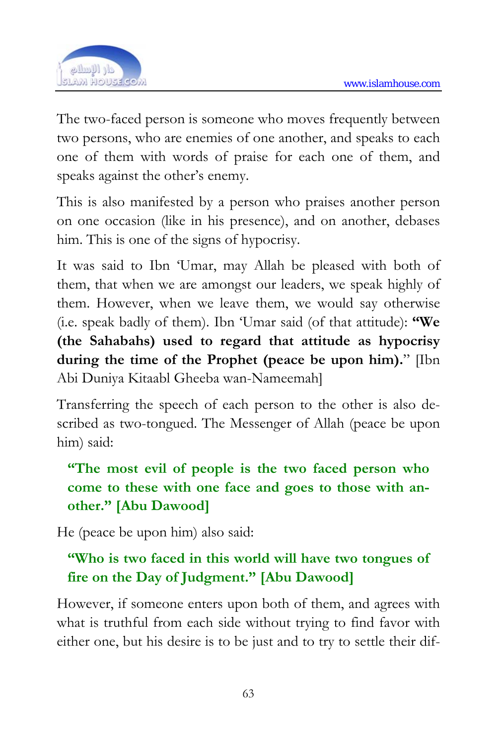The two-faced person is someone who moves frequently between two persons, who are enemies of one another, and speaks to each one of them with words of praise for each one of them, and speaks against the other's enemy.

This is also manifested by a person who praises another person on one occasion (like in his presence), and on another, debases him. This is one of the signs of hypocrisy.

It was said to Ibn 'Umar, may Allah be pleased with both of them, that when we are amongst our leaders, we speak highly of them. However, when we leave them, we would say otherwise (i.e. speak badly of them). Ibn 'Umar said (of that attitude): **"We (the Sahabahs) used to regard that attitude as hypocrisy during the time of the Prophet (peace be upon him).**" [Ibn Abi Duniya Kitaabl Gheeba wan-Nameemah]

Transferring the speech of each person to the other is also described as two-tongued. The Messenger of Allah (peace be upon him) said:

> **"The most evil of people is the two faced person who come to these with one face and goes to those with another." [Abu Dawood]**

He (peace be upon him) also said:

> **"Who is two faced in this world will have two tongues of fire on the Day of Judgment." [Abu Dawood]**

However, if someone enters upon both of them, and agrees with what is truthful from each side without trying to find favor with either one, but his desire is to be just and to try to settle their dif-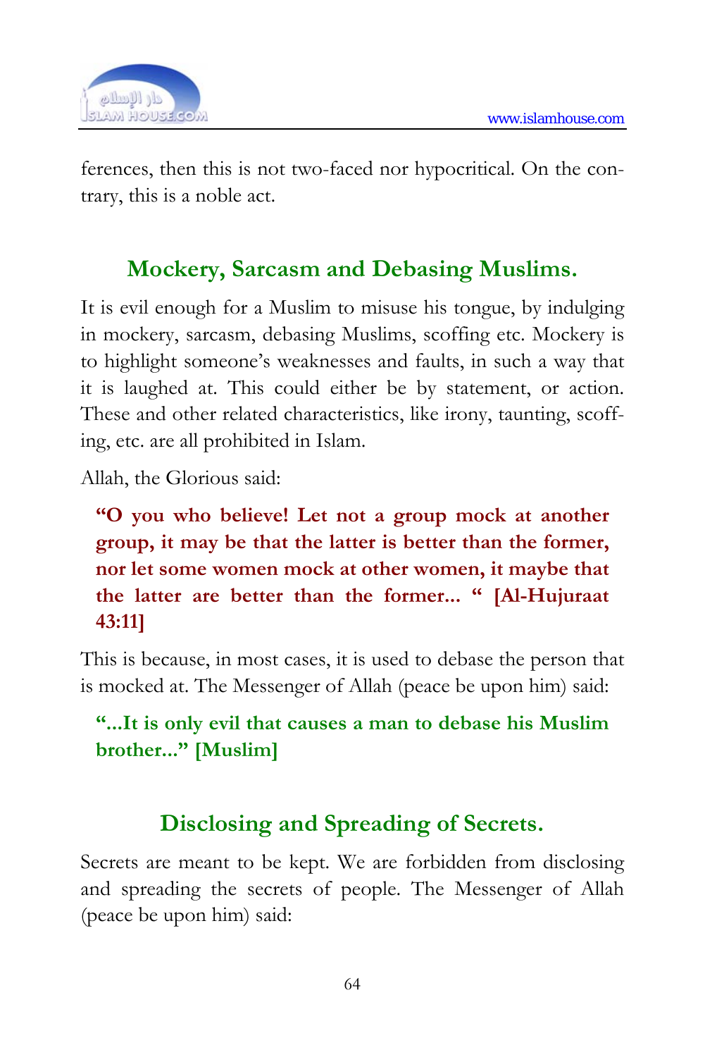ferences, then this is not two-faced nor hypocritical. On the contrary, this is a noble act.

## Mockery, Sarcasm and Debasing Muslims.

It is evil enough for a Muslim to misuse his tongue, by indulging in mockery, sarcasm, debasing Muslims, scoffing etc. Mockery is to highlight someone's weaknesses and faults, in such a way that it is laughed at. This could either be by statement, or action. These and other related characteristics, like irony, taunting, scoffing, etc. are all prohibited in Islam.

Allah, the Glorious said:

> **"O you who believe! Let not a group mock at another group, it may be that the latter is better than the former, nor let some women mock at other women, it maybe that the latter are better than the former... " [Al-Hujuraat 43:11]**

This is because, in most cases, it is used to debase the person that is mocked at. The Messenger of Allah (peace be upon him) said:

> **"...It is only evil that causes a man to debase his Muslim brother..." [Muslim]**

## Disclosing and Spreading of Secrets.

Secrets are meant to be kept. We are forbidden from disclosing and spreading the secrets of people. The Messenger of Allah (peace be upon him) said: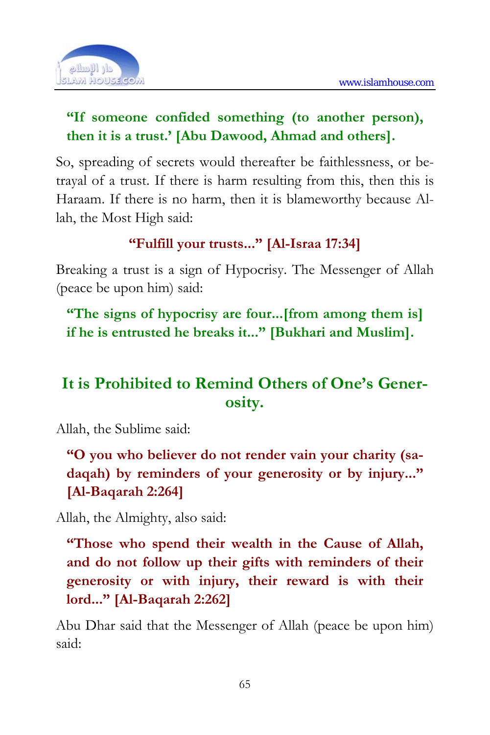**"If someone confided something (to another person), then it is a trust.' [Abu Dawood, Ahmad and others].**

So, spreading of secrets would thereafter be faithlessness, or betrayal of a trust. If there is harm resulting from this, then this is Haraam. If there is no harm, then it is blameworthy because Allah, the Most High said:

**"Fulfill your trusts..." [Al-Israa 17:34]**

Breaking a trust is a sign of Hypocrisy. The Messenger of Allah (peace be upon him) said:

**"The signs of hypocrisy are four...[from among them is] if he is entrusted he breaks it..." [Bukhari and Muslim].**

## It is Prohibited to Remind Others of One's Generosity.

Allah, the Sublime said:

**"O you who believer do not render vain your charity (sadaqah) by reminders of your generosity or by injury..." [Al-Baqarah 2:264]**

Allah, the Almighty, also said:

**"Those who spend their wealth in the Cause of Allah, and do not follow up their gifts with reminders of their generosity or with injury, their reward is with their lord..." [Al-Baqarah 2:262]**

Abu Dhar said that the Messenger of Allah (peace be upon him) said: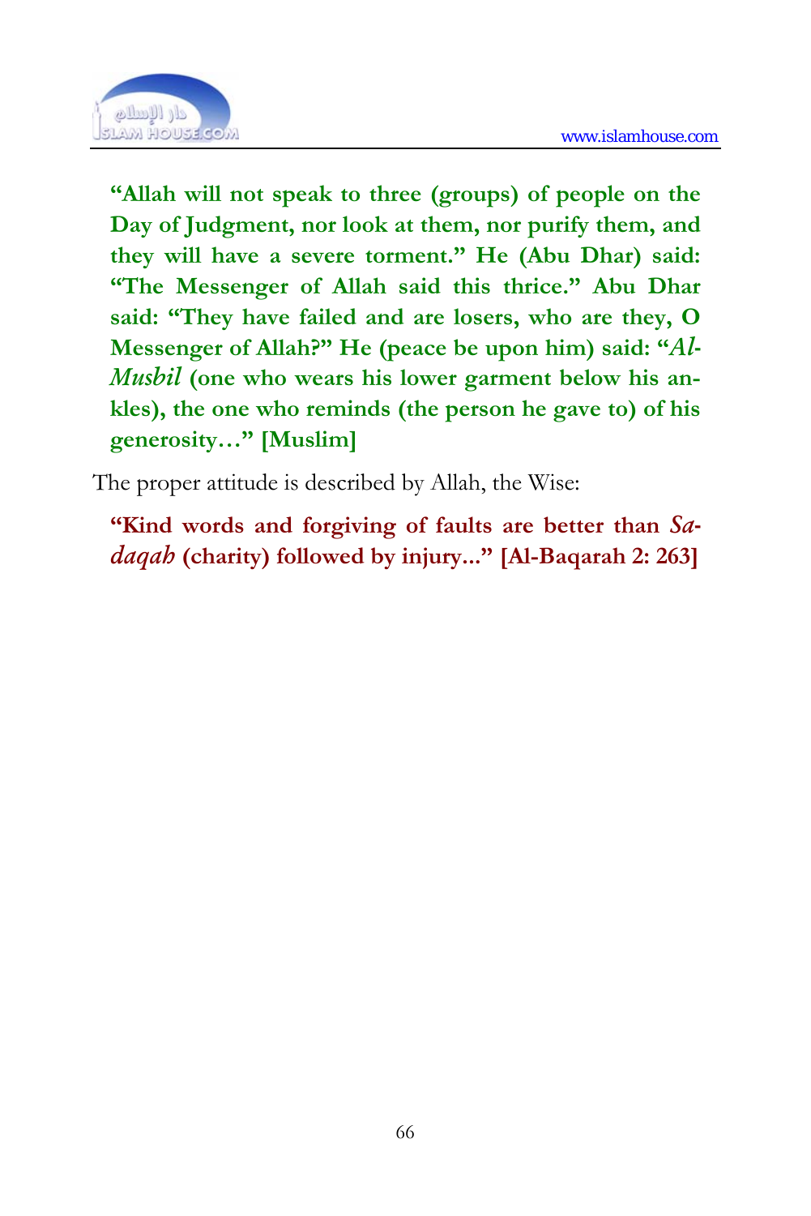**“Allah will not speak to three (groups) of people on the Day of Judgment, nor look at them, nor purify them, and they will have a severe torment.” He (Abu Dhar) said: “The Messenger of Allah said this thrice.” Abu Dhar said: “They have failed and are losers, who are they, O Messenger of Allah?” He (peace be upon him) said: “*Al-Musbil* (one who wears his lower garment below his ankles), the one who reminds (the person he gave to) of his generosity…” [Muslim]**

The proper attitude is described by Allah, the Wise:

**“Kind words and forgiving of faults are better than *Sadaqah* (charity) followed by injury...” [Al-Baqarah 2: 263]**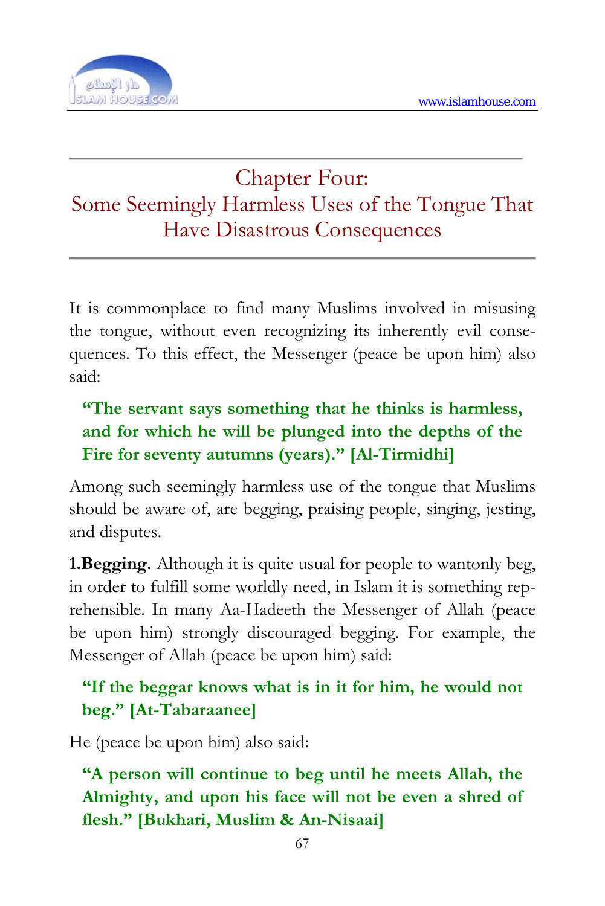# Chapter Four:
## Some Seemingly Harmless Uses of the Tongue That Have Disastrous Consequences

It is commonplace to find many Muslims involved in misusing the tongue, without even recognizing its inherently evil consequences. To this effect, the Messenger (peace be upon him) also said:

> **"The servant says something that he thinks is harmless, and for which he will be plunged into the depths of the Fire for seventy autumns (years)." [Al-Tirmidhi]**

Among such seemingly harmless use of the tongue that Muslims should be aware of, are begging, praising people, singing, jesting, and disputes.

**1.Begging.** Although it is quite usual for people to wantonly beg, in order to fulfill some worldly need, in Islam it is something reprehensible. In many Aa-Hadeeth the Messenger of Allah (peace be upon him) strongly discouraged begging. For example, the Messenger of Allah (peace be upon him) said:

> **"If the beggar knows what is in it for him, he would not beg." [At-Tabaraanee]**

He (peace be upon him) also said:

> **"A person will continue to beg until he meets Allah, the Almighty, and upon his face will not be even a shred of flesh." [Bukhari, Muslim & An-Nisaai]**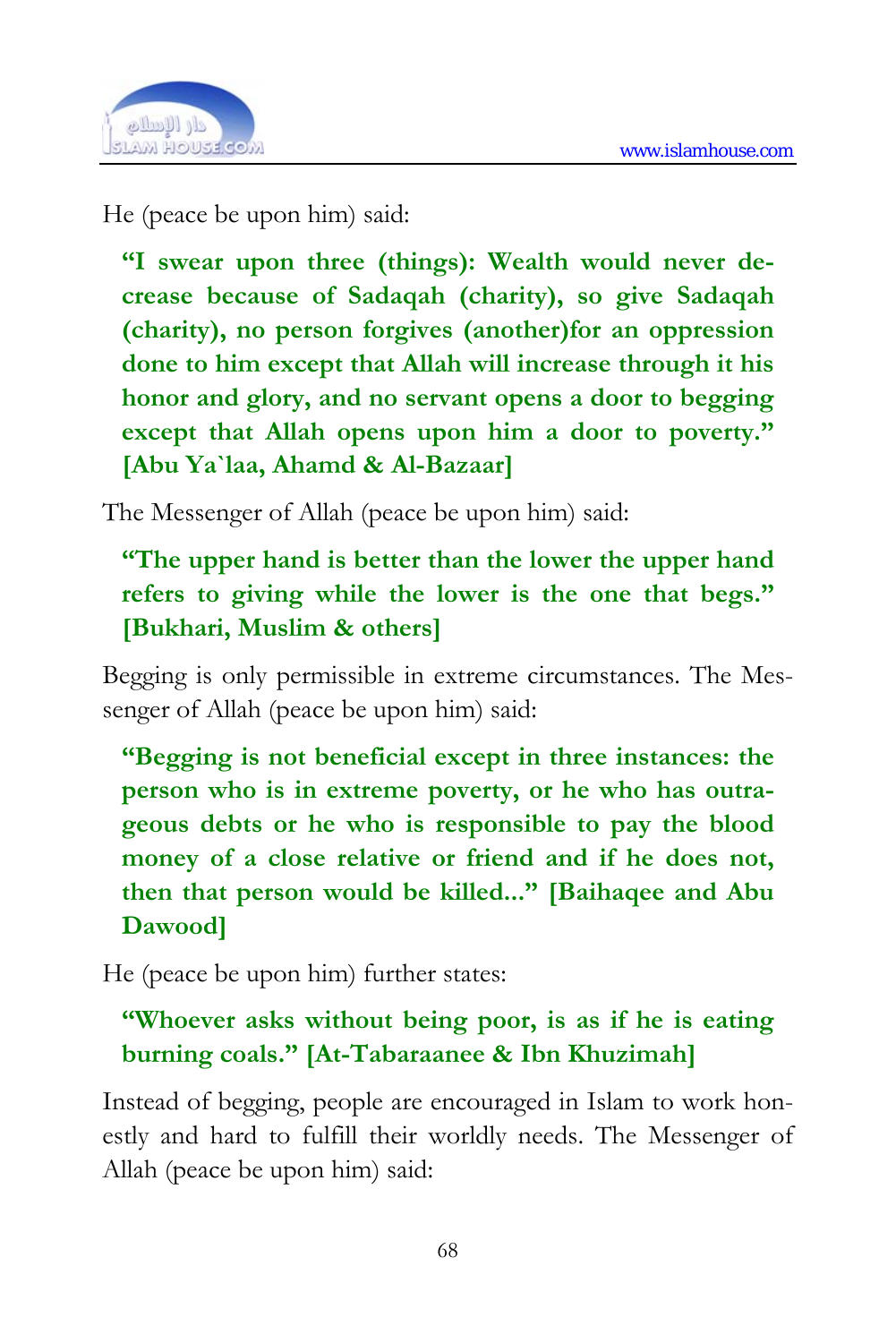He (peace be upon him) said:

> **"I swear upon three (things): Wealth would never decrease because of Sadaqah (charity), so give Sadaqah (charity), no person forgives (another)for an oppression done to him except that Allah will increase through it his honor and glory, and no servant opens a door to begging except that Allah opens upon him a door to poverty." [Abu Ya`laa, Ahamd & Al-Bazaar]**

The Messenger of Allah (peace be upon him) said:

> **"The upper hand is better than the lower the upper hand refers to giving while the lower is the one that begs." [Bukhari, Muslim & others]**

Begging is only permissible in extreme circumstances. The Messenger of Allah (peace be upon him) said:

> **"Begging is not beneficial except in three instances: the person who is in extreme poverty, or he who has outrageous debts or he who is responsible to pay the blood money of a close relative or friend and if he does not, then that person would be killed..." [Baihaqee and Abu Dawood]**

He (peace be upon him) further states:

> **"Whoever asks without being poor, is as if he is eating burning coals." [At-Tabaraanee & Ibn Khuzimah]**

Instead of begging, people are encouraged in Islam to work honestly and hard to fulfill their worldly needs. The Messenger of Allah (peace be upon him) said: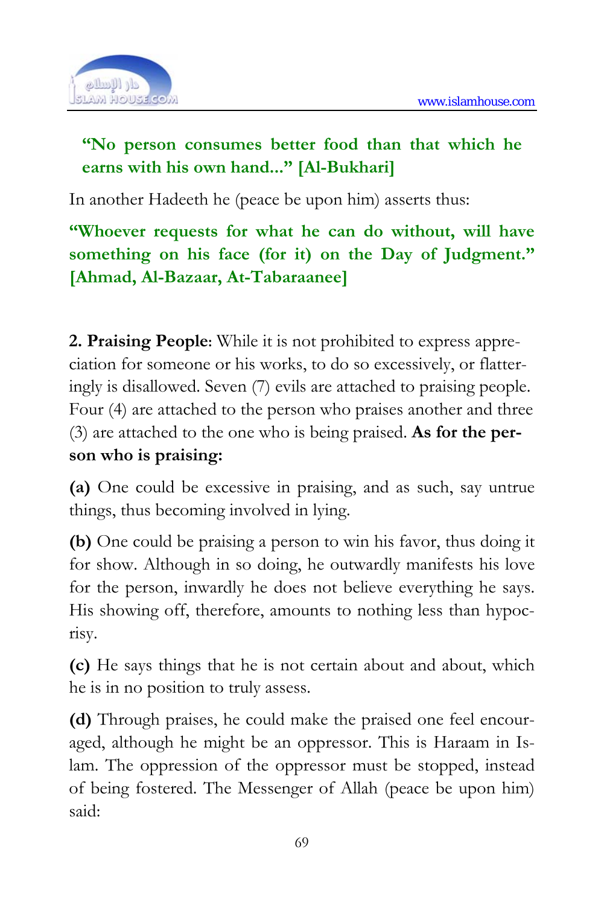**"No person consumes better food than that which he earns with his own hand..." [Al-Bukhari]**

In another Hadeeth he (peace be upon him) asserts thus:

**"Whoever requests for what he can do without, will have something on his face (for it) on the Day of Judgment." [Ahmad, Al-Bazaar, At-Tabaraanee]**

**2. Praising People**: While it is not prohibited to express appreciation for someone or his works, to do so excessively, or flatteringly is disallowed. Seven (7) evils are attached to praising people. Four (4) are attached to the person who praises another and three (3) are attached to the one who is being praised. **As for the person who is praising:**

**(a)** One could be excessive in praising, and as such, say untrue things, thus becoming involved in lying.

**(b)** One could be praising a person to win his favor, thus doing it for show. Although in so doing, he outwardly manifests his love for the person, inwardly he does not believe everything he says. His showing off, therefore, amounts to nothing less than hypocrisy.

**(c)** He says things that he is not certain about and about, which he is in no position to truly assess.

**(d)** Through praises, he could make the praised one feel encouraged, although he might be an oppressor. This is Haraam in Islam. The oppression of the oppressor must be stopped, instead of being fostered. The Messenger of Allah (peace be upon him) said: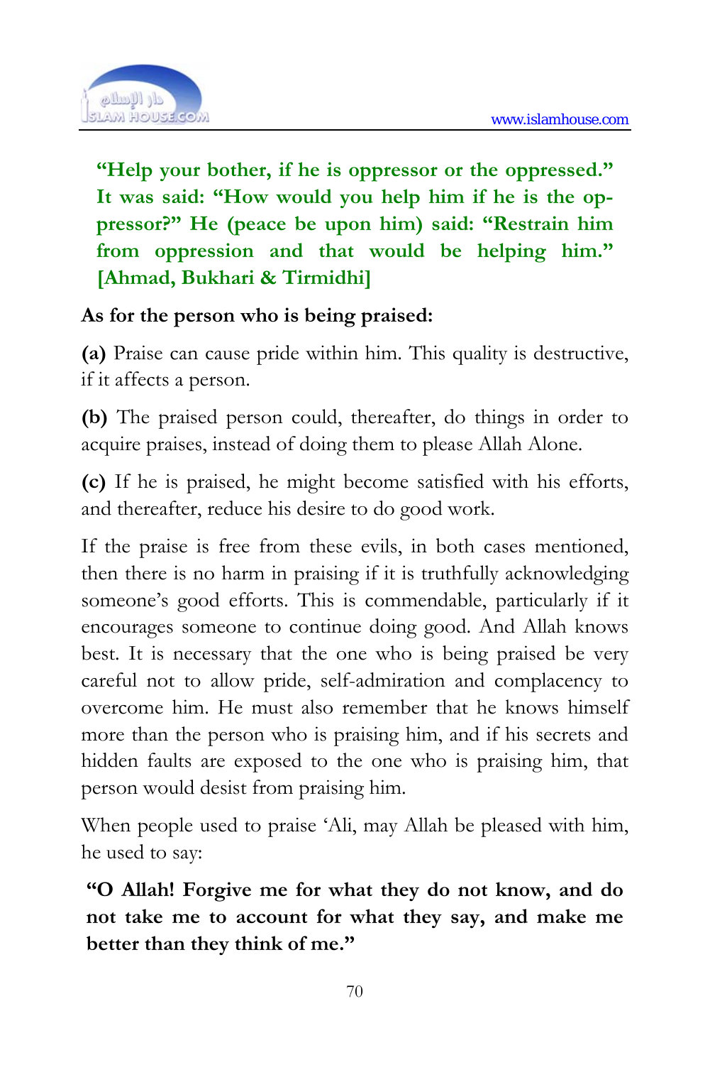**"Help your bother, if he is oppressor or the oppressed." It was said: "How would you help him if he is the oppressor?" He (peace be upon him) said: "Restrain him from oppression and that would be helping him." [Ahmad, Bukhari & Tirmidhi]**

**As for the person who is being praised:**

**(a)** Praise can cause pride within him. This quality is destructive, if it affects a person.

**(b)** The praised person could, thereafter, do things in order to acquire praises, instead of doing them to please Allah Alone.

**(c)** If he is praised, he might become satisfied with his efforts, and thereafter, reduce his desire to do good work.

If the praise is free from these evils, in both cases mentioned, then there is no harm in praising if it is truthfully acknowledging someone's good efforts. This is commendable, particularly if it encourages someone to continue doing good. And Allah knows best. It is necessary that the one who is being praised be very careful not to allow pride, self-admiration and complacency to overcome him. He must also remember that he knows himself more than the person who is praising him, and if his secrets and hidden faults are exposed to the one who is praising him, that person would desist from praising him.

When people used to praise 'Ali, may Allah be pleased with him, he used to say:

**"O Allah! Forgive me for what they do not know, and do not take me to account for what they say, and make me better than they think of me."**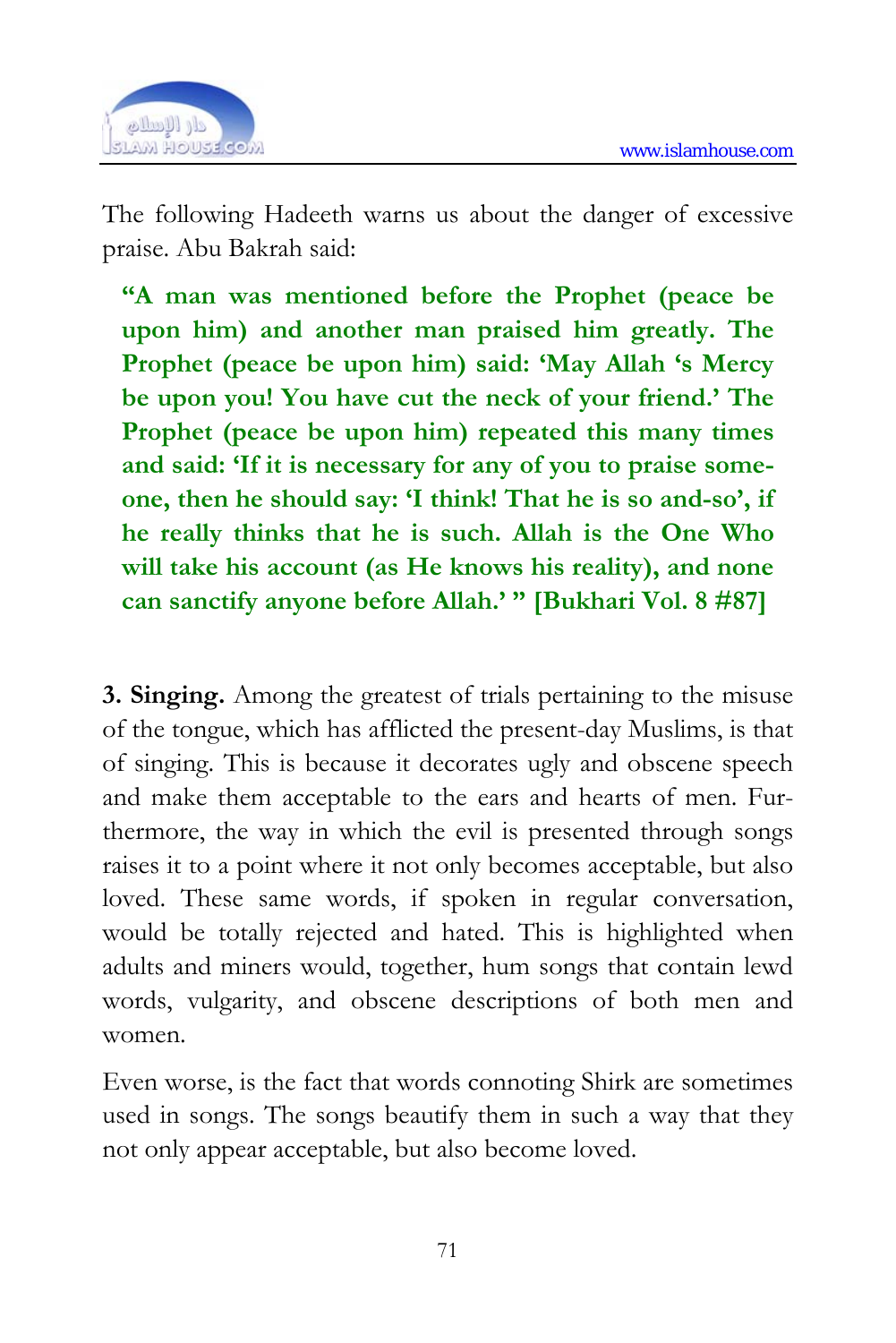The following Hadeeth warns us about the danger of excessive praise. Abu Bakrah said:

> **"A man was mentioned before the Prophet (peace be upon him) and another man praised him greatly. The Prophet (peace be upon him) said: 'May Allah 's Mercy be upon you! You have cut the neck of your friend.' The Prophet (peace be upon him) repeated this many times and said: 'If it is necessary for any of you to praise some-one, then he should say: 'I think! That he is so and-so', if he really thinks that he is such. Allah is the One Who will take his account (as He knows his reality), and none can sanctify anyone before Allah.' " [Bukhari Vol. 8 #87]**

**3. Singing.** Among the greatest of trials pertaining to the misuse of the tongue, which has afflicted the present-day Muslims, is that of singing. This is because it decorates ugly and obscene speech and make them acceptable to the ears and hearts of men. Furthermore, the way in which the evil is presented through songs raises it to a point where it not only becomes acceptable, but also loved. These same words, if spoken in regular conversation, would be totally rejected and hated. This is highlighted when adults and miners would, together, hum songs that contain lewd words, vulgarity, and obscene descriptions of both men and women.

Even worse, is the fact that words connoting Shirk are sometimes used in songs. The songs beautify them in such a way that they not only appear acceptable, but also become loved.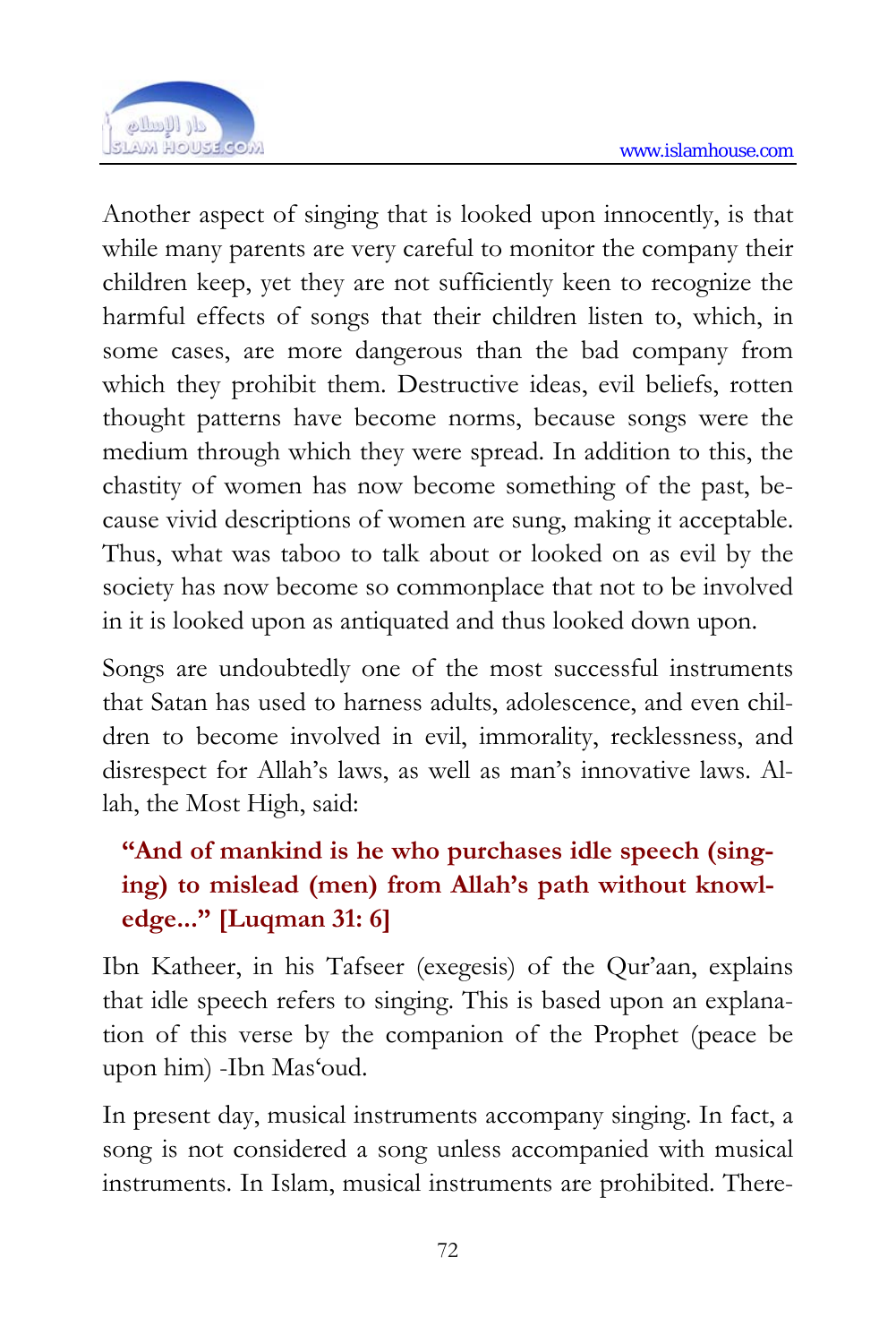Another aspect of singing that is looked upon innocently, is that while many parents are very careful to monitor the company their children keep, yet they are not sufficiently keen to recognize the harmful effects of songs that their children listen to, which, in some cases, are more dangerous than the bad company from which they prohibit them. Destructive ideas, evil beliefs, rotten thought patterns have become norms, because songs were the medium through which they were spread. In addition to this, the chastity of women has now become something of the past, because vivid descriptions of women are sung, making it acceptable. Thus, what was taboo to talk about or looked on as evil by the society has now become so commonplace that not to be involved in it is looked upon as antiquated and thus looked down upon.

Songs are undoubtedly one of the most successful instruments that Satan has used to harness adults, adolescence, and even children to become involved in evil, immorality, recklessness, and disrespect for Allah's laws, as well as man's innovative laws. Allah, the Most High, said:

> **"And of mankind is he who purchases idle speech (singing) to mislead (men) from Allah's path without knowledge..." [Luqman 31: 6]**

Ibn Katheer, in his Tafseer (exegesis) of the Qur'aan, explains that idle speech refers to singing. This is based upon an explanation of this verse by the companion of the Prophet (peace be upon him) -Ibn Mas'oud.

In present day, musical instruments accompany singing. In fact, a song is not considered a song unless accompanied with musical instruments. In Islam, musical instruments are prohibited. There-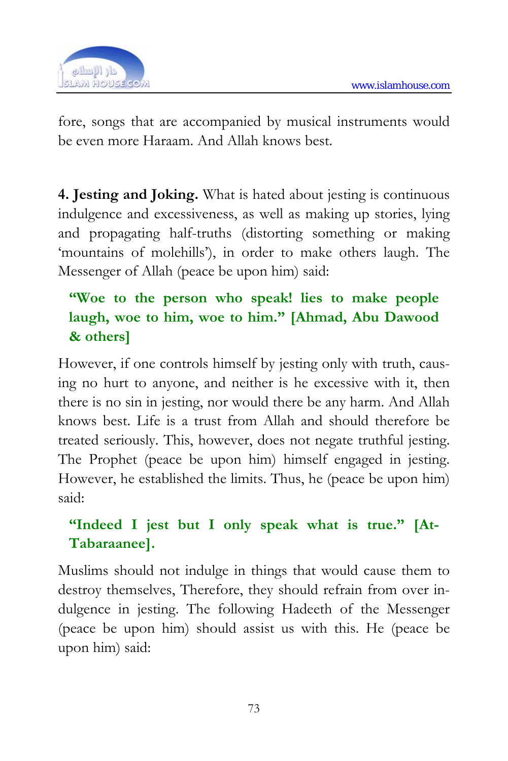fore, songs that are accompanied by musical instruments would be even more Haraam. And Allah knows best.

**4. Jesting and Joking.** What is hated about jesting is continuous indulgence and excessiveness, as well as making up stories, lying and propagating half-truths (distorting something or making 'mountains of molehills'), in order to make others laugh. The Messenger of Allah (peace be upon him) said:

> **"Woe to the person who speak! lies to make people laugh, woe to him, woe to him." [Ahmad, Abu Dawood & others]**

However, if one controls himself by jesting only with truth, causing no hurt to anyone, and neither is he excessive with it, then there is no sin in jesting, nor would there be any harm. And Allah knows best. Life is a trust from Allah and should therefore be treated seriously. This, however, does not negate truthful jesting. The Prophet (peace be upon him) himself engaged in jesting. However, he established the limits. Thus, he (peace be upon him) said:

> **"Indeed I jest but I only speak what is true." [At-Tabaraanee].**

Muslims should not indulge in things that would cause them to destroy themselves, Therefore, they should refrain from over indulgence in jesting. The following Hadeeth of the Messenger (peace be upon him) should assist us with this. He (peace be upon him) said: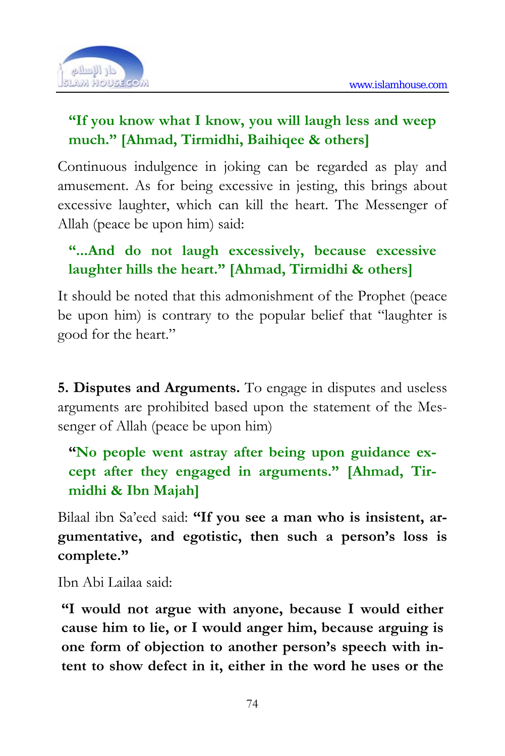**"If you know what I know, you will laugh less and weep much." [Ahmad, Tirmidhi, Baihiqee & others]**

Continuous indulgence in joking can be regarded as play and amusement. As for being excessive in jesting, this brings about excessive laughter, which can kill the heart. The Messenger of Allah (peace be upon him) said:

**"...And do not laugh excessively, because excessive laughter hills the heart." [Ahmad, Tirmidhi & others]**

It should be noted that this admonishment of the Prophet (peace be upon him) is contrary to the popular belief that "laughter is good for the heart."

**5. Disputes and Arguments.** To engage in disputes and useless arguments are prohibited based upon the statement of the Messenger of Allah (peace be upon him)

**"No people went astray after being upon guidance except after they engaged in arguments." [Ahmad, Tirmidhi & Ibn Majah]**

Bilaal ibn Sa'eed said: **"If you see a man who is insistent, argumentative, and egotistic, then such a person's loss is complete."**

Ibn Abi Lailaa said:

**"I would not argue with anyone, because I would either cause him to lie, or I would anger him, because arguing is one form of objection to another person's speech with intent to show defect in it, either in the word he uses or the**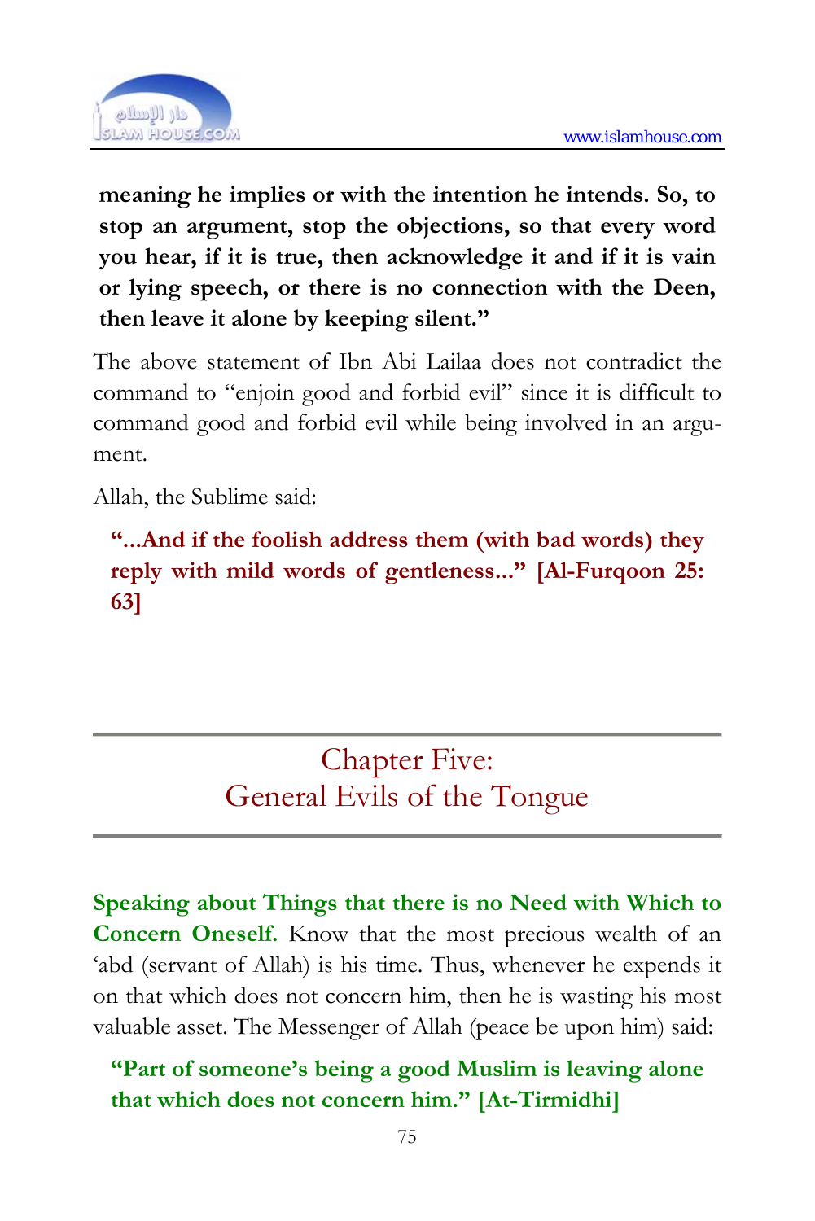**meaning he implies or with the intention he intends. So, to stop an argument, stop the objections, so that every word you hear, if it is true, then acknowledge it and if it is vain or lying speech, or there is no connection with the Deen, then leave it alone by keeping silent."**

The above statement of Ibn Abi Lailaa does not contradict the command to "enjoin good and forbid evil" since it is difficult to command good and forbid evil while being involved in an argument.

Allah, the Sublime said:

> **"...And if the foolish address them (with bad words) they reply with mild words of gentleness..." [Al-Furqoon 25: 63]**

---

## Chapter Five: General Evils of the Tongue

---

**Speaking about Things that there is no Need with Which to Concern Oneself.** Know that the most precious wealth of an 'abd (servant of Allah) is his time. Thus, whenever he expends it on that which does not concern him, then he is wasting his most valuable asset. The Messenger of Allah (peace be upon him) said:

> **"Part of someone's being a good Muslim is leaving alone that which does not concern him." [At-Tirmidhi]**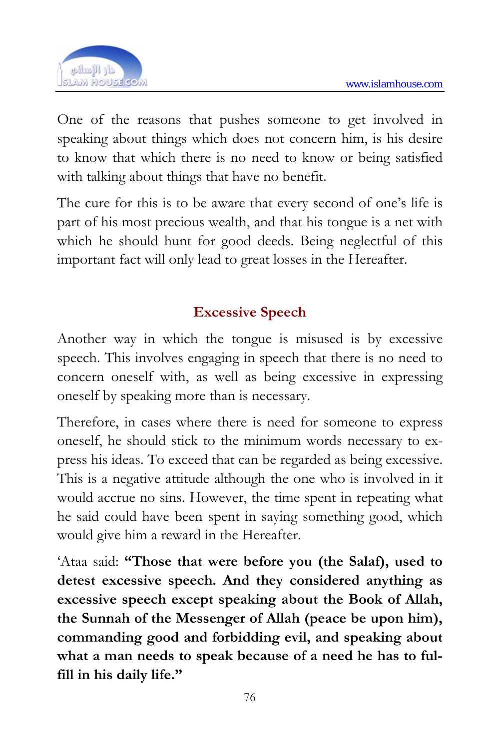One of the reasons that pushes someone to get involved in speaking about things which does not concern him, is his desire to know that which there is no need to know or being satisfied with talking about things that have no benefit.

The cure for this is to be aware that every second of one's life is part of his most precious wealth, and that his tongue is a net with which he should hunt for good deeds. Being neglectful of this important fact will only lead to great losses in the Hereafter.

## Excessive Speech

Another way in which the tongue is misused is by excessive speech. This involves engaging in speech that there is no need to concern oneself with, as well as being excessive in expressing oneself by speaking more than is necessary.

Therefore, in cases where there is need for someone to express oneself, he should stick to the minimum words necessary to express his ideas. To exceed that can be regarded as being excessive. This is a negative attitude although the one who is involved in it would accrue no sins. However, the time spent in repeating what he said could have been spent in saying something good, which would give him a reward in the Hereafter.

'Ataa said: **"Those that were before you (the Salaf), used to detest excessive speech. And they considered anything as excessive speech except speaking about the Book of Allah, the Sunnah of the Messenger of Allah (peace be upon him), commanding good and forbidding evil, and speaking about what a man needs to speak because of a need he has to fulfill in his daily life."**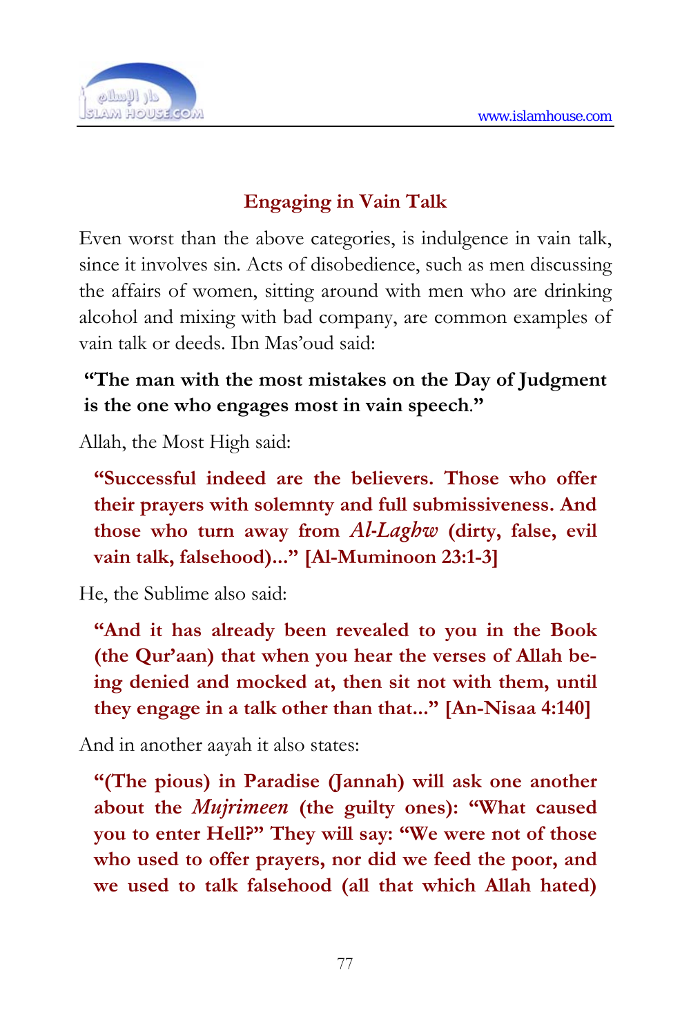## Engaging in Vain Talk

Even worst than the above categories, is indulgence in vain talk, since it involves sin. Acts of disobedience, such as men discussing the affairs of women, sitting around with men who are drinking alcohol and mixing with bad company, are common examples of vain talk or deeds. Ibn Mas'oud said:

> **"The man with the most mistakes on the Day of Judgment is the one who engages most in vain speech."**

Allah, the Most High said:

> **"Successful indeed are the believers. Those who offer their prayers with solemnty and full submissiveness. And those who turn away from *Al-Laghw* (dirty, false, evil vain talk, falsehood)..." [Al-Muminoon 23:1-3]**

He, the Sublime also said:

> **"And it has already been revealed to you in the Book (the Qur'aan) that when you hear the verses of Allah being denied and mocked at, then sit not with them, until they engage in a talk other than that..." [An-Nisaa 4:140]**

And in another aayah it also states:

> **"(The pious) in Paradise (Jannah) will ask one another about the *Mujrimeen* (the guilty ones): "What caused you to enter Hell?" They will say: "We were not of those who used to offer prayers, nor did we feed the poor, and we used to talk falsehood (all that which Allah hated)**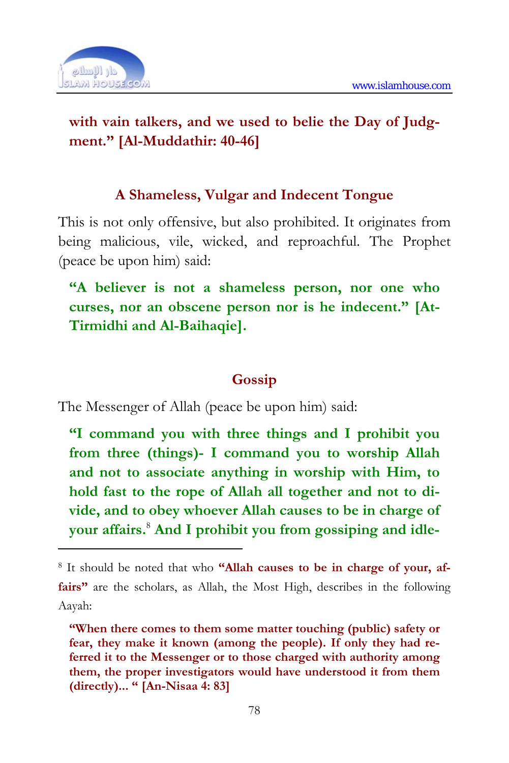**with vain talkers, and we used to belie the Day of Judgment." [Al-Muddathir: 40-46]**

### A Shameless, Vulgar and Indecent Tongue

This is not only offensive, but also prohibited. It originates from being malicious, vile, wicked, and reproachful. The Prophet (peace be upon him) said:

> **"A believer is not a shameless person, nor one who curses, nor an obscene person nor is he indecent." [At-Tirmidhi and Al-Baihaqie].**

### Gossip

The Messenger of Allah (peace be upon him) said:

> **"I command you with three things and I prohibit you from three (things)- I command you to worship Allah and not to associate anything in worship with Him, to hold fast to the rope of Allah all together and not to divide, and to obey whoever Allah causes to be in charge of your affairs.[8] And I prohibit you from gossiping and idle-**

---

[8] It should be noted that who **"Allah causes to be in charge of your, affairs"** are the scholars, as Allah, the Most High, describes in the following Aayah:

> **"When there comes to them some matter touching (public) safety or fear, they make it known (among the people). If only they had referred it to the Messenger or to those charged with authority among them, the proper investigators would have understood it from them (directly)... " [An-Nisaa 4: 83]**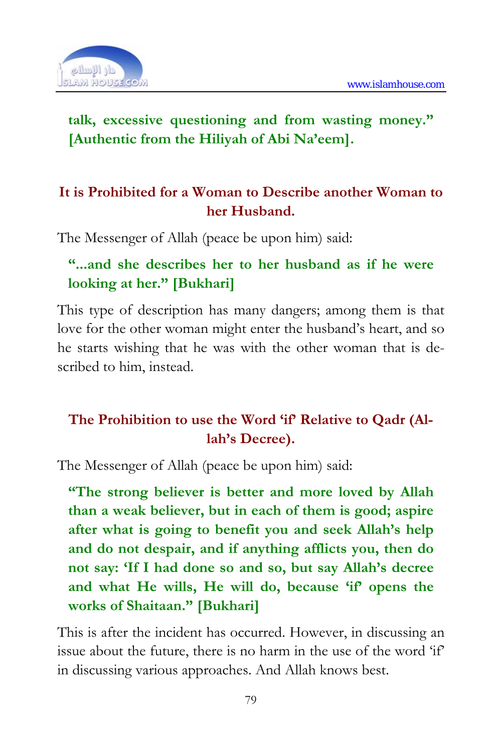**talk, excessive questioning and from wasting money." [Authentic from the Hiliyah of Abi Na'eem].**

## It is Prohibited for a Woman to Describe another Woman to her Husband.

The Messenger of Allah (peace be upon him) said:

> **"...and she describes her to her husband as if he were looking at her." [Bukhari]**

This type of description has many dangers; among them is that love for the other woman might enter the husband's heart, and so he starts wishing that he was with the other woman that is described to him, instead.

## The Prohibition to use the Word 'if' Relative to Qadr (Allah's Decree).

The Messenger of Allah (peace be upon him) said:

> **"The strong believer is better and more loved by Allah than a weak believer, but in each of them is good; aspire after what is going to benefit you and seek Allah's help and do not despair, and if anything afflicts you, then do not say: 'If I had done so and so, but say Allah's decree and what He wills, He will do, because 'if' opens the works of Shaitaan." [Bukhari]**

This is after the incident has occurred. However, in discussing an issue about the future, there is no harm in the use of the word 'if' in discussing various approaches. And Allah knows best.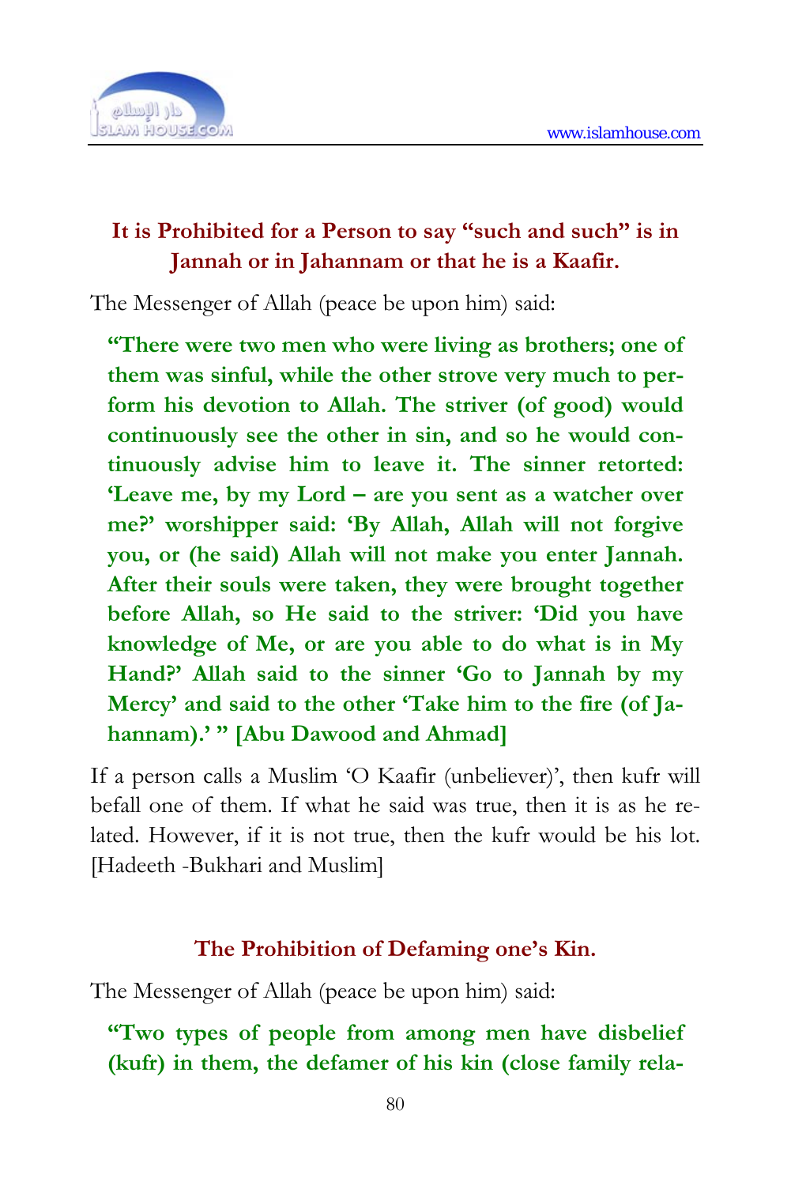## It is Prohibited for a Person to say "such and such" is in Jannah or in Jahannam or that he is a Kaafir.

The Messenger of Allah (peace be upon him) said:

> **"There were two men who were living as brothers; one of them was sinful, while the other strove very much to perform his devotion to Allah. The striver (of good) would continuously see the other in sin, and so he would continuously advise him to leave it. The sinner retorted: 'Leave me, by my Lord – are you sent as a watcher over me?' worshipper said: 'By Allah, Allah will not forgive you, or (he said) Allah will not make you enter Jannah. After their souls were taken, they were brought together before Allah, so He said to the striver: 'Did you have knowledge of Me, or are you able to do what is in My Hand?' Allah said to the sinner 'Go to Jannah by my Mercy' and said to the other 'Take him to the fire (of Jahannam).' " [Abu Dawood and Ahmad]**

If a person calls a Muslim 'O Kaafir (unbeliever)', then kufr will befall one of them. If what he said was true, then it is as he related. However, if it is not true, then the kufr would be his lot. [Hadeeth -Bukhari and Muslim]

## The Prohibition of Defaming one's Kin.

The Messenger of Allah (peace be upon him) said:

> **"Two types of people from among men have disbelief (kufr) in them, the defamer of his kin (close family rela-**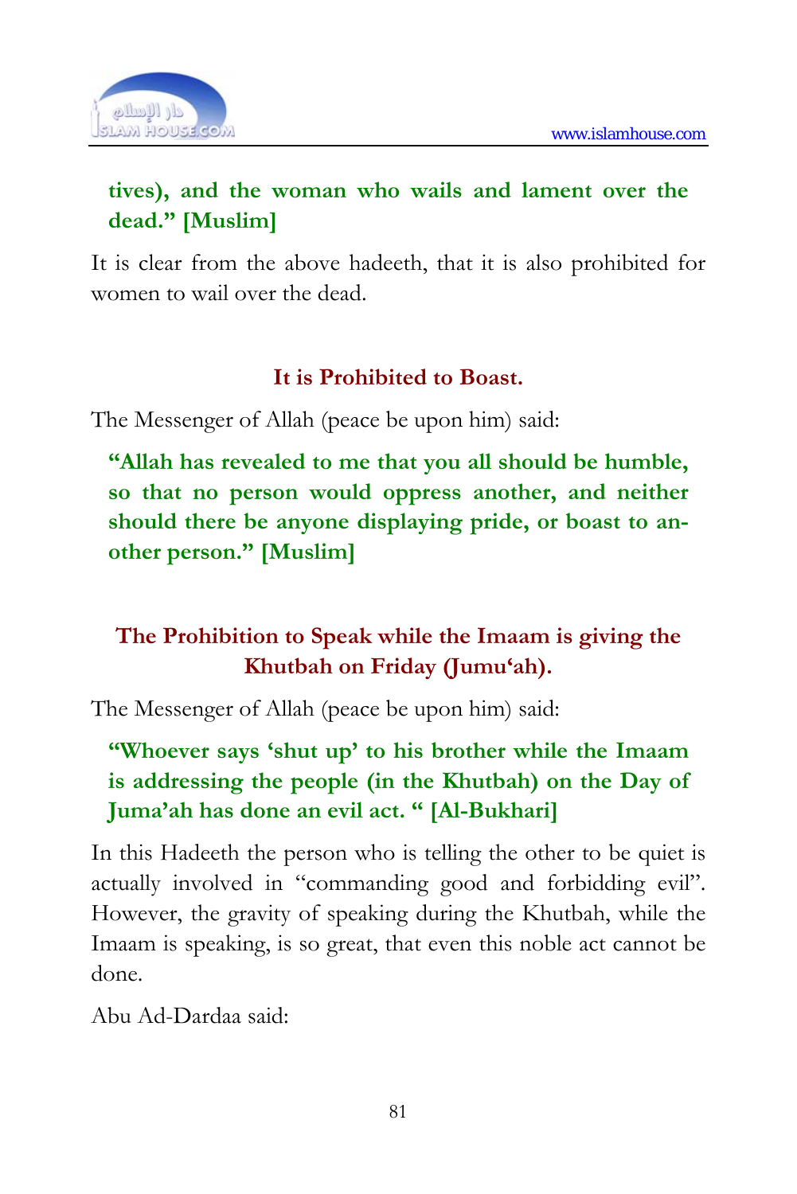**tives), and the woman who wails and lament over the dead." [Muslim]**

It is clear from the above hadeeth, that it is also prohibited for women to wail over the dead.

### It is Prohibited to Boast.

The Messenger of Allah (peace be upon him) said:

> **"Allah has revealed to me that you all should be humble, so that no person would oppress another, and neither should there be anyone displaying pride, or boast to another person." [Muslim]**

### The Prohibition to Speak while the Imaam is giving the Khutbah on Friday (Jumu'ah).

The Messenger of Allah (peace be upon him) said:

> **"Whoever says 'shut up' to his brother while the Imaam is addressing the people (in the Khutbah) on the Day of Juma'ah has done an evil act. " [Al-Bukhari]**

In this Hadeeth the person who is telling the other to be quiet is actually involved in "commanding good and forbidding evil". However, the gravity of speaking during the Khutbah, while the Imaam is speaking, is so great, that even this noble act cannot be done.

Abu Ad-Dardaa said: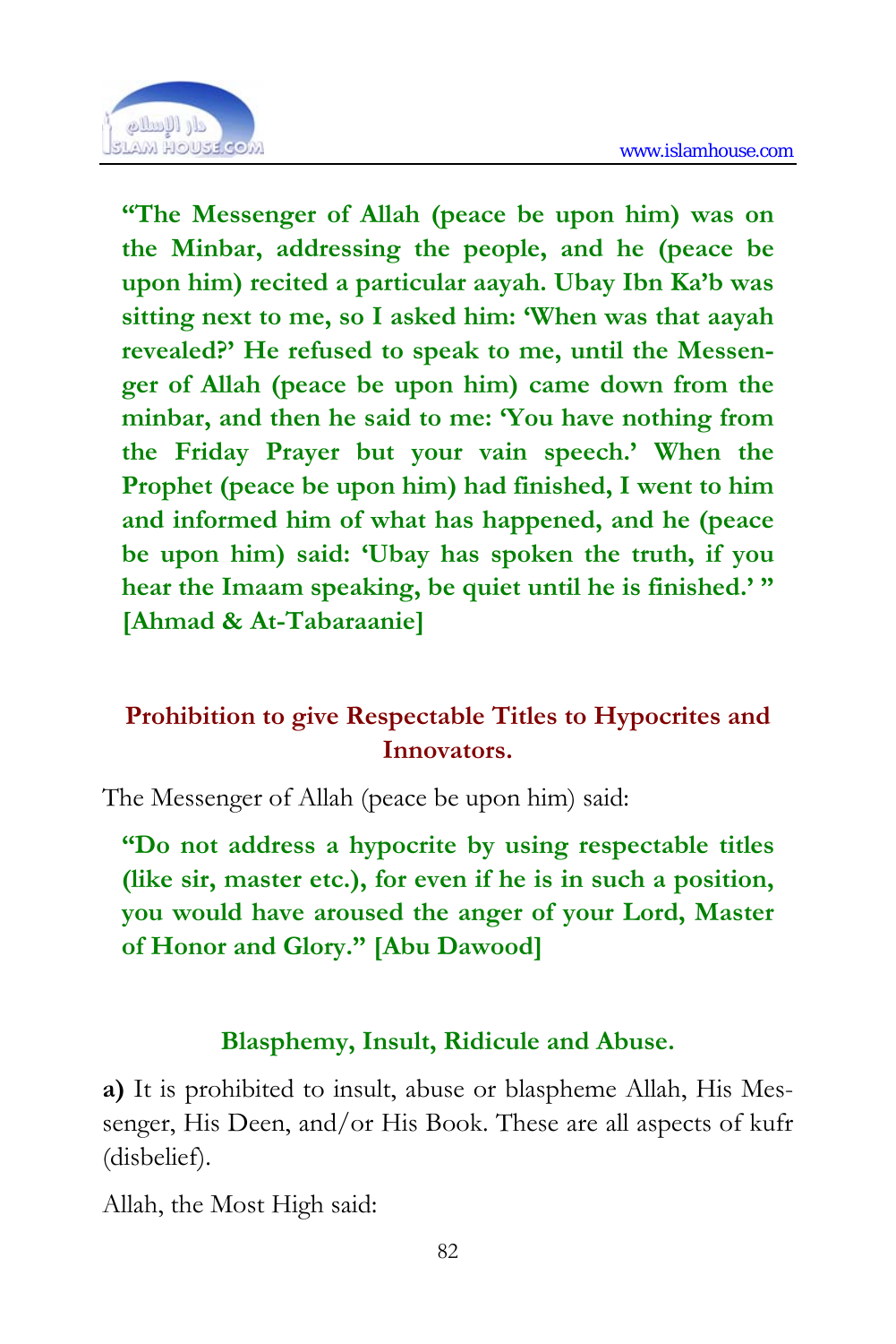**"The Messenger of Allah (peace be upon him) was on the Minbar, addressing the people, and he (peace be upon him) recited a particular aayah. Ubay Ibn Ka'b was sitting next to me, so I asked him: 'When was that aayah revealed?' He refused to speak to me, until the Messenger of Allah (peace be upon him) came down from the minbar, and then he said to me: 'You have nothing from the Friday Prayer but your vain speech.' When the Prophet (peace be upon him) had finished, I went to him and informed him of what has happened, and he (peace be upon him) said: 'Ubay has spoken the truth, if you hear the Imaam speaking, be quiet until he is finished.' " [Ahmad & At-Tabaraanie]**

## Prohibition to give Respectable Titles to Hypocrites and Innovators.

The Messenger of Allah (peace be upon him) said:

**"Do not address a hypocrite by using respectable titles (like sir, master etc.), for even if he is in such a position, you would have aroused the anger of your Lord, Master of Honor and Glory." [Abu Dawood]**

## Blasphemy, Insult, Ridicule and Abuse.

**a)** It is prohibited to insult, abuse or blaspheme Allah, His Messenger, His Deen, and/or His Book. These are all aspects of kufr (disbelief).

Allah, the Most High said: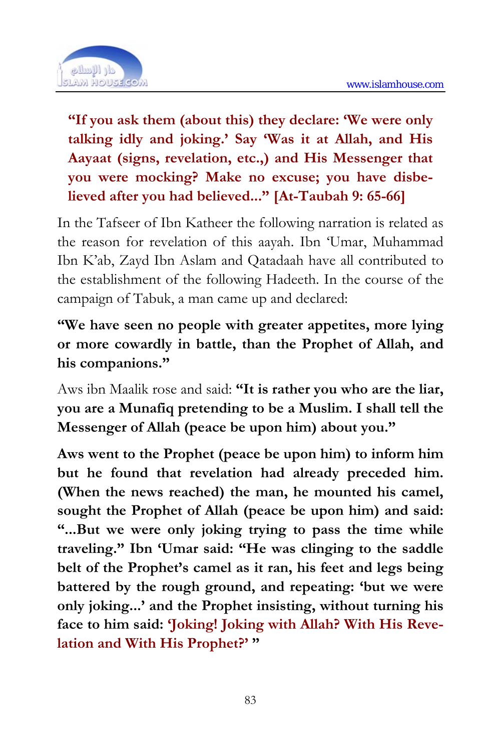**“If you ask them (about this) they declare: ‘We were only talking idly and joking.’ Say ‘Was it at Allah, and His Aayaat (signs, revelation, etc.,) and His Messenger that you were mocking? Make no excuse; you have disbelieved after you had believed...” [At-Taubah 9: 65-66]**

In the Tafseer of Ibn Katheer the following narration is related as the reason for revelation of this aayah. Ibn ‘Umar, Muhammad Ibn K’ab, Zayd Ibn Aslam and Qatadaah have all contributed to the establishment of the following Hadeeth. In the course of the campaign of Tabuk, a man came up and declared:

**“We have seen no people with greater appetites, more lying or more cowardly in battle, than the Prophet of Allah, and his companions.”**

Aws ibn Maalik rose and said: **“It is rather you who are the liar, you are a Munafiq pretending to be a Muslim. I shall tell the Messenger of Allah (peace be upon him) about you.”**

**Aws went to the Prophet (peace be upon him) to inform him but he found that revelation had already preceded him. (When the news reached) the man, he mounted his camel, sought the Prophet of Allah (peace be upon him) and said: “...But we were only joking trying to pass the time while traveling.” Ibn ‘Umar said: “He was clinging to the saddle belt of the Prophet’s camel as it ran, his feet and legs being battered by the rough ground, and repeating: ‘but we were only joking...’ and the Prophet insisting, without turning his face to him said: ‘Joking! Joking with Allah? With His Revelation and With His Prophet?’ ”**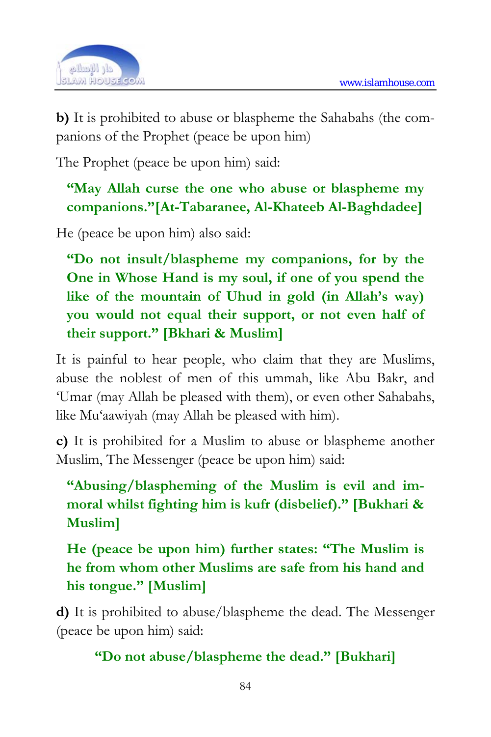**b)** It is prohibited to abuse or blaspheme the Sahabahs (the companions of the Prophet (peace be upon him)

The Prophet (peace be upon him) said:

> **"May Allah curse the one who abuse or blaspheme my companions."[At-Tabaranee, Al-Khateeb Al-Baghdadee]**

He (peace be upon him) also said:

> **"Do not insult/blaspheme my companions, for by the One in Whose Hand is my soul, if one of you spend the like of the mountain of Uhud in gold (in Allah's way) you would not equal their support, or not even half of their support." [Bkhari & Muslim]**

It is painful to hear people, who claim that they are Muslims, abuse the noblest of men of this ummah, like Abu Bakr, and 'Umar (may Allah be pleased with them), or even other Sahabahs, like Mu'aawiyah (may Allah be pleased with him).

**c)** It is prohibited for a Muslim to abuse or blaspheme another Muslim, The Messenger (peace be upon him) said:

> **"Abusing/blaspheming of the Muslim is evil and immoral whilst fighting him is kufr (disbelief)." [Bukhari & Muslim]**

> **He (peace be upon him) further states: "The Muslim is he from whom other Muslims are safe from his hand and his tongue." [Muslim]**

**d)** It is prohibited to abuse/blaspheme the dead. The Messenger (peace be upon him) said:

> **"Do not abuse/blaspheme the dead." [Bukhari]**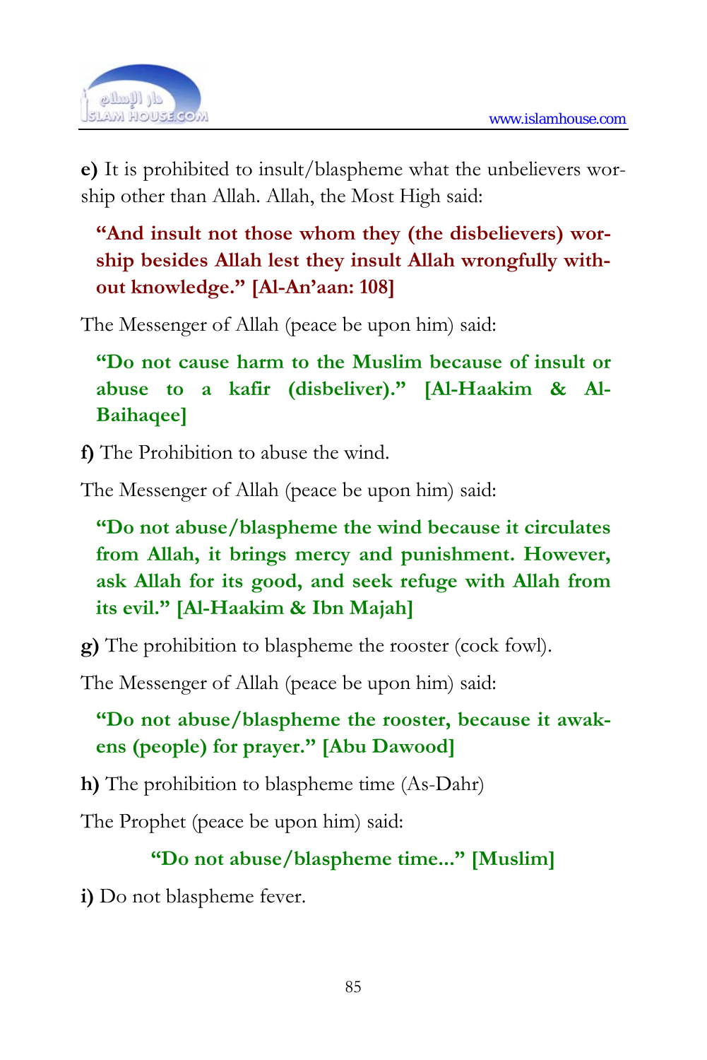**e)** It is prohibited to insult/blaspheme what the unbelievers worship other than Allah. Allah, the Most High said:

> **"And insult not those whom they (the disbelievers) worship besides Allah lest they insult Allah wrongfully without knowledge." [Al-An'aan: 108]**

The Messenger of Allah (peace be upon him) said:

> **"Do not cause harm to the Muslim because of insult or abuse to a kafir (disbeliver)." [Al-Haakim & Al-Baihaqee]**

**f)** The Prohibition to abuse the wind.

The Messenger of Allah (peace be upon him) said:

> **"Do not abuse/blaspheme the wind because it circulates from Allah, it brings mercy and punishment. However, ask Allah for its good, and seek refuge with Allah from its evil." [Al-Haakim & Ibn Majah]**

**g)** The prohibition to blaspheme the rooster (cock fowl).

The Messenger of Allah (peace be upon him) said:

> **"Do not abuse/blaspheme the rooster, because it awakens (people) for prayer." [Abu Dawood]**

**h)** The prohibition to blaspheme time (As-Dahr)

The Prophet (peace be upon him) said:

> **"Do not abuse/blaspheme time..." [Muslim]**

**i)** Do not blaspheme fever.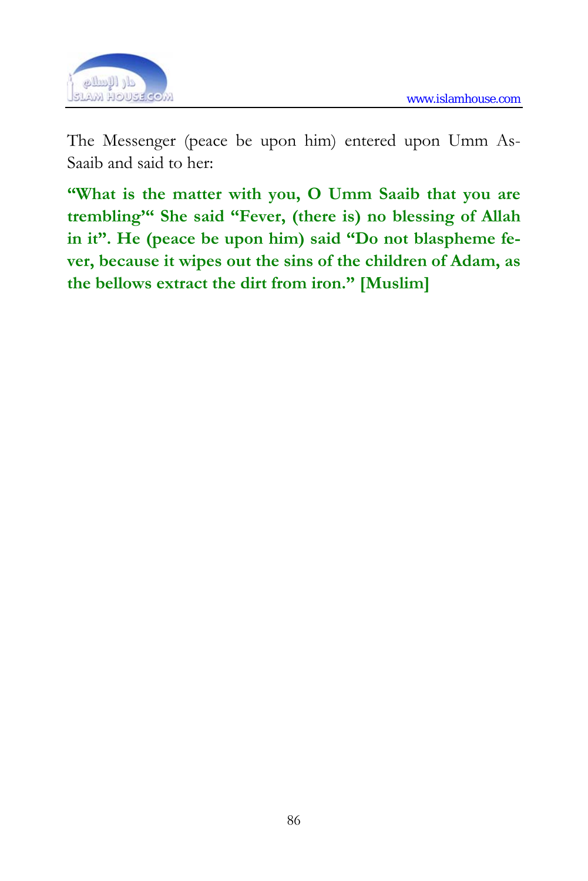The Messenger (peace be upon him) entered upon Umm As-Saaib and said to her:

**"What is the matter with you, O Umm Saaib that you are trembling'" She said "Fever, (there is) no blessing of Allah in it". He (peace be upon him) said "Do not blaspheme fever, because it wipes out the sins of the children of Adam, as the bellows extract the dirt from iron." [Muslim]**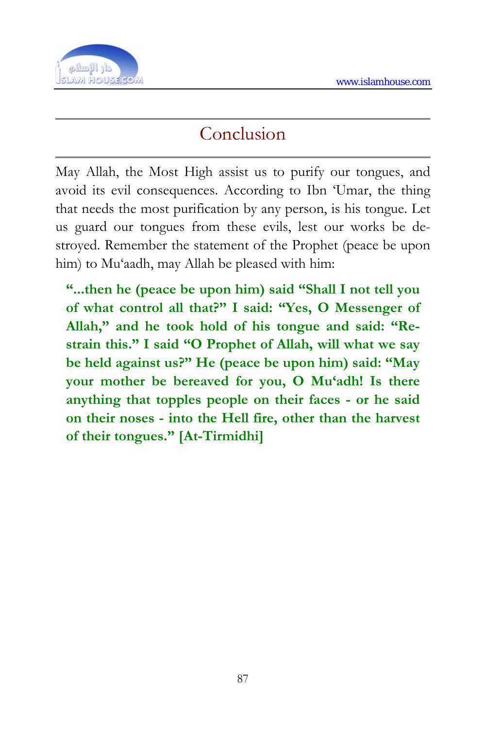# Conclusion

May Allah, the Most High assist us to purify our tongues, and avoid its evil consequences. According to Ibn 'Umar, the thing that needs the most purification by any person, is his tongue. Let us guard our tongues from these evils, lest our works be destroyed. Remember the statement of the Prophet (peace be upon him) to Mu'aadh, may Allah be pleased with him:

> **"...then he (peace be upon him) said "Shall I not tell you of what control all that?" I said: "Yes, O Messenger of Allah," and he took hold of his tongue and said: "Restrain this." I said "O Prophet of Allah, will what we say be held against us?" He (peace be upon him) said: "May your mother be bereaved for you, O Mu'adh! Is there anything that topples people on their faces - or he said on their noses - into the Hell fire, other than the harvest of their tongues." [At-Tirmidhi]**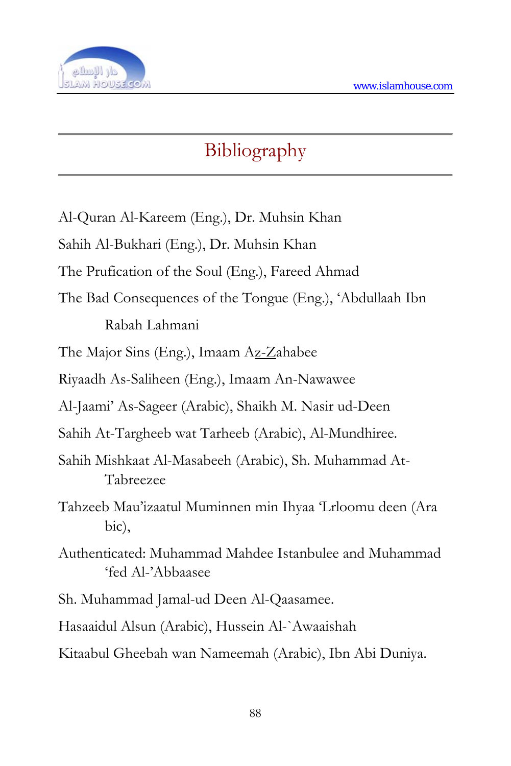# Bibliography

Al-Quran Al-Kareem (Eng.), Dr. Muhsin Khan

Sahih Al-Bukhari (Eng.), Dr. Muhsin Khan

The Prufication of the Soul (Eng.), Fareed Ahmad

The Bad Consequences of the Tongue (Eng.), 'Abdullaah Ibn Rabah Lahmani

The Major Sins (Eng.), Imaam Az-Zahabee

Riyaadh As-Saliheen (Eng.), Imaam An-Nawawee

Al-Jaami' As-Sageer (Arabic), Shaikh M. Nasir ud-Deen

Sahih At-Targheeb wat Tarheeb (Arabic), Al-Mundhiree.

Sahih Mishkaat Al-Masabeeh (Arabic), Sh. Muhammad At-Tabreezee

Tahzeeb Mau'izaatul Muminnen min Ihyaa 'Lrloomu deen (Arabic),

Authenticated: Muhammad Mahdee Istanbulee and Muhammad 'fed Al-'Abbaasee

Sh. Muhammad Jamal-ud Deen Al-Qaasamee.

Hasaaidul Alsun (Arabic), Hussein Al-`Awaaishah

Kitaabul Gheebah wan Nameemah (Arabic), Ibn Abi Duniya.